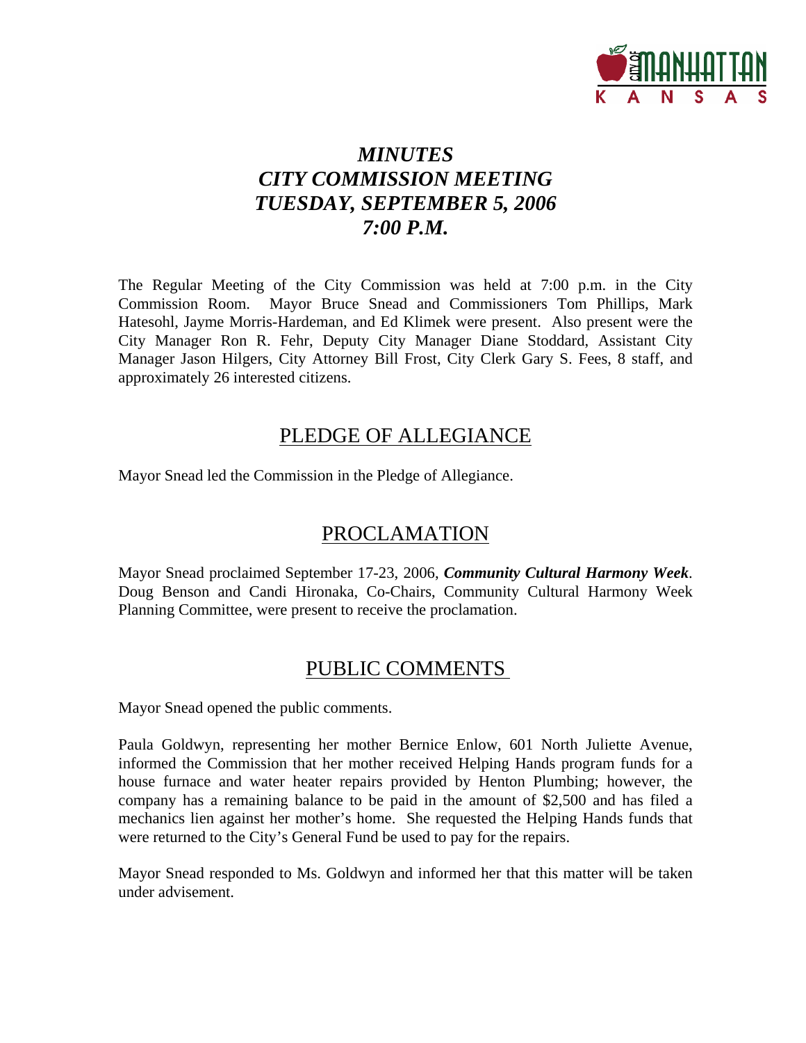# *MINUTES*
# *CITY COMMISSION MEETING*
# *TUESDAY, SEPTEMBER 5, 2006*
# *7:00 P.M.*

The Regular Meeting of the City Commission was held at 7:00 p.m. in the City Commission Room. Mayor Bruce Snead and Commissioners Tom Phillips, Mark Hatesohl, Jayme Morris-Hardeman, and Ed Klimek were present. Also present were the City Manager Ron R. Fehr, Deputy City Manager Diane Stoddard, Assistant City Manager Jason Hilgers, City Attorney Bill Frost, City Clerk Gary S. Fees, 8 staff, and approximately 26 interested citizens.

## PLEDGE OF ALLEGIANCE

Mayor Snead led the Commission in the Pledge of Allegiance.

## PROCLAMATION

Mayor Snead proclaimed September 17-23, 2006, ***Community Cultural Harmony Week***. Doug Benson and Candi Hironaka, Co-Chairs, Community Cultural Harmony Week Planning Committee, were present to receive the proclamation.

## PUBLIC COMMENTS

Mayor Snead opened the public comments.

Paula Goldwyn, representing her mother Bernice Enlow, 601 North Juliette Avenue, informed the Commission that her mother received Helping Hands program funds for a house furnace and water heater repairs provided by Henton Plumbing; however, the company has a remaining balance to be paid in the amount of $2,500 and has filed a mechanics lien against her mother's home. She requested the Helping Hands funds that were returned to the City's General Fund be used to pay for the repairs.

Mayor Snead responded to Ms. Goldwyn and informed her that this matter will be taken under advisement.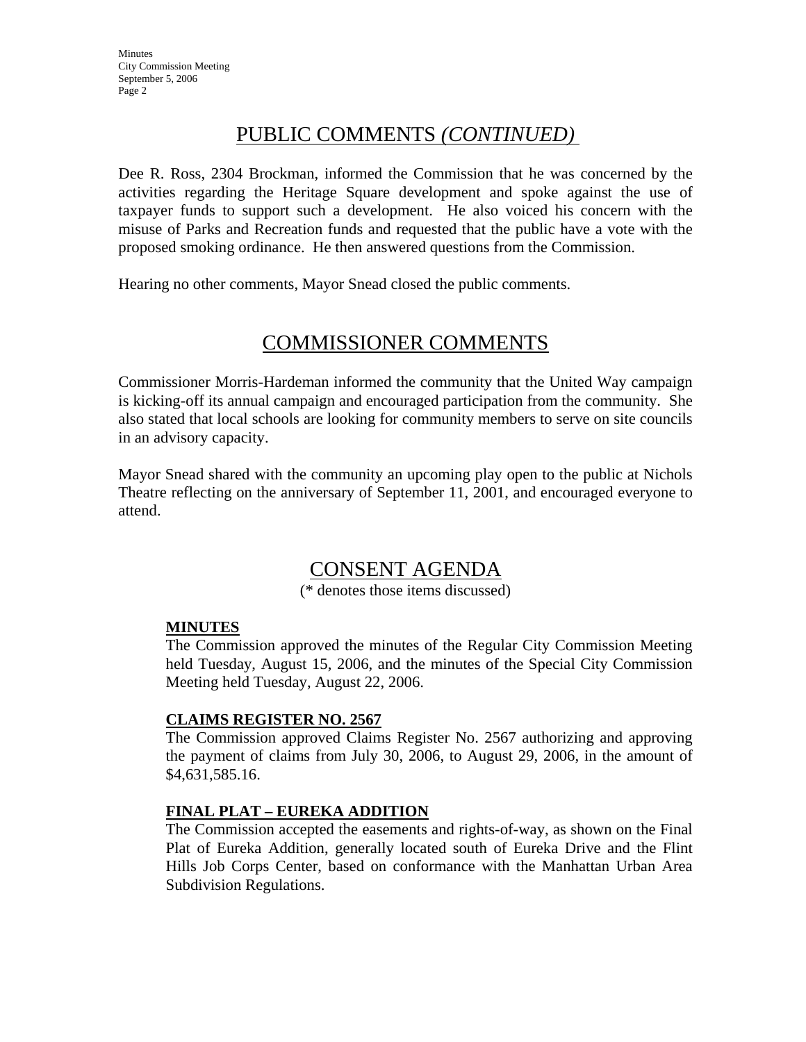## PUBLIC COMMENTS *(CONTINUED)*

Dee R. Ross, 2304 Brockman, informed the Commission that he was concerned by the activities regarding the Heritage Square development and spoke against the use of taxpayer funds to support such a development. He also voiced his concern with the misuse of Parks and Recreation funds and requested that the public have a vote with the proposed smoking ordinance. He then answered questions from the Commission.

Hearing no other comments, Mayor Snead closed the public comments.

## COMMISSIONER COMMENTS

Commissioner Morris-Hardeman informed the community that the United Way campaign is kicking-off its annual campaign and encouraged participation from the community. She also stated that local schools are looking for community members to serve on site councils in an advisory capacity.

Mayor Snead shared with the community an upcoming play open to the public at Nichols Theatre reflecting on the anniversary of September 11, 2001, and encouraged everyone to attend.

## CONSENT AGENDA

(* denotes those items discussed)

**MINUTES**

The Commission approved the minutes of the Regular City Commission Meeting held Tuesday, August 15, 2006, and the minutes of the Special City Commission Meeting held Tuesday, August 22, 2006.

**CLAIMS REGISTER NO. 2567**

The Commission approved Claims Register No. 2567 authorizing and approving the payment of claims from July 30, 2006, to August 29, 2006, in the amount of $4,631,585.16.

**FINAL PLAT – EUREKA ADDITION**

The Commission accepted the easements and rights-of-way, as shown on the Final Plat of Eureka Addition, generally located south of Eureka Drive and the Flint Hills Job Corps Center, based on conformance with the Manhattan Urban Area Subdivision Regulations.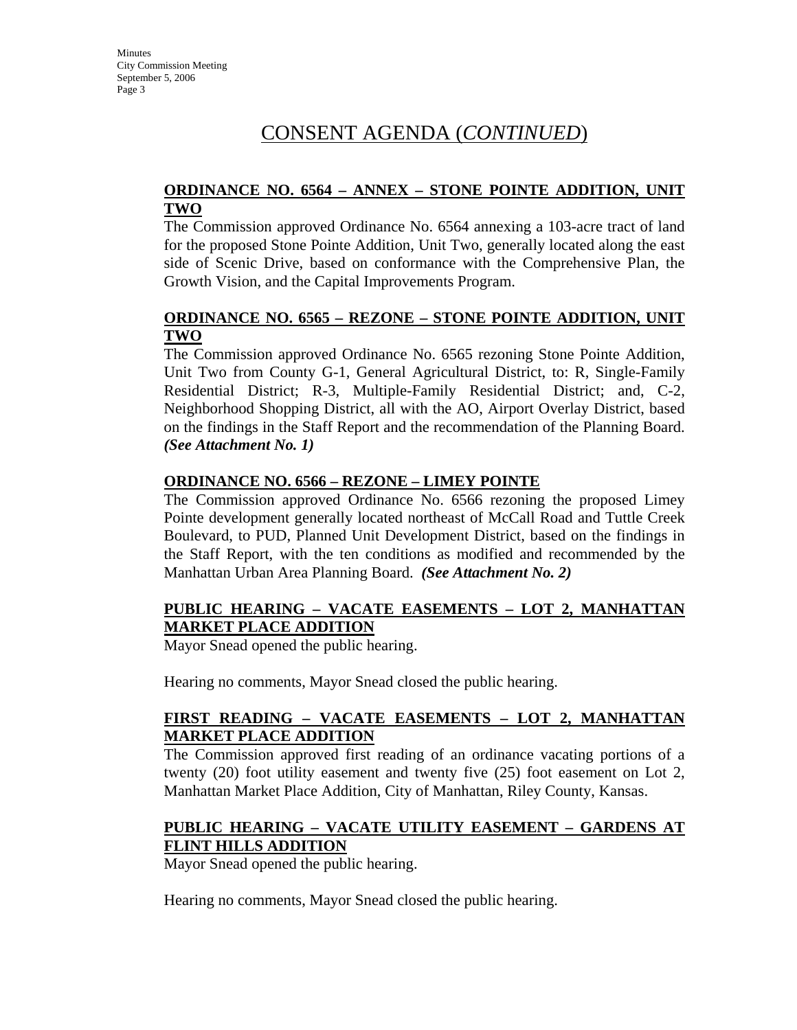# CONSENT AGENDA (*CONTINUED*)

**ORDINANCE NO. 6564 – ANNEX – STONE POINTE ADDITION, UNIT TWO**

The Commission approved Ordinance No. 6564 annexing a 103-acre tract of land for the proposed Stone Pointe Addition, Unit Two, generally located along the east side of Scenic Drive, based on conformance with the Comprehensive Plan, the Growth Vision, and the Capital Improvements Program.

**ORDINANCE NO. 6565 – REZONE – STONE POINTE ADDITION, UNIT TWO**

The Commission approved Ordinance No. 6565 rezoning Stone Pointe Addition, Unit Two from County G-1, General Agricultural District, to: R, Single-Family Residential District; R-3, Multiple-Family Residential District; and, C-2, Neighborhood Shopping District, all with the AO, Airport Overlay District, based on the findings in the Staff Report and the recommendation of the Planning Board. ***(See Attachment No. 1)***

**ORDINANCE NO. 6566 – REZONE – LIMEY POINTE**

The Commission approved Ordinance No. 6566 rezoning the proposed Limey Pointe development generally located northeast of McCall Road and Tuttle Creek Boulevard, to PUD, Planned Unit Development District, based on the findings in the Staff Report, with the ten conditions as modified and recommended by the Manhattan Urban Area Planning Board. ***(See Attachment No. 2)***

**PUBLIC HEARING – VACATE EASEMENTS – LOT 2, MANHATTAN MARKET PLACE ADDITION**

Mayor Snead opened the public hearing.

Hearing no comments, Mayor Snead closed the public hearing.

**FIRST READING – VACATE EASEMENTS – LOT 2, MANHATTAN MARKET PLACE ADDITION**

The Commission approved first reading of an ordinance vacating portions of a twenty (20) foot utility easement and twenty five (25) foot easement on Lot 2, Manhattan Market Place Addition, City of Manhattan, Riley County, Kansas.

**PUBLIC HEARING – VACATE UTILITY EASEMENT – GARDENS AT FLINT HILLS ADDITION**

Mayor Snead opened the public hearing.

Hearing no comments, Mayor Snead closed the public hearing.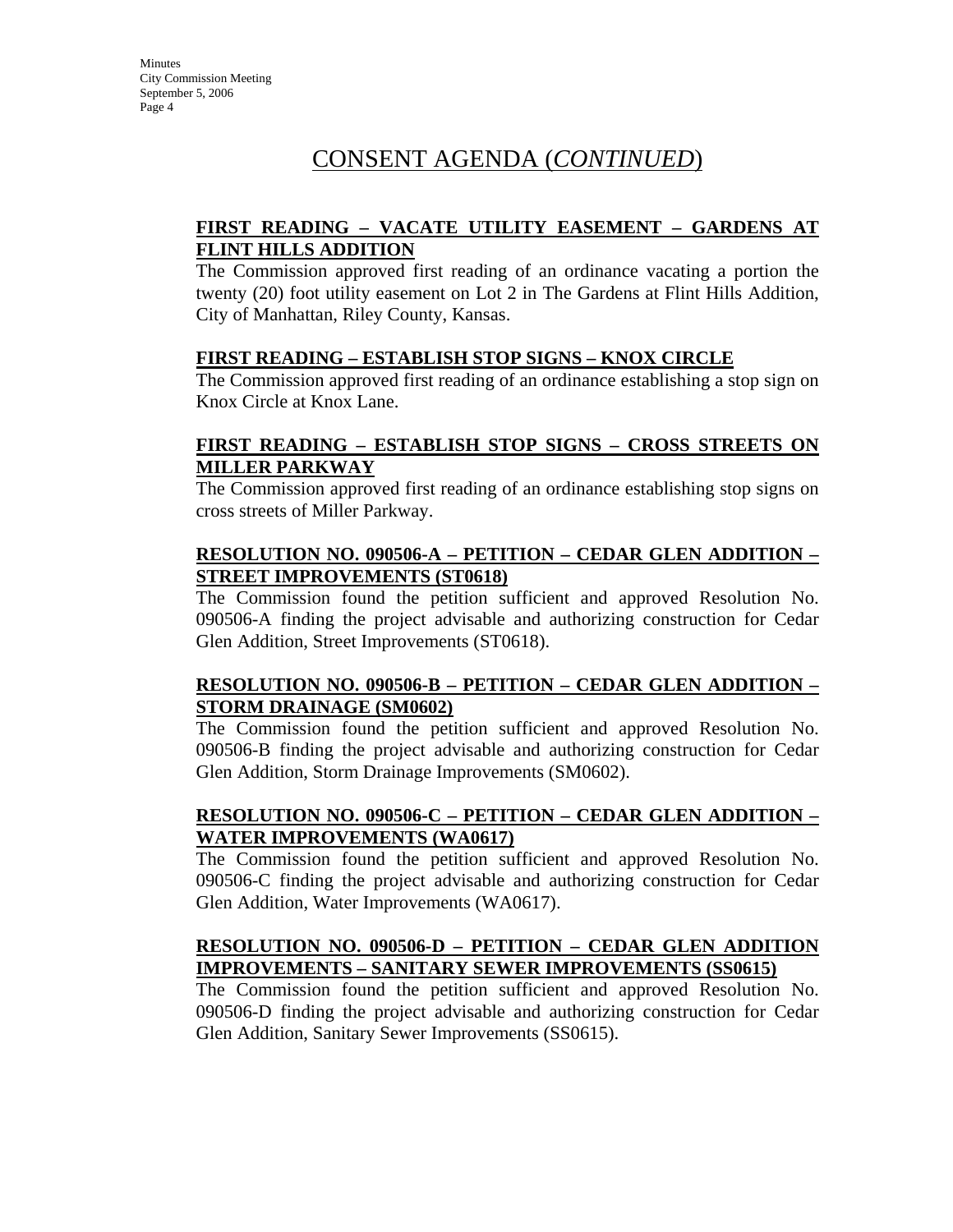# CONSENT AGENDA (*CONTINUED*)

**FIRST READING – VACATE UTILITY EASEMENT – GARDENS AT FLINT HILLS ADDITION**

The Commission approved first reading of an ordinance vacating a portion the twenty (20) foot utility easement on Lot 2 in The Gardens at Flint Hills Addition, City of Manhattan, Riley County, Kansas.

**FIRST READING – ESTABLISH STOP SIGNS – KNOX CIRCLE**

The Commission approved first reading of an ordinance establishing a stop sign on Knox Circle at Knox Lane.

**FIRST READING – ESTABLISH STOP SIGNS – CROSS STREETS ON MILLER PARKWAY**

The Commission approved first reading of an ordinance establishing stop signs on cross streets of Miller Parkway.

**RESOLUTION NO. 090506-A – PETITION – CEDAR GLEN ADDITION – STREET IMPROVEMENTS (ST0618)**

The Commission found the petition sufficient and approved Resolution No. 090506-A finding the project advisable and authorizing construction for Cedar Glen Addition, Street Improvements (ST0618).

**RESOLUTION NO. 090506-B – PETITION – CEDAR GLEN ADDITION – STORM DRAINAGE (SM0602)**

The Commission found the petition sufficient and approved Resolution No. 090506-B finding the project advisable and authorizing construction for Cedar Glen Addition, Storm Drainage Improvements (SM0602).

**RESOLUTION NO. 090506-C – PETITION – CEDAR GLEN ADDITION – WATER IMPROVEMENTS (WA0617)**

The Commission found the petition sufficient and approved Resolution No. 090506-C finding the project advisable and authorizing construction for Cedar Glen Addition, Water Improvements (WA0617).

**RESOLUTION NO. 090506-D – PETITION – CEDAR GLEN ADDITION IMPROVEMENTS – SANITARY SEWER IMPROVEMENTS (SS0615)**

The Commission found the petition sufficient and approved Resolution No. 090506-D finding the project advisable and authorizing construction for Cedar Glen Addition, Sanitary Sewer Improvements (SS0615).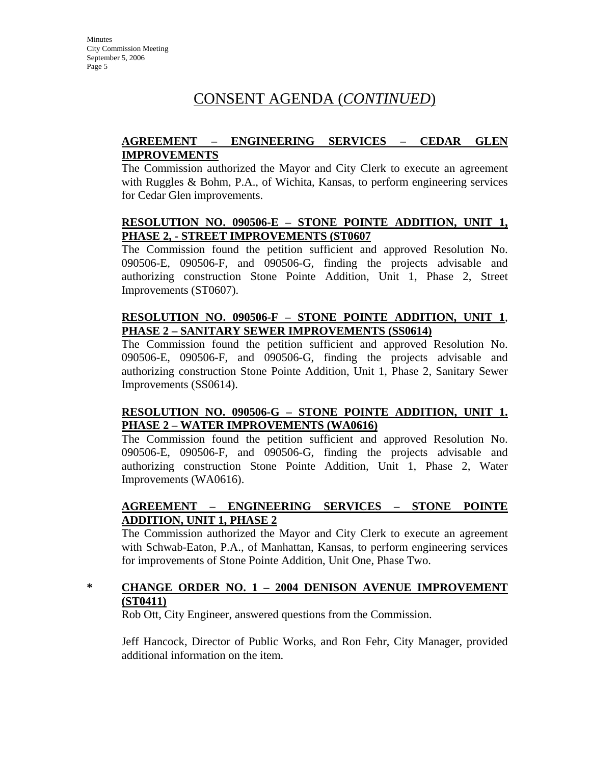# CONSENT AGENDA (*CONTINUED*)

**AGREEMENT – ENGINEERING SERVICES – CEDAR GLEN IMPROVEMENTS**

The Commission authorized the Mayor and City Clerk to execute an agreement with Ruggles & Bohm, P.A., of Wichita, Kansas, to perform engineering services for Cedar Glen improvements.

**RESOLUTION NO. 090506-E – STONE POINTE ADDITION, UNIT 1, PHASE 2, - STREET IMPROVEMENTS (ST0607**

The Commission found the petition sufficient and approved Resolution No. 090506-E, 090506-F, and 090506-G, finding the projects advisable and authorizing construction Stone Pointe Addition, Unit 1, Phase 2, Street Improvements (ST0607).

**RESOLUTION NO. 090506-F – STONE POINTE ADDITION, UNIT 1, PHASE 2 – SANITARY SEWER IMPROVEMENTS (SS0614)**

The Commission found the petition sufficient and approved Resolution No. 090506-E, 090506-F, and 090506-G, finding the projects advisable and authorizing construction Stone Pointe Addition, Unit 1, Phase 2, Sanitary Sewer Improvements (SS0614).

**RESOLUTION NO. 090506-G – STONE POINTE ADDITION, UNIT 1. PHASE 2 – WATER IMPROVEMENTS (WA0616)**

The Commission found the petition sufficient and approved Resolution No. 090506-E, 090506-F, and 090506-G, finding the projects advisable and authorizing construction Stone Pointe Addition, Unit 1, Phase 2, Water Improvements (WA0616).

**AGREEMENT – ENGINEERING SERVICES – STONE POINTE ADDITION, UNIT 1, PHASE 2**

The Commission authorized the Mayor and City Clerk to execute an agreement with Schwab-Eaton, P.A., of Manhattan, Kansas, to perform engineering services for improvements of Stone Pointe Addition, Unit One, Phase Two.

\* **CHANGE ORDER NO. 1 – 2004 DENISON AVENUE IMPROVEMENT (ST0411)**

Rob Ott, City Engineer, answered questions from the Commission.

Jeff Hancock, Director of Public Works, and Ron Fehr, City Manager, provided additional information on the item.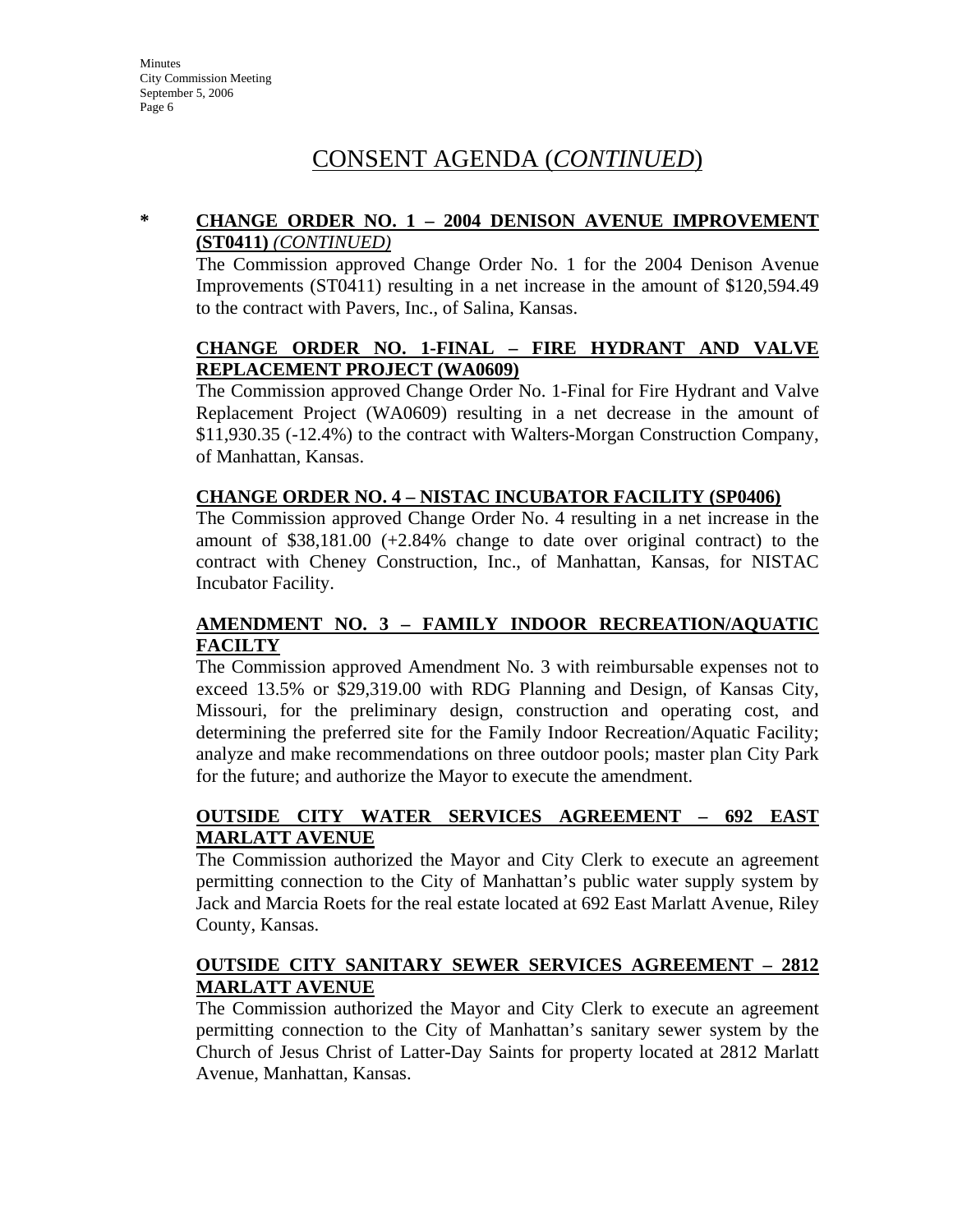# CONSENT AGENDA (*CONTINUED*)

\* **CHANGE ORDER NO. 1 – 2004 DENISON AVENUE IMPROVEMENT (ST0411)** *(CONTINUED)*

The Commission approved Change Order No. 1 for the 2004 Denison Avenue Improvements (ST0411) resulting in a net increase in the amount of $120,594.49 to the contract with Pavers, Inc., of Salina, Kansas.

**CHANGE ORDER NO. 1-FINAL – FIRE HYDRANT AND VALVE REPLACEMENT PROJECT (WA0609)**

The Commission approved Change Order No. 1-Final for Fire Hydrant and Valve Replacement Project (WA0609) resulting in a net decrease in the amount of $11,930.35 (-12.4%) to the contract with Walters-Morgan Construction Company, of Manhattan, Kansas.

**CHANGE ORDER NO. 4 – NISTAC INCUBATOR FACILITY (SP0406)**

The Commission approved Change Order No. 4 resulting in a net increase in the amount of $38,181.00 (+2.84% change to date over original contract) to the contract with Cheney Construction, Inc., of Manhattan, Kansas, for NISTAC Incubator Facility.

**AMENDMENT NO. 3 – FAMILY INDOOR RECREATION/AQUATIC FACILTY**

The Commission approved Amendment No. 3 with reimbursable expenses not to exceed 13.5% or $29,319.00 with RDG Planning and Design, of Kansas City, Missouri, for the preliminary design, construction and operating cost, and determining the preferred site for the Family Indoor Recreation/Aquatic Facility; analyze and make recommendations on three outdoor pools; master plan City Park for the future; and authorize the Mayor to execute the amendment.

**OUTSIDE CITY WATER SERVICES AGREEMENT – 692 EAST MARLATT AVENUE**

The Commission authorized the Mayor and City Clerk to execute an agreement permitting connection to the City of Manhattan's public water supply system by Jack and Marcia Roets for the real estate located at 692 East Marlatt Avenue, Riley County, Kansas.

**OUTSIDE CITY SANITARY SEWER SERVICES AGREEMENT – 2812 MARLATT AVENUE**

The Commission authorized the Mayor and City Clerk to execute an agreement permitting connection to the City of Manhattan's sanitary sewer system by the Church of Jesus Christ of Latter-Day Saints for property located at 2812 Marlatt Avenue, Manhattan, Kansas.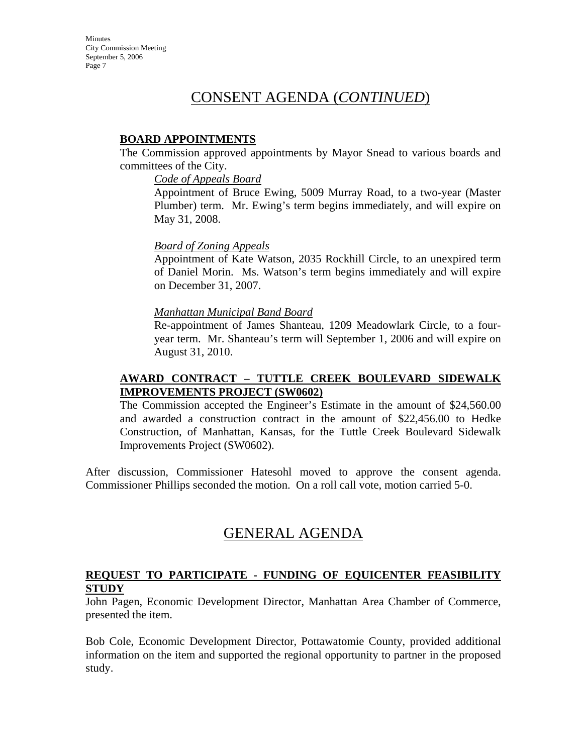## CONSENT AGENDA (*CONTINUED*)

**BOARD APPOINTMENTS**

The Commission approved appointments by Mayor Snead to various boards and committees of the City.

*Code of Appeals Board*

Appointment of Bruce Ewing, 5009 Murray Road, to a two-year (Master Plumber) term. Mr. Ewing's term begins immediately, and will expire on May 31, 2008.

*Board of Zoning Appeals*

Appointment of Kate Watson, 2035 Rockhill Circle, to an unexpired term of Daniel Morin. Ms. Watson's term begins immediately and will expire on December 31, 2007.

*Manhattan Municipal Band Board*

Re-appointment of James Shanteau, 1209 Meadowlark Circle, to a four-year term. Mr. Shanteau's term will September 1, 2006 and will expire on August 31, 2010.

**AWARD CONTRACT – TUTTLE CREEK BOULEVARD SIDEWALK IMPROVEMENTS PROJECT (SW0602)**

The Commission accepted the Engineer's Estimate in the amount of $24,560.00 and awarded a construction contract in the amount of $22,456.00 to Hedke Construction, of Manhattan, Kansas, for the Tuttle Creek Boulevard Sidewalk Improvements Project (SW0602).

After discussion, Commissioner Hatesohl moved to approve the consent agenda. Commissioner Phillips seconded the motion. On a roll call vote, motion carried 5-0.

## GENERAL AGENDA

**REQUEST TO PARTICIPATE - FUNDING OF EQUICENTER FEASIBILITY STUDY**

John Pagen, Economic Development Director, Manhattan Area Chamber of Commerce, presented the item.

Bob Cole, Economic Development Director, Pottawatomie County, provided additional information on the item and supported the regional opportunity to partner in the proposed study.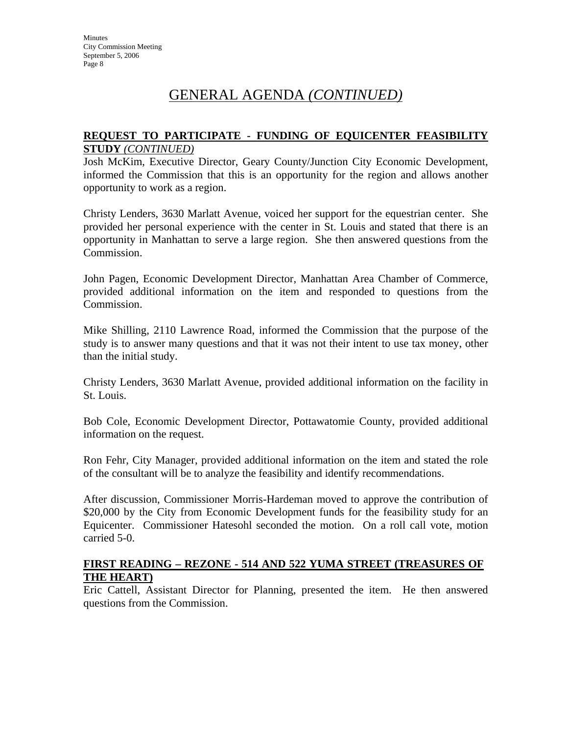# GENERAL AGENDA *(CONTINUED)*

**REQUEST TO PARTICIPATE - FUNDING OF EQUICENTER FEASIBILITY STUDY** *(CONTINUED)*

Josh McKim, Executive Director, Geary County/Junction City Economic Development, informed the Commission that this is an opportunity for the region and allows another opportunity to work as a region.

Christy Lenders, 3630 Marlatt Avenue, voiced her support for the equestrian center. She provided her personal experience with the center in St. Louis and stated that there is an opportunity in Manhattan to serve a large region. She then answered questions from the Commission.

John Pagen, Economic Development Director, Manhattan Area Chamber of Commerce, provided additional information on the item and responded to questions from the Commission.

Mike Shilling, 2110 Lawrence Road, informed the Commission that the purpose of the study is to answer many questions and that it was not their intent to use tax money, other than the initial study.

Christy Lenders, 3630 Marlatt Avenue, provided additional information on the facility in St. Louis.

Bob Cole, Economic Development Director, Pottawatomie County, provided additional information on the request.

Ron Fehr, City Manager, provided additional information on the item and stated the role of the consultant will be to analyze the feasibility and identify recommendations.

After discussion, Commissioner Morris-Hardeman moved to approve the contribution of $20,000 by the City from Economic Development funds for the feasibility study for an Equicenter. Commissioner Hatesohl seconded the motion. On a roll call vote, motion carried 5-0.

**FIRST READING – REZONE - 514 AND 522 YUMA STREET (TREASURES OF THE HEART)**

Eric Cattell, Assistant Director for Planning, presented the item. He then answered questions from the Commission.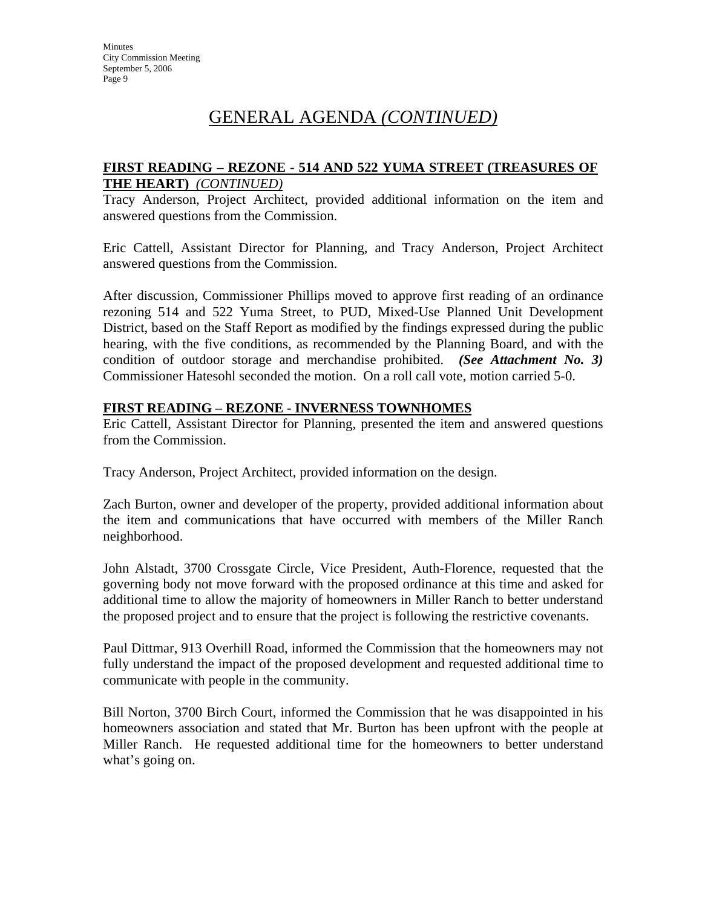# GENERAL AGENDA *(CONTINUED)*

**FIRST READING – REZONE - 514 AND 522 YUMA STREET (TREASURES OF THE HEART)** *(CONTINUED)*

Tracy Anderson, Project Architect, provided additional information on the item and answered questions from the Commission.

Eric Cattell, Assistant Director for Planning, and Tracy Anderson, Project Architect answered questions from the Commission.

After discussion, Commissioner Phillips moved to approve first reading of an ordinance rezoning 514 and 522 Yuma Street, to PUD, Mixed-Use Planned Unit Development District, based on the Staff Report as modified by the findings expressed during the public hearing, with the five conditions, as recommended by the Planning Board, and with the condition of outdoor storage and merchandise prohibited. ***(See Attachment No. 3)*** Commissioner Hatesohl seconded the motion. On a roll call vote, motion carried 5-0.

**FIRST READING – REZONE - INVERNESS TOWNHOMES**

Eric Cattell, Assistant Director for Planning, presented the item and answered questions from the Commission.

Tracy Anderson, Project Architect, provided information on the design.

Zach Burton, owner and developer of the property, provided additional information about the item and communications that have occurred with members of the Miller Ranch neighborhood.

John Alstadt, 3700 Crossgate Circle, Vice President, Auth-Florence, requested that the governing body not move forward with the proposed ordinance at this time and asked for additional time to allow the majority of homeowners in Miller Ranch to better understand the proposed project and to ensure that the project is following the restrictive covenants.

Paul Dittmar, 913 Overhill Road, informed the Commission that the homeowners may not fully understand the impact of the proposed development and requested additional time to communicate with people in the community.

Bill Norton, 3700 Birch Court, informed the Commission that he was disappointed in his homeowners association and stated that Mr. Burton has been upfront with the people at Miller Ranch. He requested additional time for the homeowners to better understand what's going on.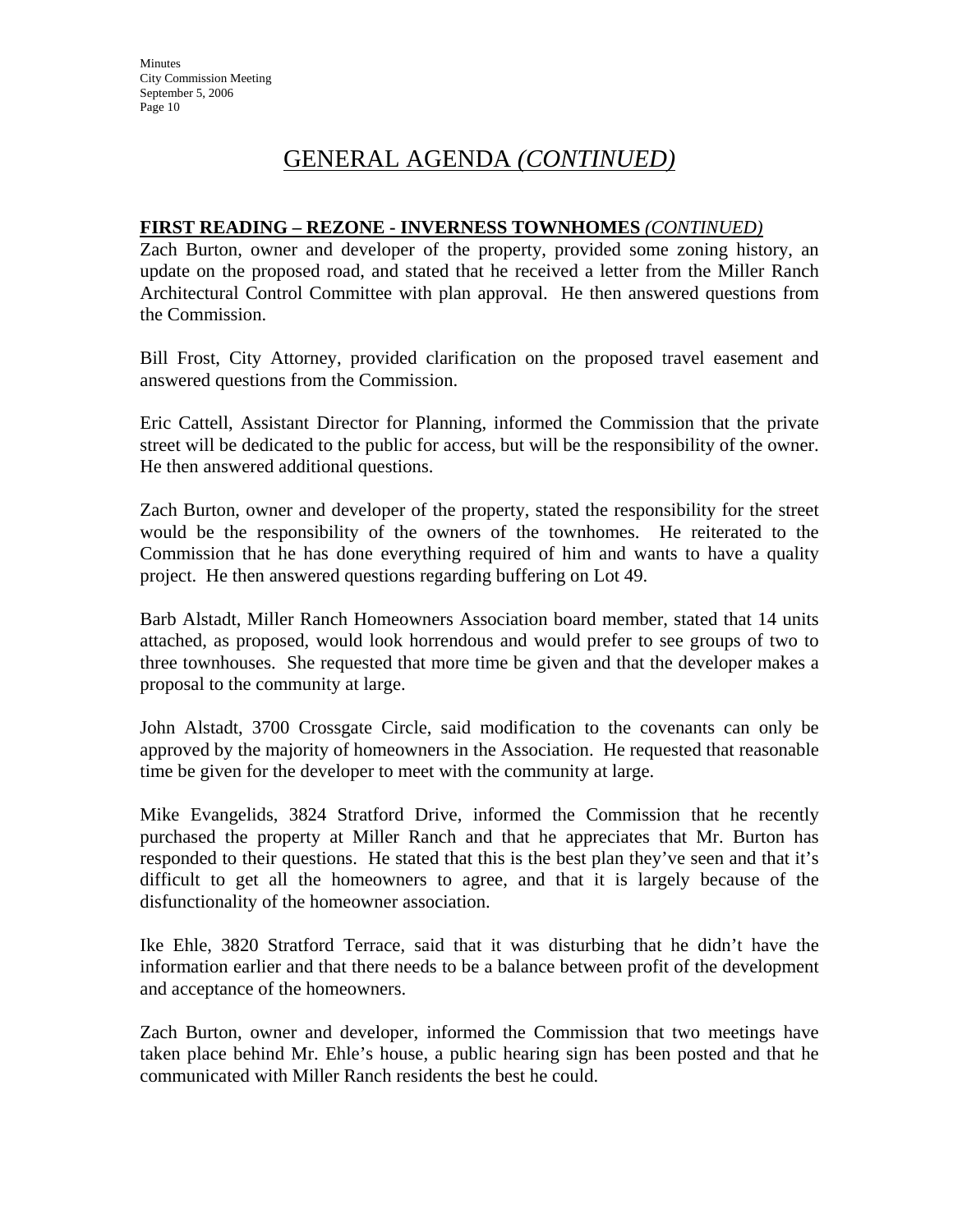# GENERAL AGENDA *(CONTINUED)*

**FIRST READING – REZONE - INVERNESS TOWNHOMES** ***(CONTINUED)***

Zach Burton, owner and developer of the property, provided some zoning history, an update on the proposed road, and stated that he received a letter from the Miller Ranch Architectural Control Committee with plan approval. He then answered questions from the Commission.

Bill Frost, City Attorney, provided clarification on the proposed travel easement and answered questions from the Commission.

Eric Cattell, Assistant Director for Planning, informed the Commission that the private street will be dedicated to the public for access, but will be the responsibility of the owner. He then answered additional questions.

Zach Burton, owner and developer of the property, stated the responsibility for the street would be the responsibility of the owners of the townhomes. He reiterated to the Commission that he has done everything required of him and wants to have a quality project. He then answered questions regarding buffering on Lot 49.

Barb Alstadt, Miller Ranch Homeowners Association board member, stated that 14 units attached, as proposed, would look horrendous and would prefer to see groups of two to three townhouses. She requested that more time be given and that the developer makes a proposal to the community at large.

John Alstadt, 3700 Crossgate Circle, said modification to the covenants can only be approved by the majority of homeowners in the Association. He requested that reasonable time be given for the developer to meet with the community at large.

Mike Evangelids, 3824 Stratford Drive, informed the Commission that he recently purchased the property at Miller Ranch and that he appreciates that Mr. Burton has responded to their questions. He stated that this is the best plan they've seen and that it's difficult to get all the homeowners to agree, and that it is largely because of the disfunctionality of the homeowner association.

Ike Ehle, 3820 Stratford Terrace, said that it was disturbing that he didn't have the information earlier and that there needs to be a balance between profit of the development and acceptance of the homeowners.

Zach Burton, owner and developer, informed the Commission that two meetings have taken place behind Mr. Ehle's house, a public hearing sign has been posted and that he communicated with Miller Ranch residents the best he could.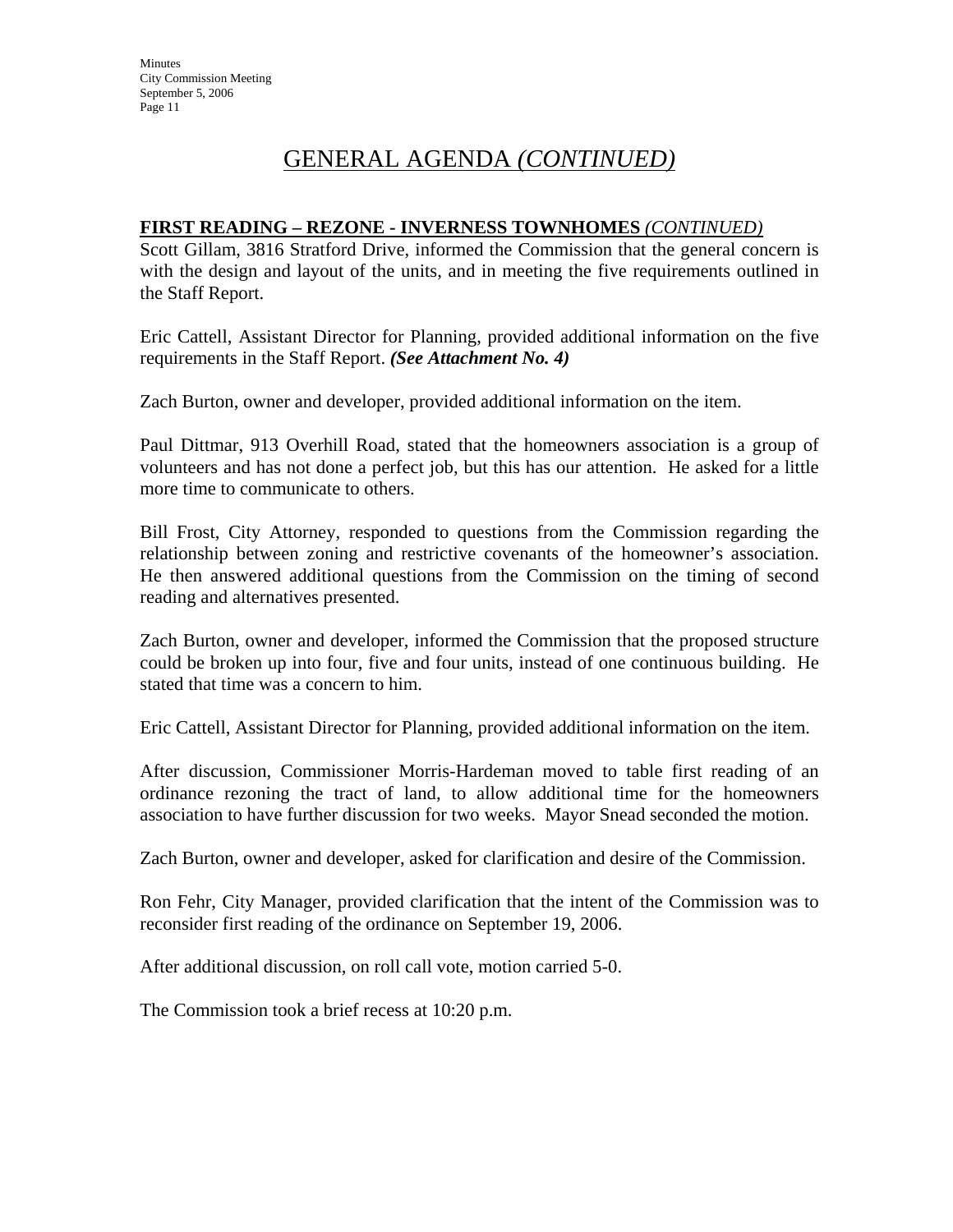# GENERAL AGENDA *(CONTINUED)*

**FIRST READING – REZONE - INVERNESS TOWNHOMES** *(CONTINUED)*

Scott Gillam, 3816 Stratford Drive, informed the Commission that the general concern is with the design and layout of the units, and in meeting the five requirements outlined in the Staff Report.

Eric Cattell, Assistant Director for Planning, provided additional information on the five requirements in the Staff Report. ***(See Attachment No. 4)***

Zach Burton, owner and developer, provided additional information on the item.

Paul Dittmar, 913 Overhill Road, stated that the homeowners association is a group of volunteers and has not done a perfect job, but this has our attention. He asked for a little more time to communicate to others.

Bill Frost, City Attorney, responded to questions from the Commission regarding the relationship between zoning and restrictive covenants of the homeowner's association. He then answered additional questions from the Commission on the timing of second reading and alternatives presented.

Zach Burton, owner and developer, informed the Commission that the proposed structure could be broken up into four, five and four units, instead of one continuous building. He stated that time was a concern to him.

Eric Cattell, Assistant Director for Planning, provided additional information on the item.

After discussion, Commissioner Morris-Hardeman moved to table first reading of an ordinance rezoning the tract of land, to allow additional time for the homeowners association to have further discussion for two weeks. Mayor Snead seconded the motion.

Zach Burton, owner and developer, asked for clarification and desire of the Commission.

Ron Fehr, City Manager, provided clarification that the intent of the Commission was to reconsider first reading of the ordinance on September 19, 2006.

After additional discussion, on roll call vote, motion carried 5-0.

The Commission took a brief recess at 10:20 p.m.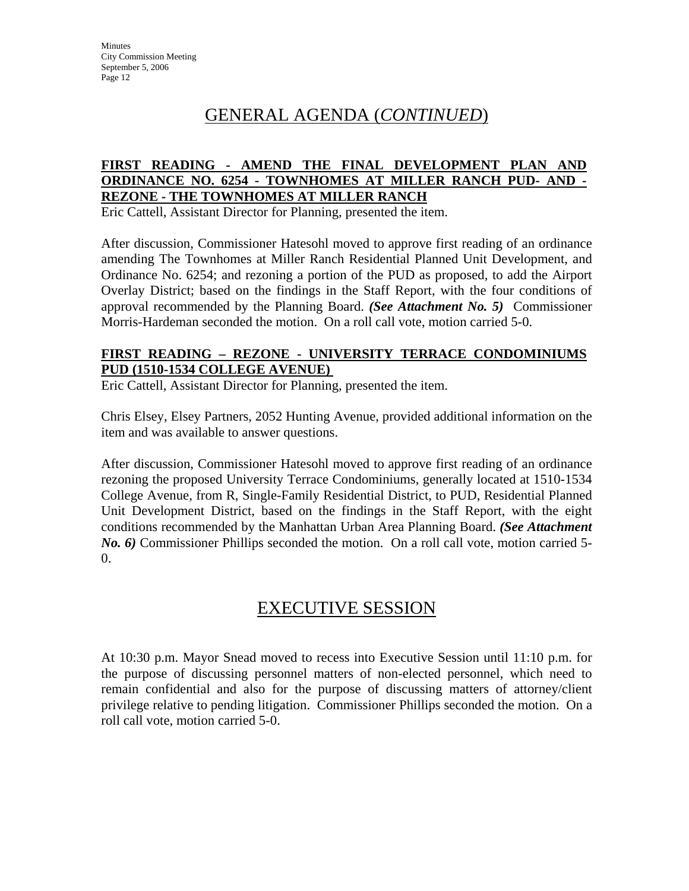# GENERAL AGENDA (*CONTINUED*)

**FIRST READING - AMEND THE FINAL DEVELOPMENT PLAN AND ORDINANCE NO. 6254 - TOWNHOMES AT MILLER RANCH PUD- AND - REZONE - THE TOWNHOMES AT MILLER RANCH**

Eric Cattell, Assistant Director for Planning, presented the item.

After discussion, Commissioner Hatesohl moved to approve first reading of an ordinance amending The Townhomes at Miller Ranch Residential Planned Unit Development, and Ordinance No. 6254; and rezoning a portion of the PUD as proposed, to add the Airport Overlay District; based on the findings in the Staff Report, with the four conditions of approval recommended by the Planning Board. ***(See Attachment No. 5)*** Commissioner Morris-Hardeman seconded the motion. On a roll call vote, motion carried 5-0.

**FIRST READING – REZONE - UNIVERSITY TERRACE CONDOMINIUMS PUD (1510-1534 COLLEGE AVENUE)**

Eric Cattell, Assistant Director for Planning, presented the item.

Chris Elsey, Elsey Partners, 2052 Hunting Avenue, provided additional information on the item and was available to answer questions.

After discussion, Commissioner Hatesohl moved to approve first reading of an ordinance rezoning the proposed University Terrace Condominiums, generally located at 1510-1534 College Avenue, from R, Single-Family Residential District, to PUD, Residential Planned Unit Development District, based on the findings in the Staff Report, with the eight conditions recommended by the Manhattan Urban Area Planning Board. ***(See Attachment No. 6)*** Commissioner Phillips seconded the motion. On a roll call vote, motion carried 5-0.

# EXECUTIVE SESSION

At 10:30 p.m. Mayor Snead moved to recess into Executive Session until 11:10 p.m. for the purpose of discussing personnel matters of non-elected personnel, which need to remain confidential and also for the purpose of discussing matters of attorney/client privilege relative to pending litigation. Commissioner Phillips seconded the motion. On a roll call vote, motion carried 5-0.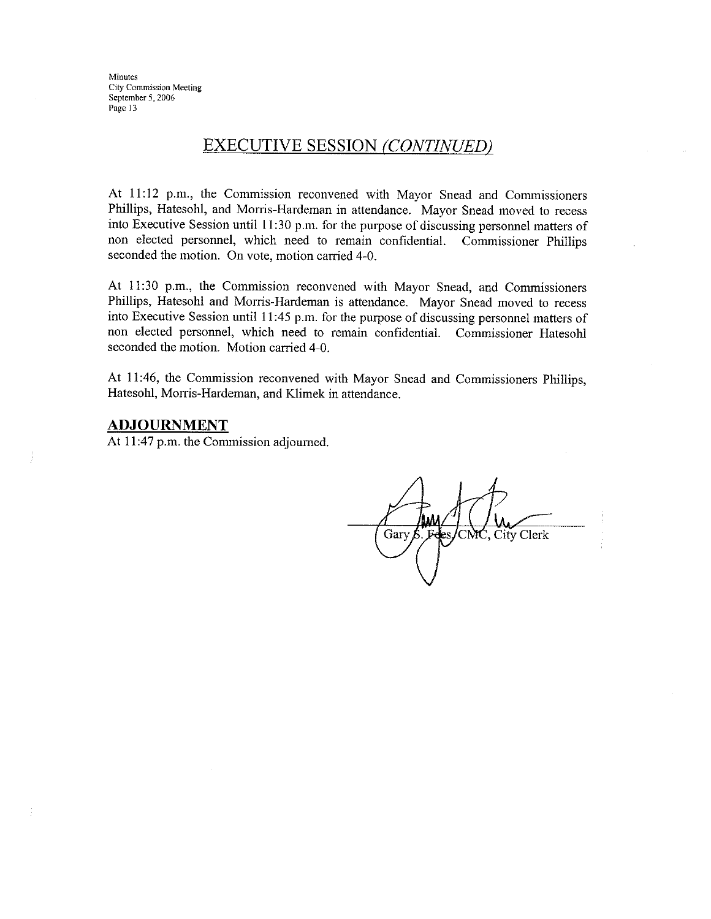## EXECUTIVE SESSION *(CONTINUED)*

At 11:12 p.m., the Commission reconvened with Mayor Snead and Commissioners Phillips, Hatesohl, and Morris-Hardeman in attendance. Mayor Snead moved to recess into Executive Session until 11:30 p.m. for the purpose of discussing personnel matters of non elected personnel, which need to remain confidential. Commissioner Phillips seconded the motion. On vote, motion carried 4-0.

At 11:30 p.m., the Commission reconvened with Mayor Snead, and Commissioners Phillips, Hatesohl and Morris-Hardeman is attendance. Mayor Snead moved to recess into Executive Session until 11:45 p.m. for the purpose of discussing personnel matters of non elected personnel, which need to remain confidential. Commissioner Hatesohl seconded the motion. Motion carried 4-0.

At 11:46, the Commission reconvened with Mayor Snead and Commissioners Phillips, Hatesohl, Morris-Hardeman, and Klimek in attendance.

## ADJOURNMENT

At 11:47 p.m. the Commission adjourned.

Gary S. Fees, CMC, City Clerk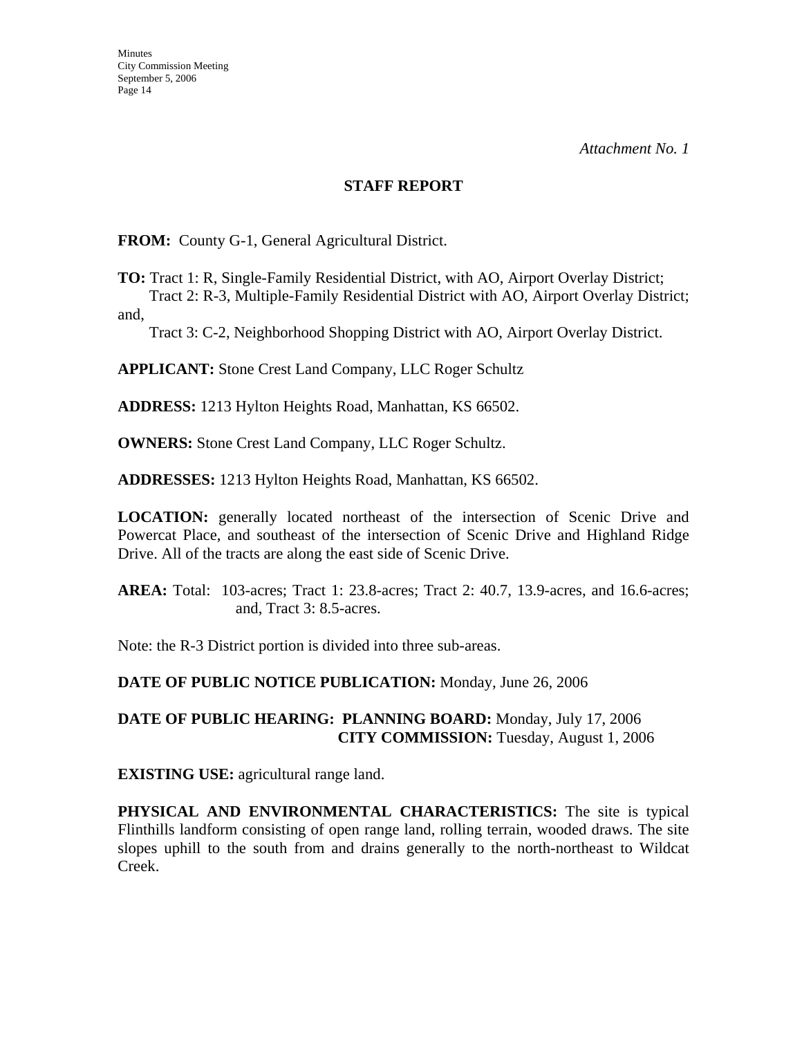*Attachment No. 1*

## STAFF REPORT

**FROM:** County G-1, General Agricultural District.

**TO:** Tract 1: R, Single-Family Residential District, with AO, Airport Overlay District;
Tract 2: R-3, Multiple-Family Residential District with AO, Airport Overlay District; and,
Tract 3: C-2, Neighborhood Shopping District with AO, Airport Overlay District.

**APPLICANT:** Stone Crest Land Company, LLC Roger Schultz

**ADDRESS:** 1213 Hylton Heights Road, Manhattan, KS 66502.

**OWNERS:** Stone Crest Land Company, LLC Roger Schultz.

**ADDRESSES:** 1213 Hylton Heights Road, Manhattan, KS 66502.

**LOCATION:** generally located northeast of the intersection of Scenic Drive and Powercat Place, and southeast of the intersection of Scenic Drive and Highland Ridge Drive. All of the tracts are along the east side of Scenic Drive.

**AREA:** Total: 103-acres; Tract 1: 23.8-acres; Tract 2: 40.7, 13.9-acres, and 16.6-acres; and, Tract 3: 8.5-acres.

Note: the R-3 District portion is divided into three sub-areas.

**DATE OF PUBLIC NOTICE PUBLICATION:** Monday, June 26, 2006

**DATE OF PUBLIC HEARING: PLANNING BOARD:** Monday, July 17, 2006
**CITY COMMISSION:** Tuesday, August 1, 2006

**EXISTING USE:** agricultural range land.

**PHYSICAL AND ENVIRONMENTAL CHARACTERISTICS:** The site is typical Flinthills landform consisting of open range land, rolling terrain, wooded draws. The site slopes uphill to the south from and drains generally to the north-northeast to Wildcat Creek.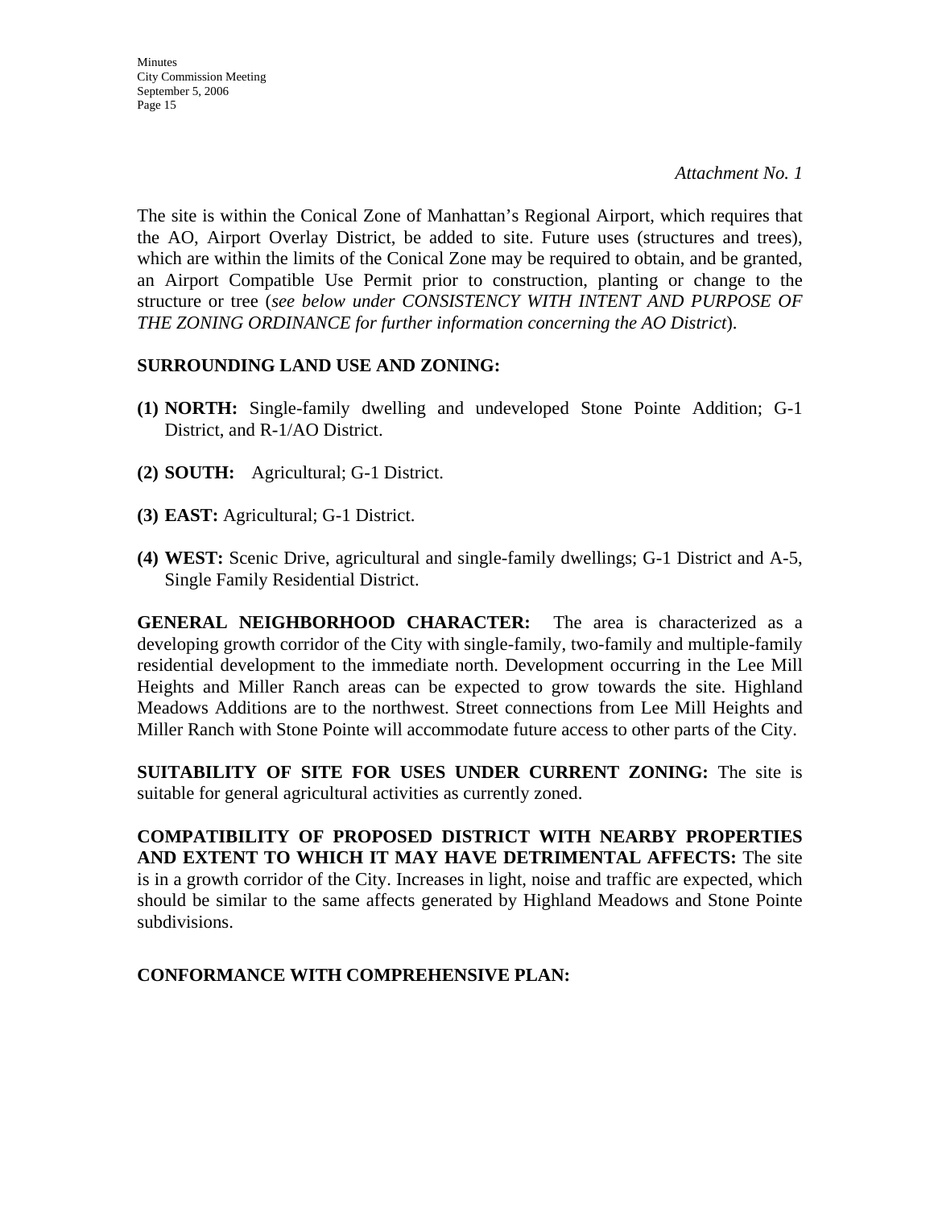*Attachment No. 1*

The site is within the Conical Zone of Manhattan's Regional Airport, which requires that the AO, Airport Overlay District, be added to site. Future uses (structures and trees), which are within the limits of the Conical Zone may be required to obtain, and be granted, an Airport Compatible Use Permit prior to construction, planting or change to the structure or tree (*see below under CONSISTENCY WITH INTENT AND PURPOSE OF THE ZONING ORDINANCE for further information concerning the AO District*).

**SURROUNDING LAND USE AND ZONING:**

**(1) NORTH:** Single-family dwelling and undeveloped Stone Pointe Addition; G-1 District, and R-1/AO District.

**(2) SOUTH:** Agricultural; G-1 District.

**(3) EAST:** Agricultural; G-1 District.

**(4) WEST:** Scenic Drive, agricultural and single-family dwellings; G-1 District and A-5, Single Family Residential District.

**GENERAL NEIGHBORHOOD CHARACTER:** The area is characterized as a developing growth corridor of the City with single-family, two-family and multiple-family residential development to the immediate north. Development occurring in the Lee Mill Heights and Miller Ranch areas can be expected to grow towards the site. Highland Meadows Additions are to the northwest. Street connections from Lee Mill Heights and Miller Ranch with Stone Pointe will accommodate future access to other parts of the City.

**SUITABILITY OF SITE FOR USES UNDER CURRENT ZONING:** The site is suitable for general agricultural activities as currently zoned.

**COMPATIBILITY OF PROPOSED DISTRICT WITH NEARBY PROPERTIES AND EXTENT TO WHICH IT MAY HAVE DETRIMENTAL AFFECTS:** The site is in a growth corridor of the City. Increases in light, noise and traffic are expected, which should be similar to the same affects generated by Highland Meadows and Stone Pointe subdivisions.

**CONFORMANCE WITH COMPREHENSIVE PLAN:**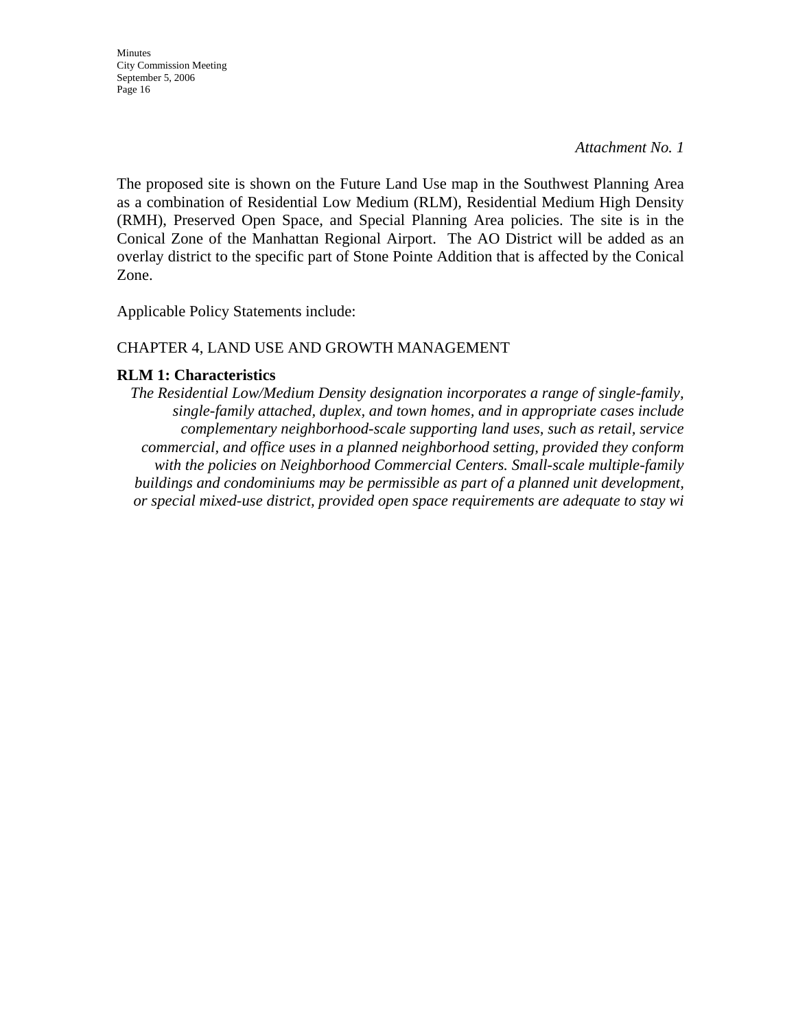*Attachment No. 1*

The proposed site is shown on the Future Land Use map in the Southwest Planning Area as a combination of Residential Low Medium (RLM), Residential Medium High Density (RMH), Preserved Open Space, and Special Planning Area policies. The site is in the Conical Zone of the Manhattan Regional Airport. The AO District will be added as an overlay district to the specific part of Stone Pointe Addition that is affected by the Conical Zone.

Applicable Policy Statements include:

CHAPTER 4, LAND USE AND GROWTH MANAGEMENT

**RLM 1: Characteristics**

*The Residential Low/Medium Density designation incorporates a range of single-family, single-family attached, duplex, and town homes, and in appropriate cases include complementary neighborhood-scale supporting land uses, such as retail, service commercial, and office uses in a planned neighborhood setting, provided they conform with the policies on Neighborhood Commercial Centers. Small-scale multiple-family buildings and condominiums may be permissible as part of a planned unit development, or special mixed-use district, provided open space requirements are adequate to stay wi*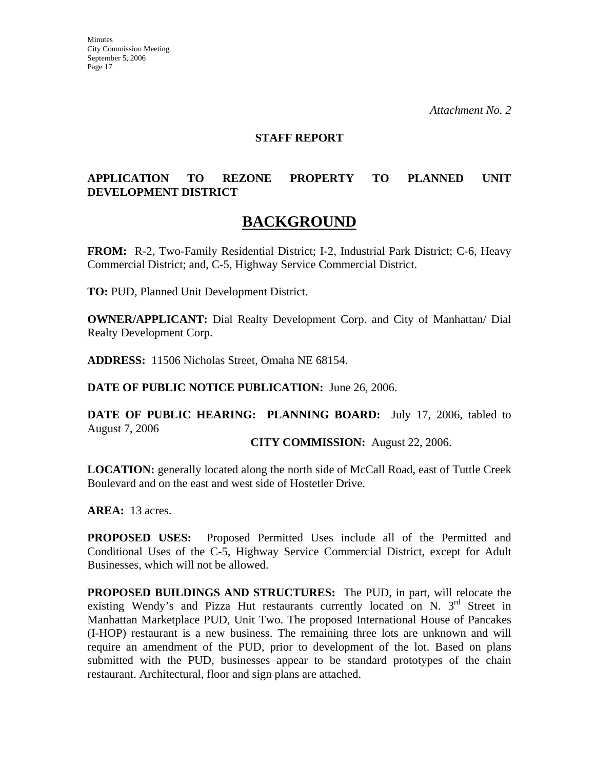*Attachment No. 2*

**STAFF REPORT**

**APPLICATION TO REZONE PROPERTY TO PLANNED UNIT DEVELOPMENT DISTRICT**

# BACKGROUND

**FROM:** R-2, Two-Family Residential District; I-2, Industrial Park District; C-6, Heavy Commercial District; and, C-5, Highway Service Commercial District.

**TO:** PUD, Planned Unit Development District.

**OWNER/APPLICANT:** Dial Realty Development Corp. and City of Manhattan/ Dial Realty Development Corp.

**ADDRESS:** 11506 Nicholas Street, Omaha NE 68154.

**DATE OF PUBLIC NOTICE PUBLICATION:** June 26, 2006.

**DATE OF PUBLIC HEARING: PLANNING BOARD:** July 17, 2006, tabled to August 7, 2006

**CITY COMMISSION:** August 22, 2006.

**LOCATION:** generally located along the north side of McCall Road, east of Tuttle Creek Boulevard and on the east and west side of Hostetler Drive.

**AREA:** 13 acres.

**PROPOSED USES:** Proposed Permitted Uses include all of the Permitted and Conditional Uses of the C-5, Highway Service Commercial District, except for Adult Businesses, which will not be allowed.

**PROPOSED BUILDINGS AND STRUCTURES:** The PUD, in part, will relocate the existing Wendy's and Pizza Hut restaurants currently located on N. 3rd Street in Manhattan Marketplace PUD, Unit Two. The proposed International House of Pancakes (I-HOP) restaurant is a new business. The remaining three lots are unknown and will require an amendment of the PUD, prior to development of the lot. Based on plans submitted with the PUD, businesses appear to be standard prototypes of the chain restaurant. Architectural, floor and sign plans are attached.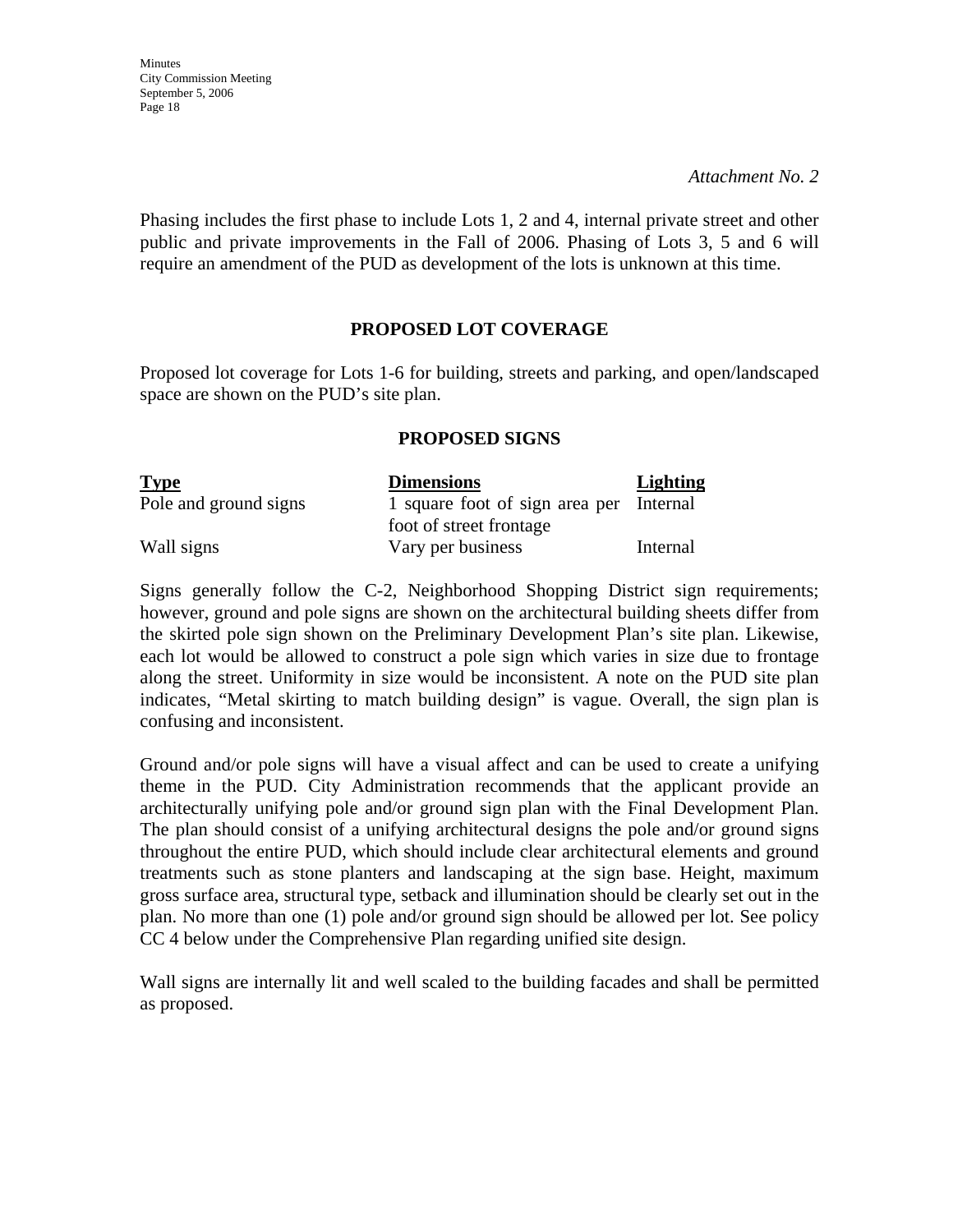*Attachment No. 2*

Phasing includes the first phase to include Lots 1, 2 and 4, internal private street and other public and private improvements in the Fall of 2006. Phasing of Lots 3, 5 and 6 will require an amendment of the PUD as development of the lots is unknown at this time.

## PROPOSED LOT COVERAGE

Proposed lot coverage for Lots 1-6 for building, streets and parking, and open/landscaped space are shown on the PUD's site plan.

## PROPOSED SIGNS

| Type | Dimensions | Lighting |
| --- | --- | --- |
| Pole and ground signs | 1 square foot of sign area per foot of street frontage | Internal |
| Wall signs | Vary per business | Internal |

Signs generally follow the C-2, Neighborhood Shopping District sign requirements; however, ground and pole signs are shown on the architectural building sheets differ from the skirted pole sign shown on the Preliminary Development Plan's site plan. Likewise, each lot would be allowed to construct a pole sign which varies in size due to frontage along the street. Uniformity in size would be inconsistent. A note on the PUD site plan indicates, "Metal skirting to match building design" is vague. Overall, the sign plan is confusing and inconsistent.

Ground and/or pole signs will have a visual affect and can be used to create a unifying theme in the PUD. City Administration recommends that the applicant provide an architecturally unifying pole and/or ground sign plan with the Final Development Plan. The plan should consist of a unifying architectural designs the pole and/or ground signs throughout the entire PUD, which should include clear architectural elements and ground treatments such as stone planters and landscaping at the sign base. Height, maximum gross surface area, structural type, setback and illumination should be clearly set out in the plan. No more than one (1) pole and/or ground sign should be allowed per lot. See policy CC 4 below under the Comprehensive Plan regarding unified site design.

Wall signs are internally lit and well scaled to the building facades and shall be permitted as proposed.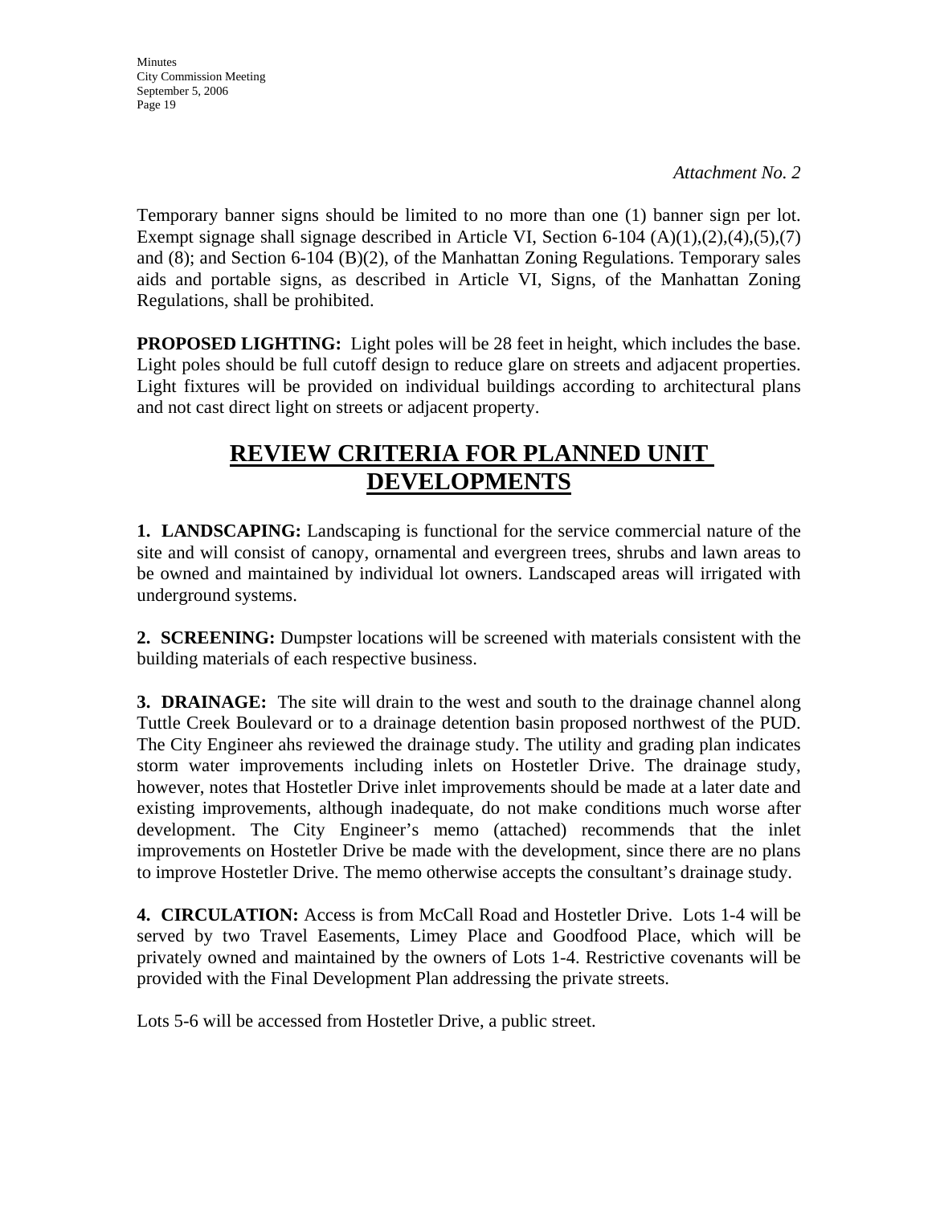*Attachment No. 2*

Temporary banner signs should be limited to no more than one (1) banner sign per lot. Exempt signage shall signage described in Article VI, Section 6-104 (A)(1),(2),(4),(5),(7) and (8); and Section 6-104 (B)(2), of the Manhattan Zoning Regulations. Temporary sales aids and portable signs, as described in Article VI, Signs, of the Manhattan Zoning Regulations, shall be prohibited.

**PROPOSED LIGHTING:** Light poles will be 28 feet in height, which includes the base. Light poles should be full cutoff design to reduce glare on streets and adjacent properties. Light fixtures will be provided on individual buildings according to architectural plans and not cast direct light on streets or adjacent property.

# REVIEW CRITERIA FOR PLANNED UNIT DEVELOPMENTS

**1. LANDSCAPING:** Landscaping is functional for the service commercial nature of the site and will consist of canopy, ornamental and evergreen trees, shrubs and lawn areas to be owned and maintained by individual lot owners. Landscaped areas will irrigated with underground systems.

**2. SCREENING:** Dumpster locations will be screened with materials consistent with the building materials of each respective business.

**3. DRAINAGE:** The site will drain to the west and south to the drainage channel along Tuttle Creek Boulevard or to a drainage detention basin proposed northwest of the PUD. The City Engineer ahs reviewed the drainage study. The utility and grading plan indicates storm water improvements including inlets on Hostetler Drive. The drainage study, however, notes that Hostetler Drive inlet improvements should be made at a later date and existing improvements, although inadequate, do not make conditions much worse after development. The City Engineer's memo (attached) recommends that the inlet improvements on Hostetler Drive be made with the development, since there are no plans to improve Hostetler Drive. The memo otherwise accepts the consultant's drainage study.

**4. CIRCULATION:** Access is from McCall Road and Hostetler Drive. Lots 1-4 will be served by two Travel Easements, Limey Place and Goodfood Place, which will be privately owned and maintained by the owners of Lots 1-4. Restrictive covenants will be provided with the Final Development Plan addressing the private streets.

Lots 5-6 will be accessed from Hostetler Drive, a public street.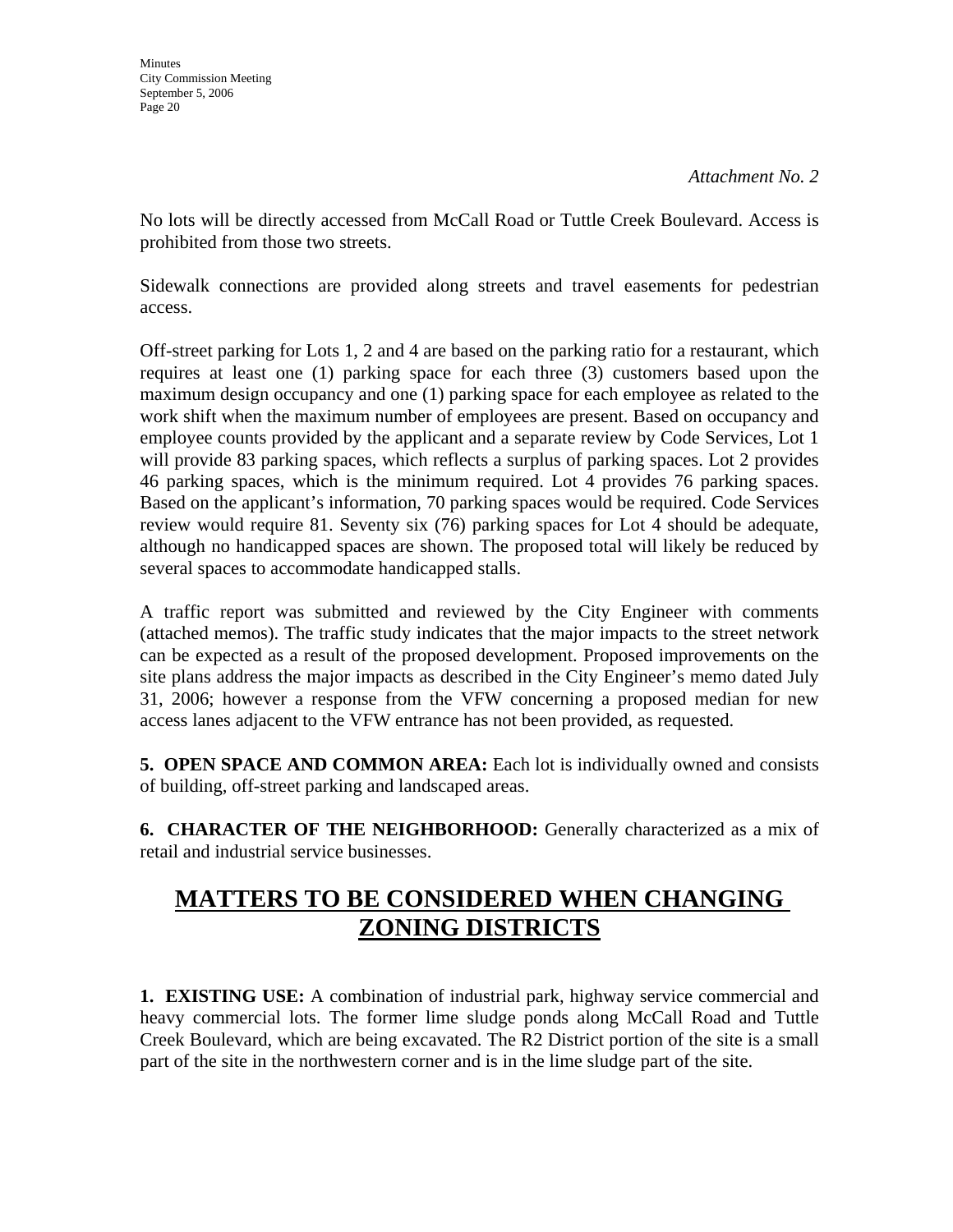*Attachment No. 2*

No lots will be directly accessed from McCall Road or Tuttle Creek Boulevard. Access is prohibited from those two streets.

Sidewalk connections are provided along streets and travel easements for pedestrian access.

Off-street parking for Lots 1, 2 and 4 are based on the parking ratio for a restaurant, which requires at least one (1) parking space for each three (3) customers based upon the maximum design occupancy and one (1) parking space for each employee as related to the work shift when the maximum number of employees are present. Based on occupancy and employee counts provided by the applicant and a separate review by Code Services, Lot 1 will provide 83 parking spaces, which reflects a surplus of parking spaces. Lot 2 provides 46 parking spaces, which is the minimum required. Lot 4 provides 76 parking spaces. Based on the applicant's information, 70 parking spaces would be required. Code Services review would require 81. Seventy six (76) parking spaces for Lot 4 should be adequate, although no handicapped spaces are shown. The proposed total will likely be reduced by several spaces to accommodate handicapped stalls.

A traffic report was submitted and reviewed by the City Engineer with comments (attached memos). The traffic study indicates that the major impacts to the street network can be expected as a result of the proposed development. Proposed improvements on the site plans address the major impacts as described in the City Engineer's memo dated July 31, 2006; however a response from the VFW concerning a proposed median for new access lanes adjacent to the VFW entrance has not been provided, as requested.

**5. OPEN SPACE AND COMMON AREA:** Each lot is individually owned and consists of building, off-street parking and landscaped areas.

**6. CHARACTER OF THE NEIGHBORHOOD:** Generally characterized as a mix of retail and industrial service businesses.

## MATTERS TO BE CONSIDERED WHEN CHANGING ZONING DISTRICTS

**1. EXISTING USE:** A combination of industrial park, highway service commercial and heavy commercial lots. The former lime sludge ponds along McCall Road and Tuttle Creek Boulevard, which are being excavated. The R2 District portion of the site is a small part of the site in the northwestern corner and is in the lime sludge part of the site.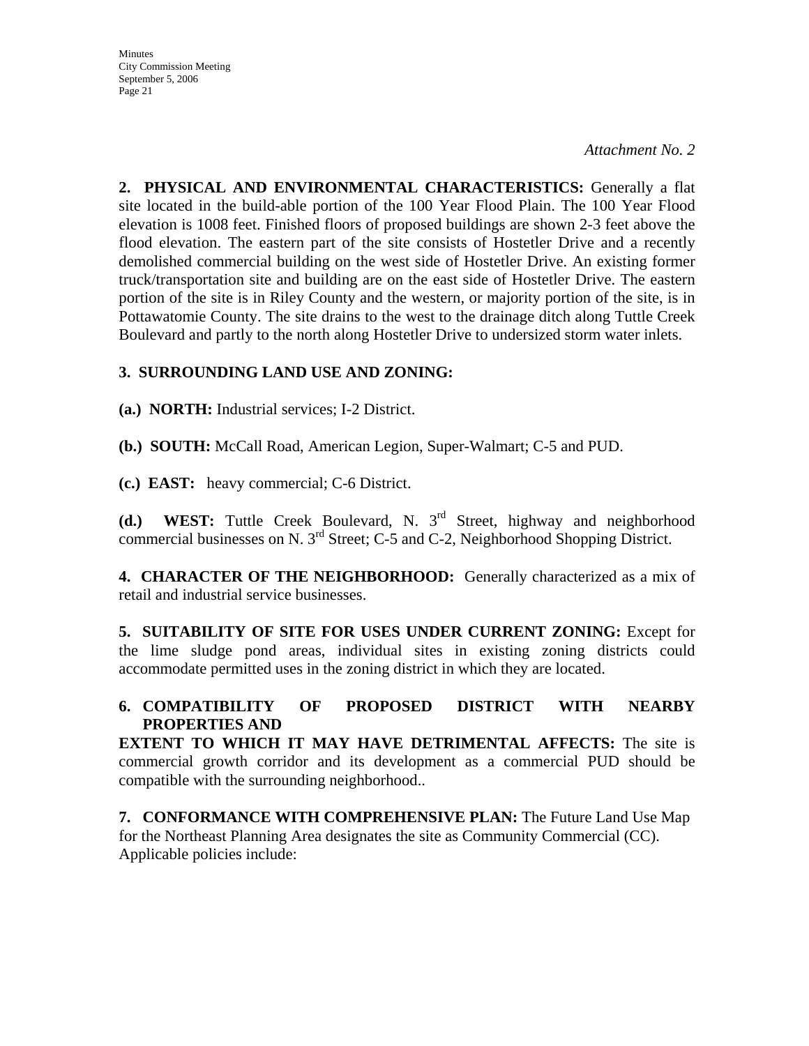*Attachment No. 2*

**2. PHYSICAL AND ENVIRONMENTAL CHARACTERISTICS:** Generally a flat site located in the build-able portion of the 100 Year Flood Plain. The 100 Year Flood elevation is 1008 feet. Finished floors of proposed buildings are shown 2-3 feet above the flood elevation. The eastern part of the site consists of Hostetler Drive and a recently demolished commercial building on the west side of Hostetler Drive. An existing former truck/transportation site and building are on the east side of Hostetler Drive. The eastern portion of the site is in Riley County and the western, or majority portion of the site, is in Pottawatomie County. The site drains to the west to the drainage ditch along Tuttle Creek Boulevard and partly to the north along Hostetler Drive to undersized storm water inlets.

**3. SURROUNDING LAND USE AND ZONING:**

**(a.) NORTH:** Industrial services; I-2 District.

**(b.) SOUTH:** McCall Road, American Legion, Super-Walmart; C-5 and PUD.

**(c.) EAST:** heavy commercial; C-6 District.

**(d.) WEST:** Tuttle Creek Boulevard, N. 3rd Street, highway and neighborhood commercial businesses on N. 3rd Street; C-5 and C-2, Neighborhood Shopping District.

**4. CHARACTER OF THE NEIGHBORHOOD:** Generally characterized as a mix of retail and industrial service businesses.

**5. SUITABILITY OF SITE FOR USES UNDER CURRENT ZONING:** Except for the lime sludge pond areas, individual sites in existing zoning districts could accommodate permitted uses in the zoning district in which they are located.

**6. COMPATIBILITY OF PROPOSED DISTRICT WITH NEARBY PROPERTIES AND EXTENT TO WHICH IT MAY HAVE DETRIMENTAL AFFECTS:** The site is commercial growth corridor and its development as a commercial PUD should be compatible with the surrounding neighborhood..

**7. CONFORMANCE WITH COMPREHENSIVE PLAN:** The Future Land Use Map for the Northeast Planning Area designates the site as Community Commercial (CC). Applicable policies include: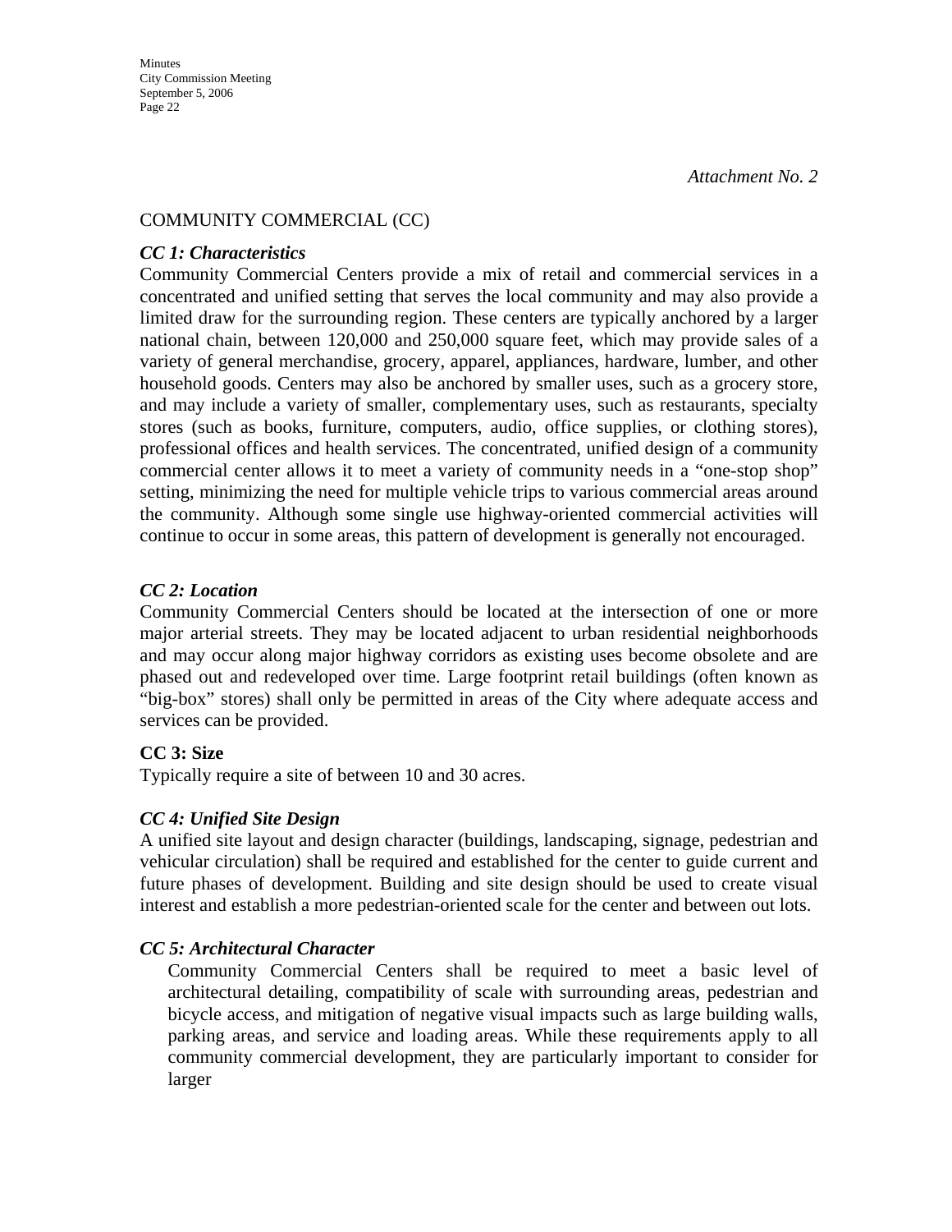*Attachment No. 2*

## COMMUNITY COMMERCIAL (CC)

***CC 1: Characteristics***

Community Commercial Centers provide a mix of retail and commercial services in a concentrated and unified setting that serves the local community and may also provide a limited draw for the surrounding region. These centers are typically anchored by a larger national chain, between 120,000 and 250,000 square feet, which may provide sales of a variety of general merchandise, grocery, apparel, appliances, hardware, lumber, and other household goods. Centers may also be anchored by smaller uses, such as a grocery store, and may include a variety of smaller, complementary uses, such as restaurants, specialty stores (such as books, furniture, computers, audio, office supplies, or clothing stores), professional offices and health services. The concentrated, unified design of a community commercial center allows it to meet a variety of community needs in a "one-stop shop" setting, minimizing the need for multiple vehicle trips to various commercial areas around the community. Although some single use highway-oriented commercial activities will continue to occur in some areas, this pattern of development is generally not encouraged.

***CC 2: Location***

Community Commercial Centers should be located at the intersection of one or more major arterial streets. They may be located adjacent to urban residential neighborhoods and may occur along major highway corridors as existing uses become obsolete and are phased out and redeveloped over time. Large footprint retail buildings (often known as "big-box" stores) shall only be permitted in areas of the City where adequate access and services can be provided.

**CC 3: Size**

Typically require a site of between 10 and 30 acres.

***CC 4: Unified Site Design***

A unified site layout and design character (buildings, landscaping, signage, pedestrian and vehicular circulation) shall be required and established for the center to guide current and future phases of development. Building and site design should be used to create visual interest and establish a more pedestrian-oriented scale for the center and between out lots.

***CC 5: Architectural Character***

Community Commercial Centers shall be required to meet a basic level of architectural detailing, compatibility of scale with surrounding areas, pedestrian and bicycle access, and mitigation of negative visual impacts such as large building walls, parking areas, and service and loading areas. While these requirements apply to all community commercial development, they are particularly important to consider for larger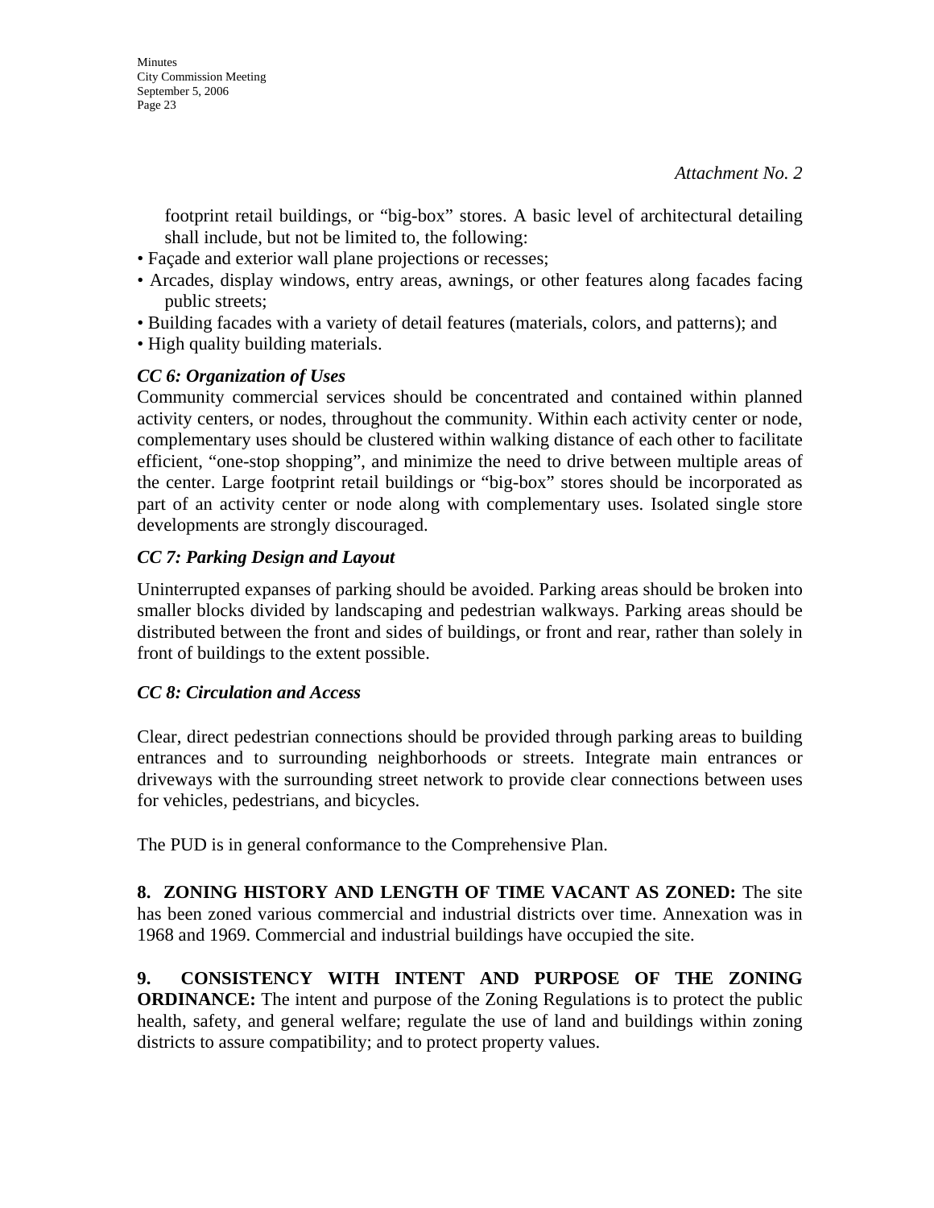*Attachment No. 2*

footprint retail buildings, or "big-box" stores. A basic level of architectural detailing shall include, but not be limited to, the following:

- Façade and exterior wall plane projections or recesses;
- Arcades, display windows, entry areas, awnings, or other features along facades facing public streets;
- Building facades with a variety of detail features (materials, colors, and patterns); and
- High quality building materials.

***CC 6: Organization of Uses***

Community commercial services should be concentrated and contained within planned activity centers, or nodes, throughout the community. Within each activity center or node, complementary uses should be clustered within walking distance of each other to facilitate efficient, "one-stop shopping", and minimize the need to drive between multiple areas of the center. Large footprint retail buildings or "big-box" stores should be incorporated as part of an activity center or node along with complementary uses. Isolated single store developments are strongly discouraged.

***CC 7: Parking Design and Layout***

Uninterrupted expanses of parking should be avoided. Parking areas should be broken into smaller blocks divided by landscaping and pedestrian walkways. Parking areas should be distributed between the front and sides of buildings, or front and rear, rather than solely in front of buildings to the extent possible.

***CC 8: Circulation and Access***

Clear, direct pedestrian connections should be provided through parking areas to building entrances and to surrounding neighborhoods or streets. Integrate main entrances or driveways with the surrounding street network to provide clear connections between uses for vehicles, pedestrians, and bicycles.

The PUD is in general conformance to the Comprehensive Plan.

**8. ZONING HISTORY AND LENGTH OF TIME VACANT AS ZONED:** The site has been zoned various commercial and industrial districts over time. Annexation was in 1968 and 1969. Commercial and industrial buildings have occupied the site.

**9. CONSISTENCY WITH INTENT AND PURPOSE OF THE ZONING ORDINANCE:** The intent and purpose of the Zoning Regulations is to protect the public health, safety, and general welfare; regulate the use of land and buildings within zoning districts to assure compatibility; and to protect property values.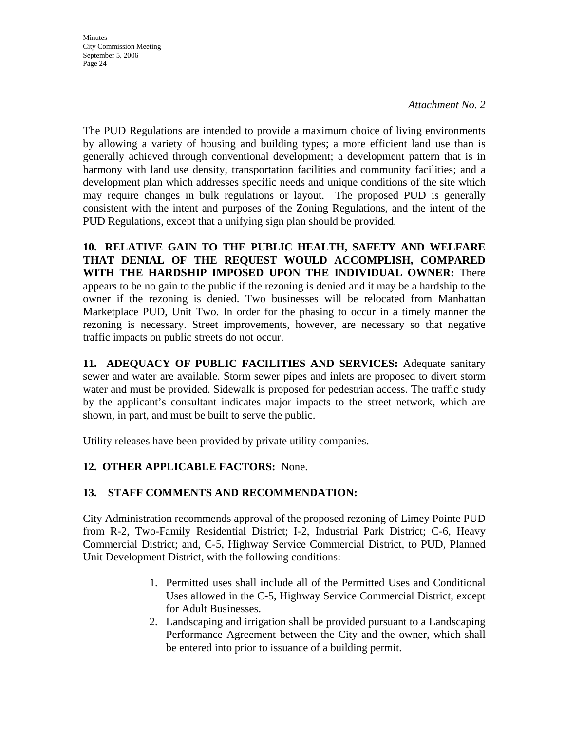*Attachment No. 2*

The PUD Regulations are intended to provide a maximum choice of living environments by allowing a variety of housing and building types; a more efficient land use than is generally achieved through conventional development; a development pattern that is in harmony with land use density, transportation facilities and community facilities; and a development plan which addresses specific needs and unique conditions of the site which may require changes in bulk regulations or layout. The proposed PUD is generally consistent with the intent and purposes of the Zoning Regulations, and the intent of the PUD Regulations, except that a unifying sign plan should be provided.

**10. RELATIVE GAIN TO THE PUBLIC HEALTH, SAFETY AND WELFARE THAT DENIAL OF THE REQUEST WOULD ACCOMPLISH, COMPARED WITH THE HARDSHIP IMPOSED UPON THE INDIVIDUAL OWNER:** There appears to be no gain to the public if the rezoning is denied and it may be a hardship to the owner if the rezoning is denied. Two businesses will be relocated from Manhattan Marketplace PUD, Unit Two. In order for the phasing to occur in a timely manner the rezoning is necessary. Street improvements, however, are necessary so that negative traffic impacts on public streets do not occur.

**11. ADEQUACY OF PUBLIC FACILITIES AND SERVICES:** Adequate sanitary sewer and water are available. Storm sewer pipes and inlets are proposed to divert storm water and must be provided. Sidewalk is proposed for pedestrian access. The traffic study by the applicant's consultant indicates major impacts to the street network, which are shown, in part, and must be built to serve the public.

Utility releases have been provided by private utility companies.

**12. OTHER APPLICABLE FACTORS:** None.

**13. STAFF COMMENTS AND RECOMMENDATION:**

City Administration recommends approval of the proposed rezoning of Limey Pointe PUD from R-2, Two-Family Residential District; I-2, Industrial Park District; C-6, Heavy Commercial District; and, C-5, Highway Service Commercial District, to PUD, Planned Unit Development District, with the following conditions:

1. Permitted uses shall include all of the Permitted Uses and Conditional Uses allowed in the C-5, Highway Service Commercial District, except for Adult Businesses.
2. Landscaping and irrigation shall be provided pursuant to a Landscaping Performance Agreement between the City and the owner, which shall be entered into prior to issuance of a building permit.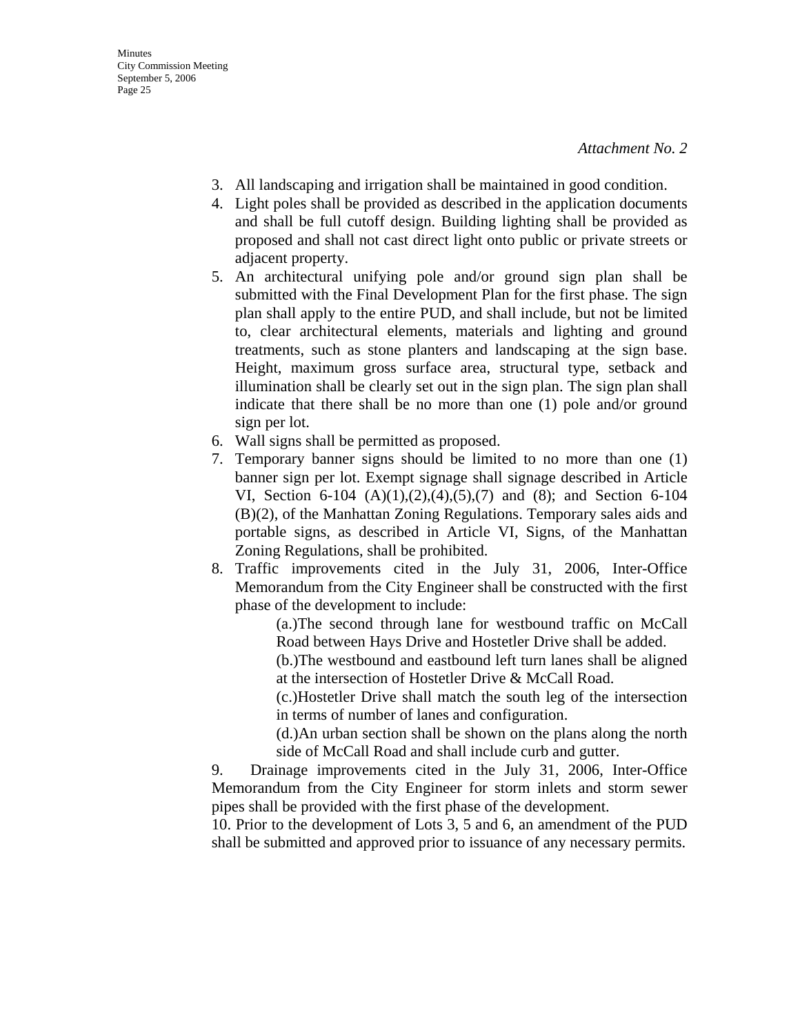*Attachment No. 2*

3. All landscaping and irrigation shall be maintained in good condition.
4. Light poles shall be provided as described in the application documents and shall be full cutoff design. Building lighting shall be provided as proposed and shall not cast direct light onto public or private streets or adjacent property.
5. An architectural unifying pole and/or ground sign plan shall be submitted with the Final Development Plan for the first phase. The sign plan shall apply to the entire PUD, and shall include, but not be limited to, clear architectural elements, materials and lighting and ground treatments, such as stone planters and landscaping at the sign base. Height, maximum gross surface area, structural type, setback and illumination shall be clearly set out in the sign plan. The sign plan shall indicate that there shall be no more than one (1) pole and/or ground sign per lot.
6. Wall signs shall be permitted as proposed.
7. Temporary banner signs should be limited to no more than one (1) banner sign per lot. Exempt signage shall signage described in Article VI, Section 6-104 (A)(1),(2),(4),(5),(7) and (8); and Section 6-104 (B)(2), of the Manhattan Zoning Regulations. Temporary sales aids and portable signs, as described in Article VI, Signs, of the Manhattan Zoning Regulations, shall be prohibited.
8. Traffic improvements cited in the July 31, 2006, Inter-Office Memorandum from the City Engineer shall be constructed with the first phase of the development to include:
   (a.)The second through lane for westbound traffic on McCall Road between Hays Drive and Hostetler Drive shall be added.
   (b.)The westbound and eastbound left turn lanes shall be aligned at the intersection of Hostetler Drive & McCall Road.
   (c.)Hostetler Drive shall match the south leg of the intersection in terms of number of lanes and configuration.
   (d.)An urban section shall be shown on the plans along the north side of McCall Road and shall include curb and gutter.

9. Drainage improvements cited in the July 31, 2006, Inter-Office Memorandum from the City Engineer for storm inlets and storm sewer pipes shall be provided with the first phase of the development.

10. Prior to the development of Lots 3, 5 and 6, an amendment of the PUD shall be submitted and approved prior to issuance of any necessary permits.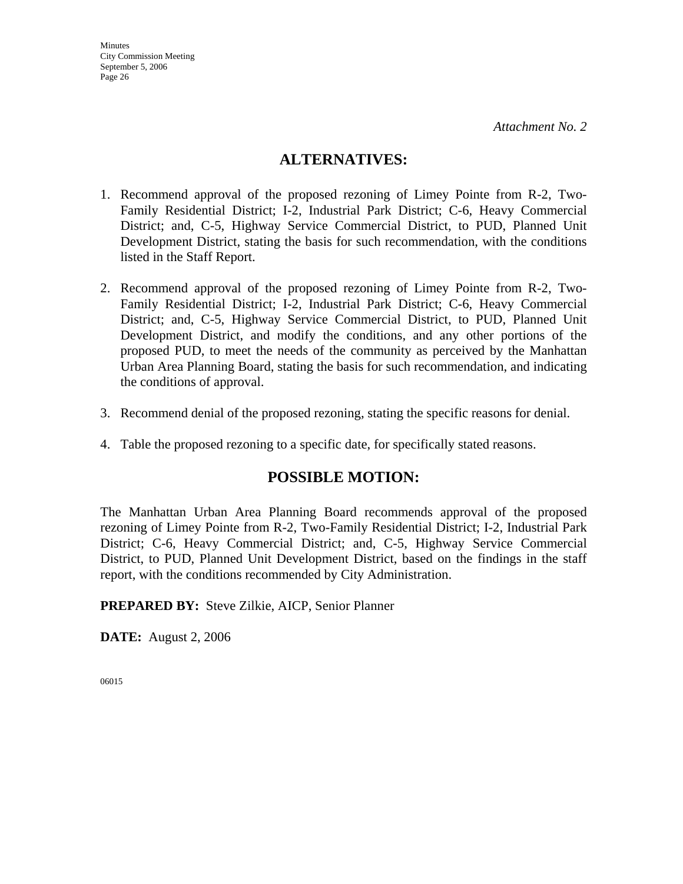*Attachment No. 2*

## ALTERNATIVES:

1. Recommend approval of the proposed rezoning of Limey Pointe from R-2, Two-Family Residential District; I-2, Industrial Park District; C-6, Heavy Commercial District; and, C-5, Highway Service Commercial District, to PUD, Planned Unit Development District, stating the basis for such recommendation, with the conditions listed in the Staff Report.

2. Recommend approval of the proposed rezoning of Limey Pointe from R-2, Two-Family Residential District; I-2, Industrial Park District; C-6, Heavy Commercial District; and, C-5, Highway Service Commercial District, to PUD, Planned Unit Development District, and modify the conditions, and any other portions of the proposed PUD, to meet the needs of the community as perceived by the Manhattan Urban Area Planning Board, stating the basis for such recommendation, and indicating the conditions of approval.

3. Recommend denial of the proposed rezoning, stating the specific reasons for denial.

4. Table the proposed rezoning to a specific date, for specifically stated reasons.

## POSSIBLE MOTION:

The Manhattan Urban Area Planning Board recommends approval of the proposed rezoning of Limey Pointe from R-2, Two-Family Residential District; I-2, Industrial Park District; C-6, Heavy Commercial District; and, C-5, Highway Service Commercial District, to PUD, Planned Unit Development District, based on the findings in the staff report, with the conditions recommended by City Administration.

**PREPARED BY:** Steve Zilkie, AICP, Senior Planner

**DATE:** August 2, 2006

06015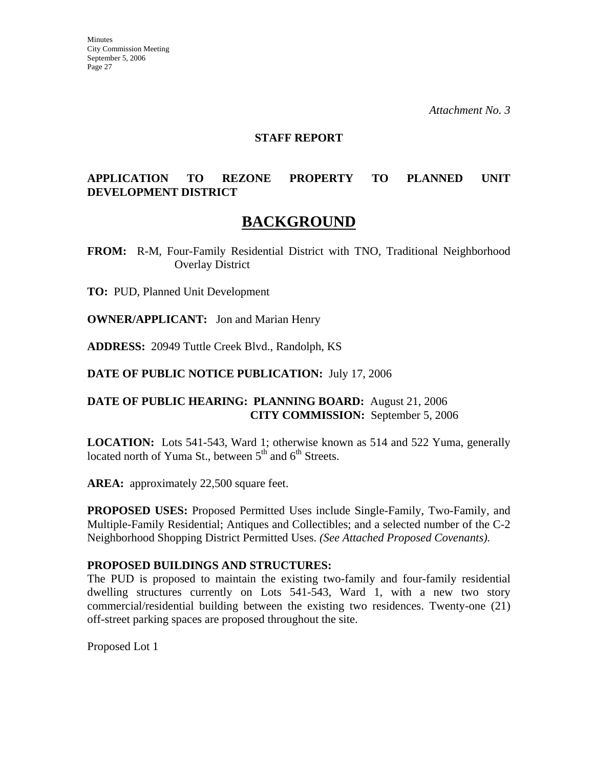*Attachment No. 3*

**STAFF REPORT**

**APPLICATION TO REZONE PROPERTY TO PLANNED UNIT DEVELOPMENT DISTRICT**

# BACKGROUND

**FROM:** R-M, Four-Family Residential District with TNO, Traditional Neighborhood Overlay District

**TO:** PUD, Planned Unit Development

**OWNER/APPLICANT:** Jon and Marian Henry

**ADDRESS:** 20949 Tuttle Creek Blvd., Randolph, KS

**DATE OF PUBLIC NOTICE PUBLICATION:** July 17, 2006

**DATE OF PUBLIC HEARING: PLANNING BOARD:** August 21, 2006
**CITY COMMISSION:** September 5, 2006

**LOCATION:** Lots 541-543, Ward 1; otherwise known as 514 and 522 Yuma, generally located north of Yuma St., between 5th and 6th Streets.

**AREA:** approximately 22,500 square feet.

**PROPOSED USES:** Proposed Permitted Uses include Single-Family, Two-Family, and Multiple-Family Residential; Antiques and Collectibles; and a selected number of the C-2 Neighborhood Shopping District Permitted Uses. *(See Attached Proposed Covenants).*

**PROPOSED BUILDINGS AND STRUCTURES:**
The PUD is proposed to maintain the existing two-family and four-family residential dwelling structures currently on Lots 541-543, Ward 1, with a new two story commercial/residential building between the existing two residences. Twenty-one (21) off-street parking spaces are proposed throughout the site.

Proposed Lot 1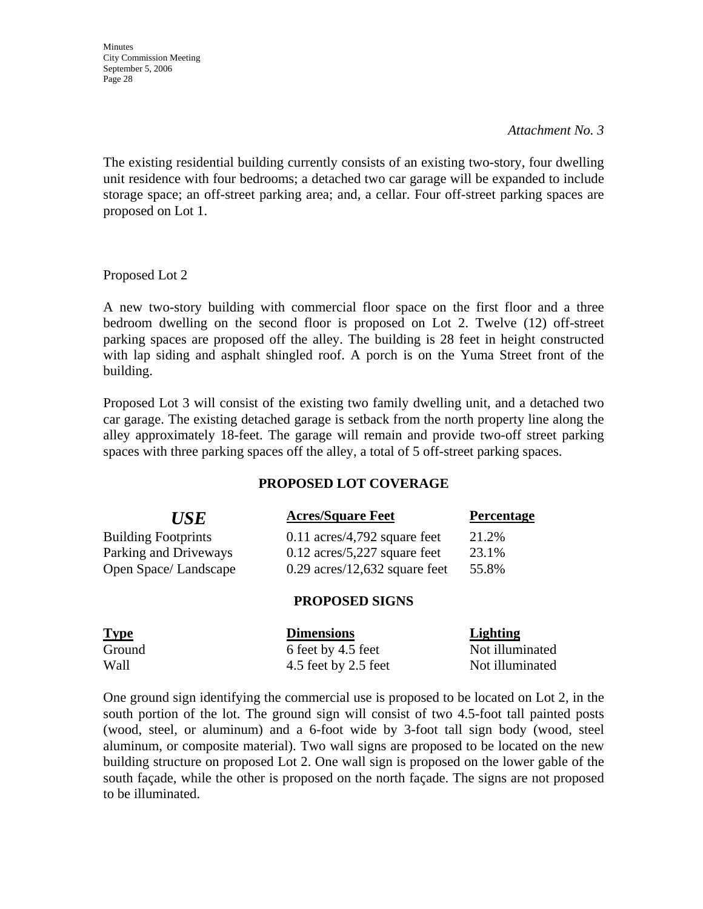*Attachment No. 3*

The existing residential building currently consists of an existing two-story, four dwelling unit residence with four bedrooms; a detached two car garage will be expanded to include storage space; an off-street parking area; and, a cellar. Four off-street parking spaces are proposed on Lot 1.

Proposed Lot 2

A new two-story building with commercial floor space on the first floor and a three bedroom dwelling on the second floor is proposed on Lot 2. Twelve (12) off-street parking spaces are proposed off the alley. The building is 28 feet in height constructed with lap siding and asphalt shingled roof. A porch is on the Yuma Street front of the building.

Proposed Lot 3 will consist of the existing two family dwelling unit, and a detached two car garage. The existing detached garage is setback from the north property line along the alley approximately 18-feet. The garage will remain and provide two-off street parking spaces with three parking spaces off the alley, a total of 5 off-street parking spaces.

**PROPOSED LOT COVERAGE**

| ***USE*** | **Acres/Square Feet** | **Percentage** |
|---|---|---|
| Building Footprints | 0.11 acres/4,792 square feet | 21.2% |
| Parking and Driveways | 0.12 acres/5,227 square feet | 23.1% |
| Open Space/ Landscape | 0.29 acres/12,632 square feet | 55.8% |

**PROPOSED SIGNS**

| **Type** | **Dimensions** | **Lighting** |
|---|---|---|
| Ground | 6 feet by 4.5 feet | Not illuminated |
| Wall | 4.5 feet by 2.5 feet | Not illuminated |

One ground sign identifying the commercial use is proposed to be located on Lot 2, in the south portion of the lot. The ground sign will consist of two 4.5-foot tall painted posts (wood, steel, or aluminum) and a 6-foot wide by 3-foot tall sign body (wood, steel aluminum, or composite material). Two wall signs are proposed to be located on the new building structure on proposed Lot 2. One wall sign is proposed on the lower gable of the south façade, while the other is proposed on the north façade. The signs are not proposed to be illuminated.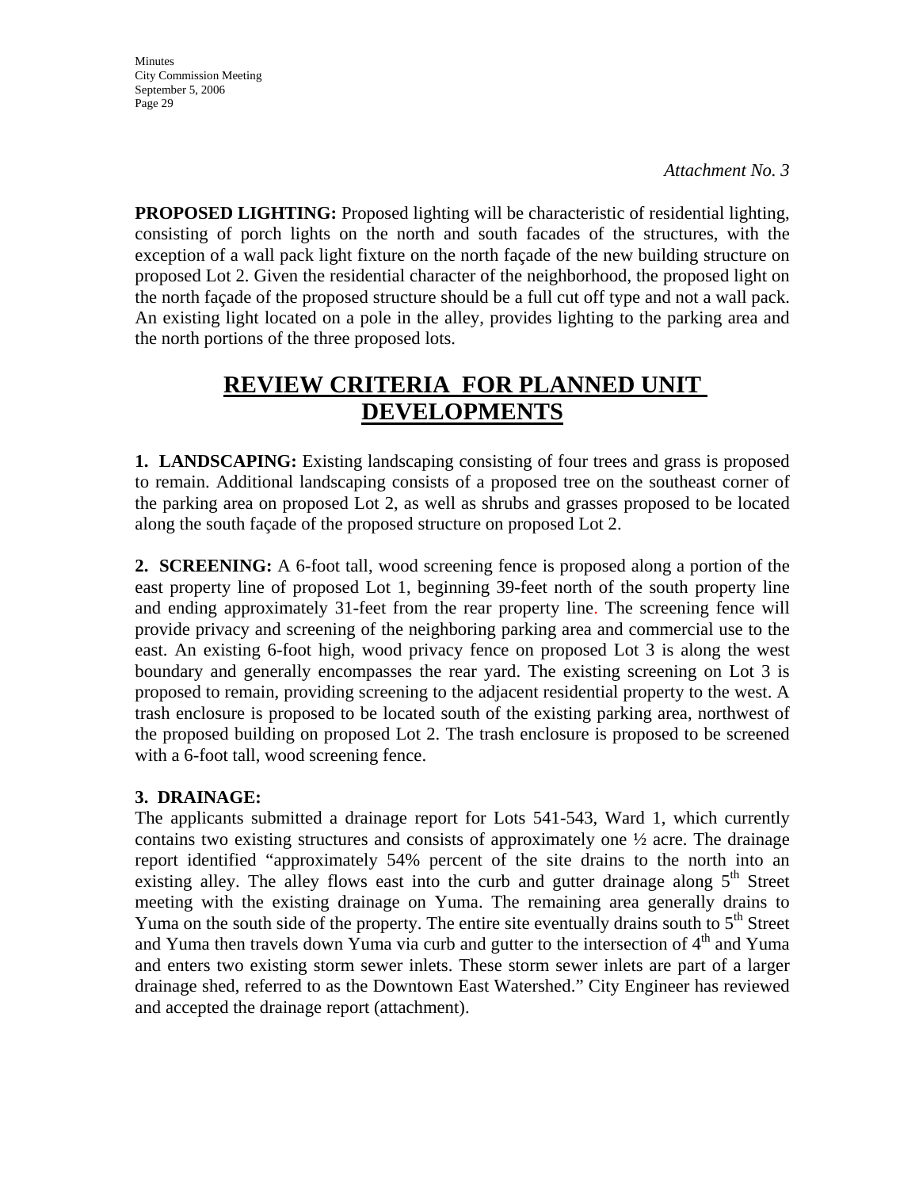*Attachment No. 3*

**PROPOSED LIGHTING:** Proposed lighting will be characteristic of residential lighting, consisting of porch lights on the north and south facades of the structures, with the exception of a wall pack light fixture on the north façade of the new building structure on proposed Lot 2. Given the residential character of the neighborhood, the proposed light on the north façade of the proposed structure should be a full cut off type and not a wall pack. An existing light located on a pole in the alley, provides lighting to the parking area and the north portions of the three proposed lots.

## REVIEW CRITERIA FOR PLANNED UNIT DEVELOPMENTS

**1. LANDSCAPING:** Existing landscaping consisting of four trees and grass is proposed to remain. Additional landscaping consists of a proposed tree on the southeast corner of the parking area on proposed Lot 2, as well as shrubs and grasses proposed to be located along the south façade of the proposed structure on proposed Lot 2.

**2. SCREENING:** A 6-foot tall, wood screening fence is proposed along a portion of the east property line of proposed Lot 1, beginning 39-feet north of the south property line and ending approximately 31-feet from the rear property line. The screening fence will provide privacy and screening of the neighboring parking area and commercial use to the east. An existing 6-foot high, wood privacy fence on proposed Lot 3 is along the west boundary and generally encompasses the rear yard. The existing screening on Lot 3 is proposed to remain, providing screening to the adjacent residential property to the west. A trash enclosure is proposed to be located south of the existing parking area, northwest of the proposed building on proposed Lot 2. The trash enclosure is proposed to be screened with a 6-foot tall, wood screening fence.

**3. DRAINAGE:**

The applicants submitted a drainage report for Lots 541-543, Ward 1, which currently contains two existing structures and consists of approximately one ½ acre. The drainage report identified "approximately 54% percent of the site drains to the north into an existing alley. The alley flows east into the curb and gutter drainage along 5th Street meeting with the existing drainage on Yuma. The remaining area generally drains to Yuma on the south side of the property. The entire site eventually drains south to 5th Street and Yuma then travels down Yuma via curb and gutter to the intersection of 4th and Yuma and enters two existing storm sewer inlets. These storm sewer inlets are part of a larger drainage shed, referred to as the Downtown East Watershed." City Engineer has reviewed and accepted the drainage report (attachment).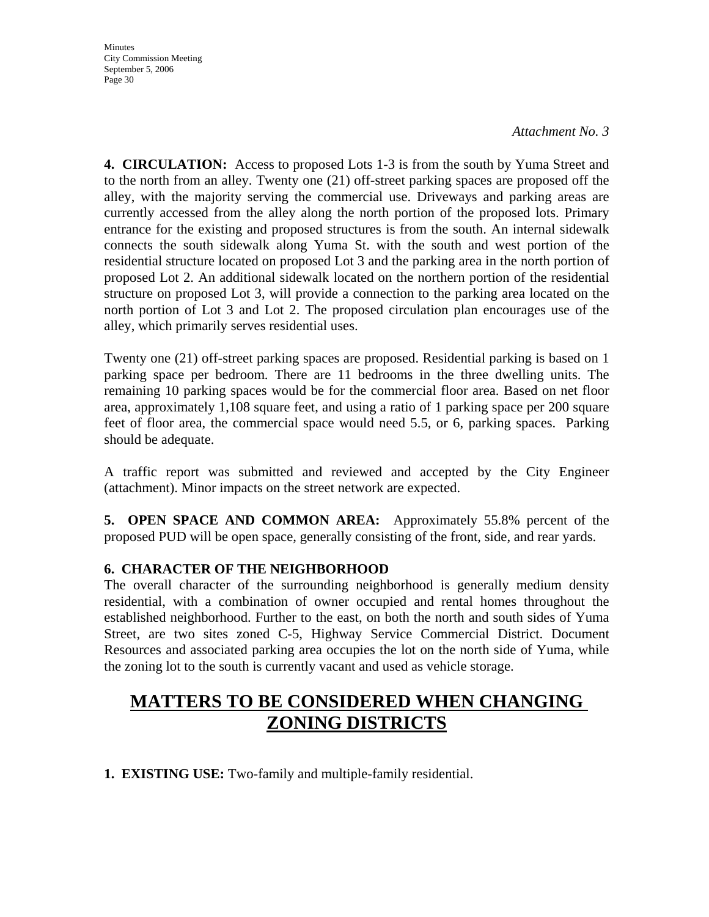*Attachment No. 3*

**4. CIRCULATION:** Access to proposed Lots 1-3 is from the south by Yuma Street and to the north from an alley. Twenty one (21) off-street parking spaces are proposed off the alley, with the majority serving the commercial use. Driveways and parking areas are currently accessed from the alley along the north portion of the proposed lots. Primary entrance for the existing and proposed structures is from the south. An internal sidewalk connects the south sidewalk along Yuma St. with the south and west portion of the residential structure located on proposed Lot 3 and the parking area in the north portion of proposed Lot 2. An additional sidewalk located on the northern portion of the residential structure on proposed Lot 3, will provide a connection to the parking area located on the north portion of Lot 3 and Lot 2. The proposed circulation plan encourages use of the alley, which primarily serves residential uses.

Twenty one (21) off-street parking spaces are proposed. Residential parking is based on 1 parking space per bedroom. There are 11 bedrooms in the three dwelling units. The remaining 10 parking spaces would be for the commercial floor area. Based on net floor area, approximately 1,108 square feet, and using a ratio of 1 parking space per 200 square feet of floor area, the commercial space would need 5.5, or 6, parking spaces. Parking should be adequate.

A traffic report was submitted and reviewed and accepted by the City Engineer (attachment). Minor impacts on the street network are expected.

**5. OPEN SPACE AND COMMON AREA:** Approximately 55.8% percent of the proposed PUD will be open space, generally consisting of the front, side, and rear yards.

**6. CHARACTER OF THE NEIGHBORHOOD**

The overall character of the surrounding neighborhood is generally medium density residential, with a combination of owner occupied and rental homes throughout the established neighborhood. Further to the east, on both the north and south sides of Yuma Street, are two sites zoned C-5, Highway Service Commercial District. Document Resources and associated parking area occupies the lot on the north side of Yuma, while the zoning lot to the south is currently vacant and used as vehicle storage.

# MATTERS TO BE CONSIDERED WHEN CHANGING ZONING DISTRICTS

**1. EXISTING USE:** Two-family and multiple-family residential.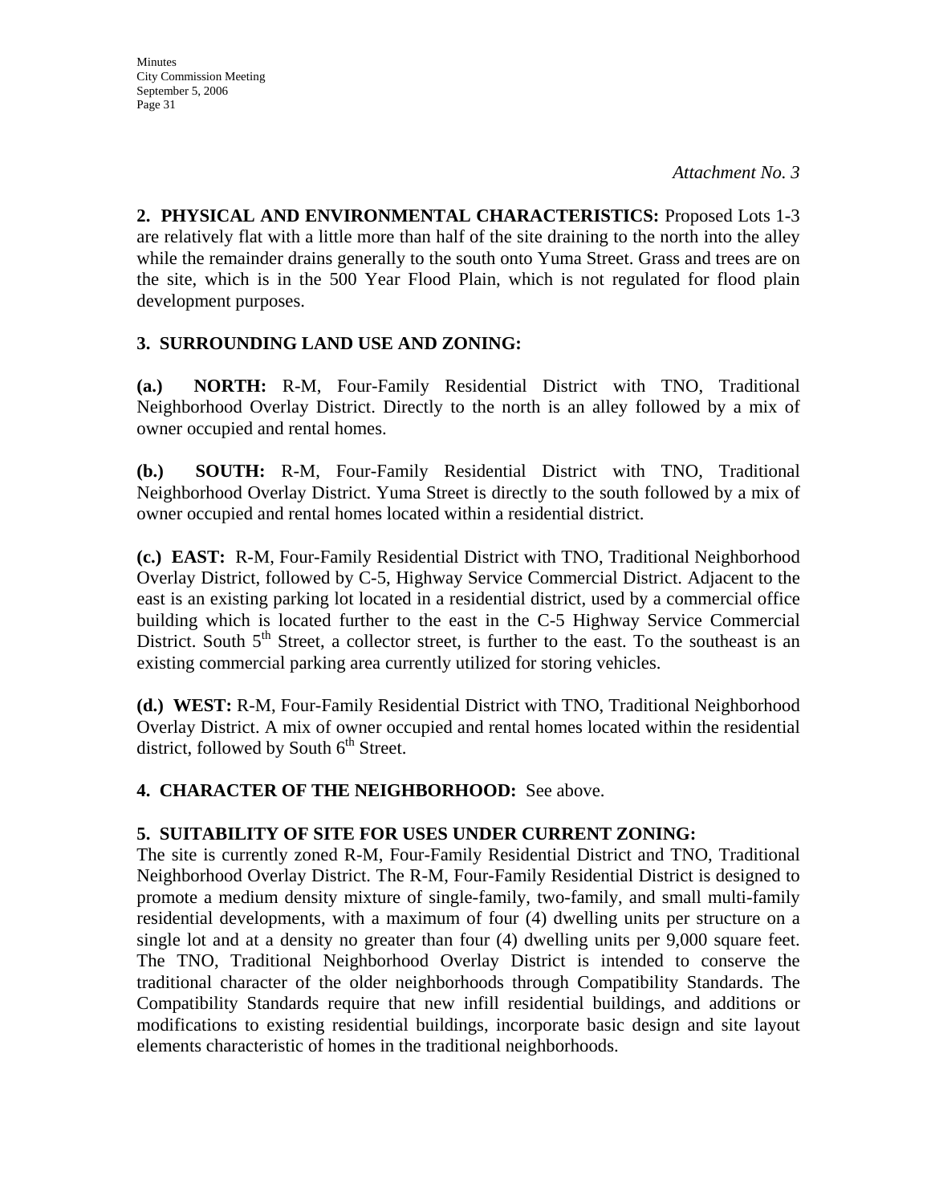*Attachment No. 3*

**2. PHYSICAL AND ENVIRONMENTAL CHARACTERISTICS:** Proposed Lots 1-3 are relatively flat with a little more than half of the site draining to the north into the alley while the remainder drains generally to the south onto Yuma Street. Grass and trees are on the site, which is in the 500 Year Flood Plain, which is not regulated for flood plain development purposes.

**3. SURROUNDING LAND USE AND ZONING:**

**(a.) NORTH:** R-M, Four-Family Residential District with TNO, Traditional Neighborhood Overlay District. Directly to the north is an alley followed by a mix of owner occupied and rental homes.

**(b.) SOUTH:** R-M, Four-Family Residential District with TNO, Traditional Neighborhood Overlay District. Yuma Street is directly to the south followed by a mix of owner occupied and rental homes located within a residential district.

**(c.) EAST:** R-M, Four-Family Residential District with TNO, Traditional Neighborhood Overlay District, followed by C-5, Highway Service Commercial District. Adjacent to the east is an existing parking lot located in a residential district, used by a commercial office building which is located further to the east in the C-5 Highway Service Commercial District. South 5th Street, a collector street, is further to the east. To the southeast is an existing commercial parking area currently utilized for storing vehicles.

**(d.) WEST:** R-M, Four-Family Residential District with TNO, Traditional Neighborhood Overlay District. A mix of owner occupied and rental homes located within the residential district, followed by South 6th Street.

**4. CHARACTER OF THE NEIGHBORHOOD:** See above.

**5. SUITABILITY OF SITE FOR USES UNDER CURRENT ZONING:**
The site is currently zoned R-M, Four-Family Residential District and TNO, Traditional Neighborhood Overlay District. The R-M, Four-Family Residential District is designed to promote a medium density mixture of single-family, two-family, and small multi-family residential developments, with a maximum of four (4) dwelling units per structure on a single lot and at a density no greater than four (4) dwelling units per 9,000 square feet. The TNO, Traditional Neighborhood Overlay District is intended to conserve the traditional character of the older neighborhoods through Compatibility Standards. The Compatibility Standards require that new infill residential buildings, and additions or modifications to existing residential buildings, incorporate basic design and site layout elements characteristic of homes in the traditional neighborhoods.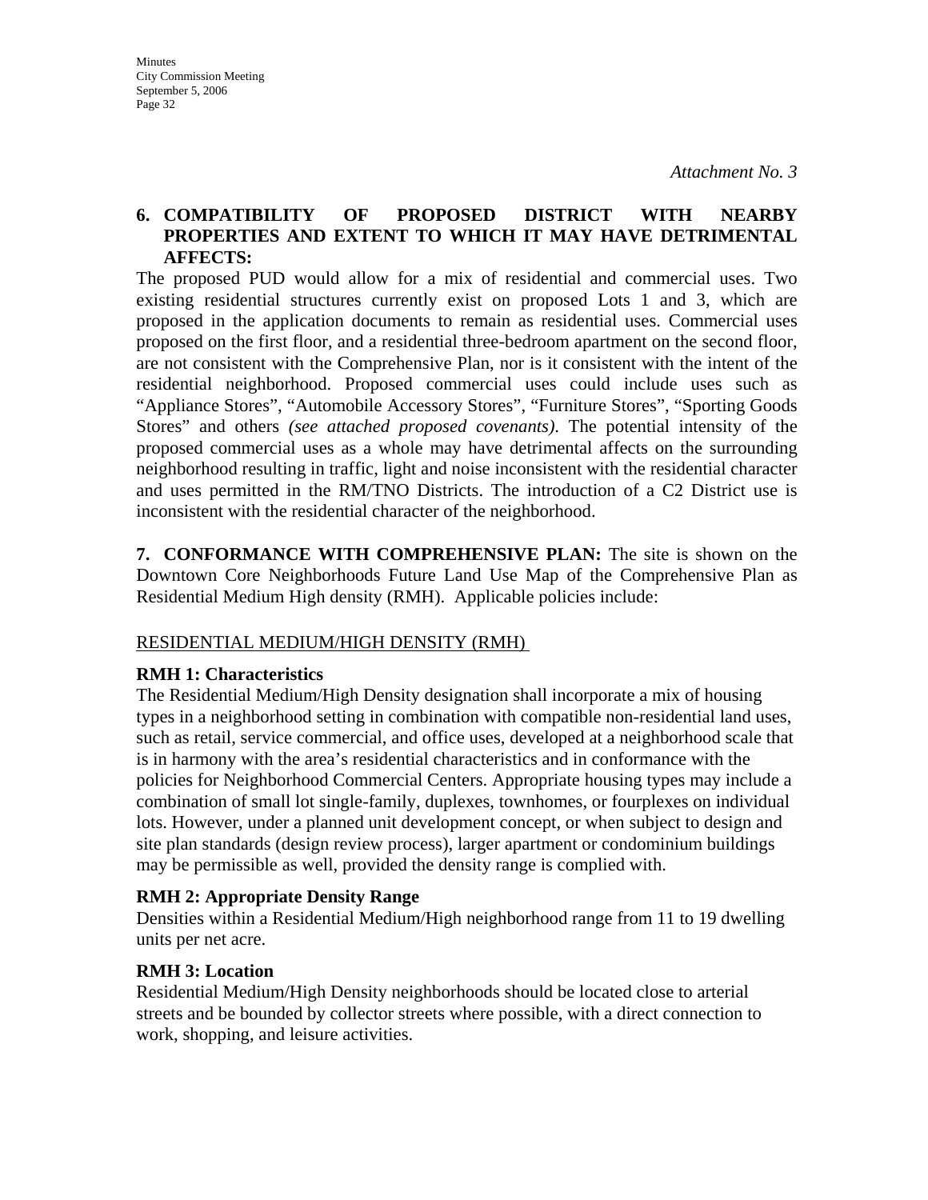*Attachment No. 3*

**6. COMPATIBILITY OF PROPOSED DISTRICT WITH NEARBY PROPERTIES AND EXTENT TO WHICH IT MAY HAVE DETRIMENTAL AFFECTS:**

The proposed PUD would allow for a mix of residential and commercial uses. Two existing residential structures currently exist on proposed Lots 1 and 3, which are proposed in the application documents to remain as residential uses. Commercial uses proposed on the first floor, and a residential three-bedroom apartment on the second floor, are not consistent with the Comprehensive Plan, nor is it consistent with the intent of the residential neighborhood. Proposed commercial uses could include uses such as "Appliance Stores", "Automobile Accessory Stores", "Furniture Stores", "Sporting Goods Stores" and others *(see attached proposed covenants)*. The potential intensity of the proposed commercial uses as a whole may have detrimental affects on the surrounding neighborhood resulting in traffic, light and noise inconsistent with the residential character and uses permitted in the RM/TNO Districts. The introduction of a C2 District use is inconsistent with the residential character of the neighborhood.

**7. CONFORMANCE WITH COMPREHENSIVE PLAN:** The site is shown on the Downtown Core Neighborhoods Future Land Use Map of the Comprehensive Plan as Residential Medium High density (RMH). Applicable policies include:

RESIDENTIAL MEDIUM/HIGH DENSITY (RMH)

**RMH 1: Characteristics**

The Residential Medium/High Density designation shall incorporate a mix of housing types in a neighborhood setting in combination with compatible non-residential land uses, such as retail, service commercial, and office uses, developed at a neighborhood scale that is in harmony with the area's residential characteristics and in conformance with the policies for Neighborhood Commercial Centers. Appropriate housing types may include a combination of small lot single-family, duplexes, townhomes, or fourplexes on individual lots. However, under a planned unit development concept, or when subject to design and site plan standards (design review process), larger apartment or condominium buildings may be permissible as well, provided the density range is complied with.

**RMH 2: Appropriate Density Range**

Densities within a Residential Medium/High neighborhood range from 11 to 19 dwelling units per net acre.

**RMH 3: Location**

Residential Medium/High Density neighborhoods should be located close to arterial streets and be bounded by collector streets where possible, with a direct connection to work, shopping, and leisure activities.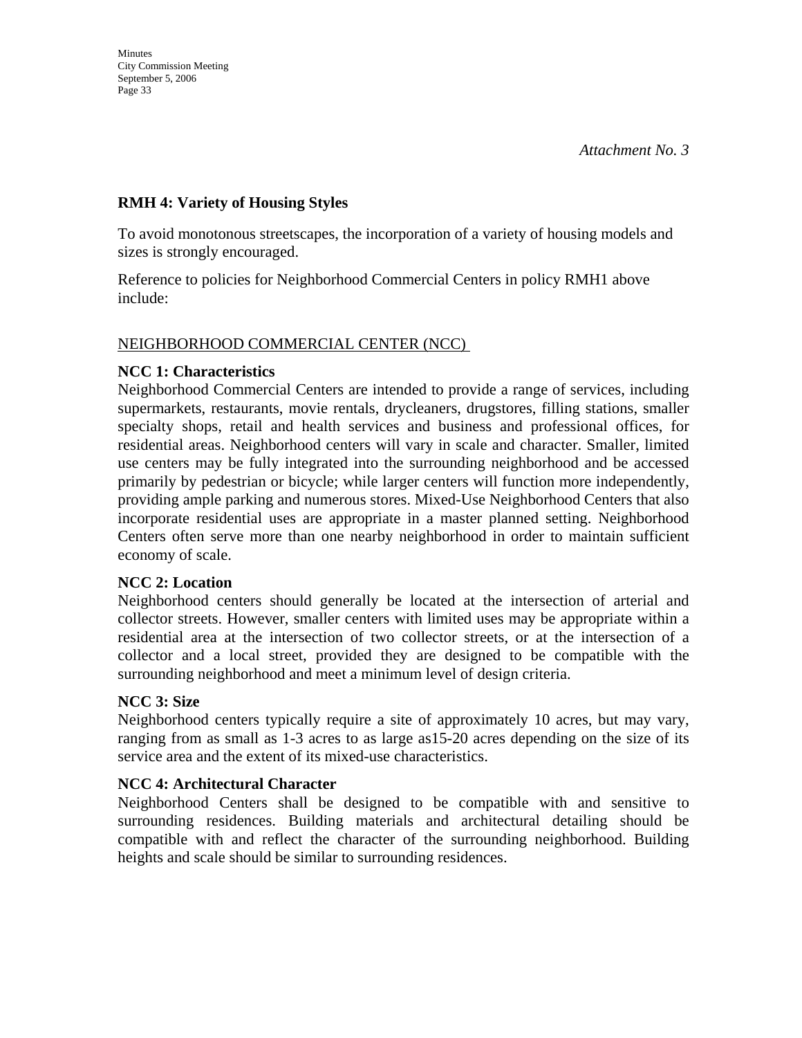*Attachment No. 3*

**RMH 4: Variety of Housing Styles**

To avoid monotonous streetscapes, the incorporation of a variety of housing models and sizes is strongly encouraged.

Reference to policies for Neighborhood Commercial Centers in policy RMH1 above include:

<u>NEIGHBORHOOD COMMERCIAL CENTER (NCC)</u>

**NCC 1: Characteristics**
Neighborhood Commercial Centers are intended to provide a range of services, including supermarkets, restaurants, movie rentals, drycleaners, drugstores, filling stations, smaller specialty shops, retail and health services and business and professional offices, for residential areas. Neighborhood centers will vary in scale and character. Smaller, limited use centers may be fully integrated into the surrounding neighborhood and be accessed primarily by pedestrian or bicycle; while larger centers will function more independently, providing ample parking and numerous stores. Mixed-Use Neighborhood Centers that also incorporate residential uses are appropriate in a master planned setting. Neighborhood Centers often serve more than one nearby neighborhood in order to maintain sufficient economy of scale.

**NCC 2: Location**
Neighborhood centers should generally be located at the intersection of arterial and collector streets. However, smaller centers with limited uses may be appropriate within a residential area at the intersection of two collector streets, or at the intersection of a collector and a local street, provided they are designed to be compatible with the surrounding neighborhood and meet a minimum level of design criteria.

**NCC 3: Size**
Neighborhood centers typically require a site of approximately 10 acres, but may vary, ranging from as small as 1-3 acres to as large as15-20 acres depending on the size of its service area and the extent of its mixed-use characteristics.

**NCC 4: Architectural Character**
Neighborhood Centers shall be designed to be compatible with and sensitive to surrounding residences. Building materials and architectural detailing should be compatible with and reflect the character of the surrounding neighborhood. Building heights and scale should be similar to surrounding residences.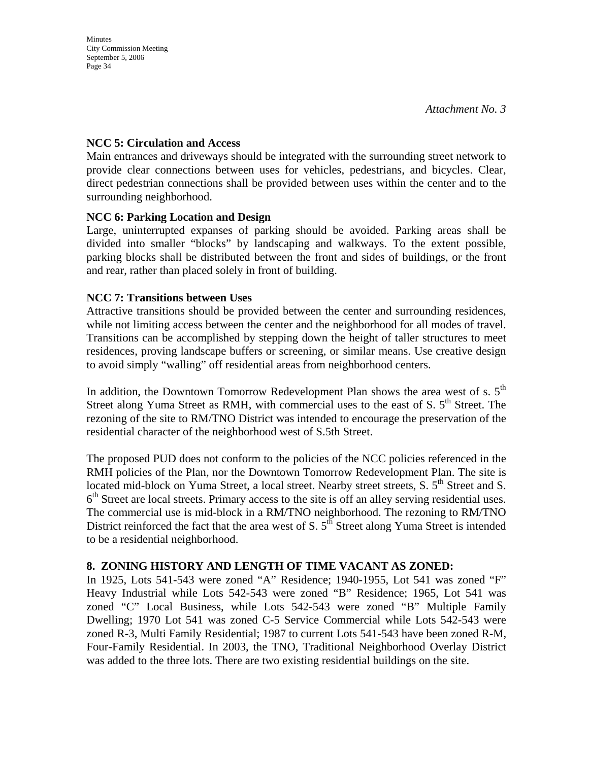*Attachment No. 3*

**NCC 5: Circulation and Access**
Main entrances and driveways should be integrated with the surrounding street network to provide clear connections between uses for vehicles, pedestrians, and bicycles. Clear, direct pedestrian connections shall be provided between uses within the center and to the surrounding neighborhood.

**NCC 6: Parking Location and Design**
Large, uninterrupted expanses of parking should be avoided. Parking areas shall be divided into smaller "blocks" by landscaping and walkways. To the extent possible, parking blocks shall be distributed between the front and sides of buildings, or the front and rear, rather than placed solely in front of building.

**NCC 7: Transitions between Uses**
Attractive transitions should be provided between the center and surrounding residences, while not limiting access between the center and the neighborhood for all modes of travel. Transitions can be accomplished by stepping down the height of taller structures to meet residences, proving landscape buffers or screening, or similar means. Use creative design to avoid simply "walling" off residential areas from neighborhood centers.

In addition, the Downtown Tomorrow Redevelopment Plan shows the area west of s. 5th Street along Yuma Street as RMH, with commercial uses to the east of S. 5th Street. The rezoning of the site to RM/TNO District was intended to encourage the preservation of the residential character of the neighborhood west of S.5th Street.

The proposed PUD does not conform to the policies of the NCC policies referenced in the RMH policies of the Plan, nor the Downtown Tomorrow Redevelopment Plan. The site is located mid-block on Yuma Street, a local street. Nearby street streets, S. 5th Street and S. 6th Street are local streets. Primary access to the site is off an alley serving residential uses. The commercial use is mid-block in a RM/TNO neighborhood. The rezoning to RM/TNO District reinforced the fact that the area west of S. 5th Street along Yuma Street is intended to be a residential neighborhood.

**8. ZONING HISTORY AND LENGTH OF TIME VACANT AS ZONED:**
In 1925, Lots 541-543 were zoned "A" Residence; 1940-1955, Lot 541 was zoned "F" Heavy Industrial while Lots 542-543 were zoned "B" Residence; 1965, Lot 541 was zoned "C" Local Business, while Lots 542-543 were zoned "B" Multiple Family Dwelling; 1970 Lot 541 was zoned C-5 Service Commercial while Lots 542-543 were zoned R-3, Multi Family Residential; 1987 to current Lots 541-543 have been zoned R-M, Four-Family Residential. In 2003, the TNO, Traditional Neighborhood Overlay District was added to the three lots. There are two existing residential buildings on the site.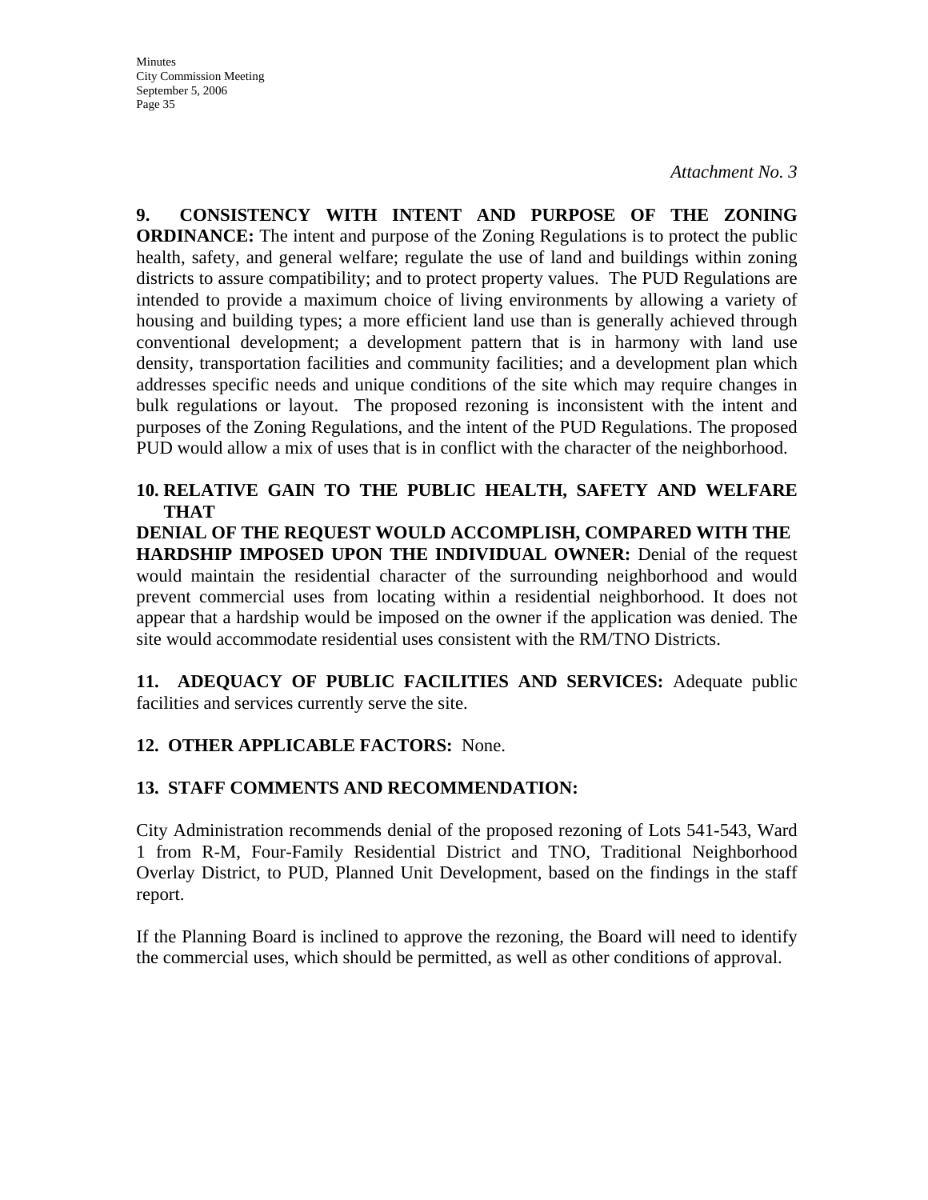*Attachment No. 3*

**9. CONSISTENCY WITH INTENT AND PURPOSE OF THE ZONING ORDINANCE:** The intent and purpose of the Zoning Regulations is to protect the public health, safety, and general welfare; regulate the use of land and buildings within zoning districts to assure compatibility; and to protect property values. The PUD Regulations are intended to provide a maximum choice of living environments by allowing a variety of housing and building types; a more efficient land use than is generally achieved through conventional development; a development pattern that is in harmony with land use density, transportation facilities and community facilities; and a development plan which addresses specific needs and unique conditions of the site which may require changes in bulk regulations or layout. The proposed rezoning is inconsistent with the intent and purposes of the Zoning Regulations, and the intent of the PUD Regulations. The proposed PUD would allow a mix of uses that is in conflict with the character of the neighborhood.

**10. RELATIVE GAIN TO THE PUBLIC HEALTH, SAFETY AND WELFARE THAT DENIAL OF THE REQUEST WOULD ACCOMPLISH, COMPARED WITH THE HARDSHIP IMPOSED UPON THE INDIVIDUAL OWNER:** Denial of the request would maintain the residential character of the surrounding neighborhood and would prevent commercial uses from locating within a residential neighborhood. It does not appear that a hardship would be imposed on the owner if the application was denied. The site would accommodate residential uses consistent with the RM/TNO Districts.

**11. ADEQUACY OF PUBLIC FACILITIES AND SERVICES:** Adequate public facilities and services currently serve the site.

**12. OTHER APPLICABLE FACTORS:** None.

**13. STAFF COMMENTS AND RECOMMENDATION:**

City Administration recommends denial of the proposed rezoning of Lots 541-543, Ward 1 from R-M, Four-Family Residential District and TNO, Traditional Neighborhood Overlay District, to PUD, Planned Unit Development, based on the findings in the staff report.

If the Planning Board is inclined to approve the rezoning, the Board will need to identify the commercial uses, which should be permitted, as well as other conditions of approval.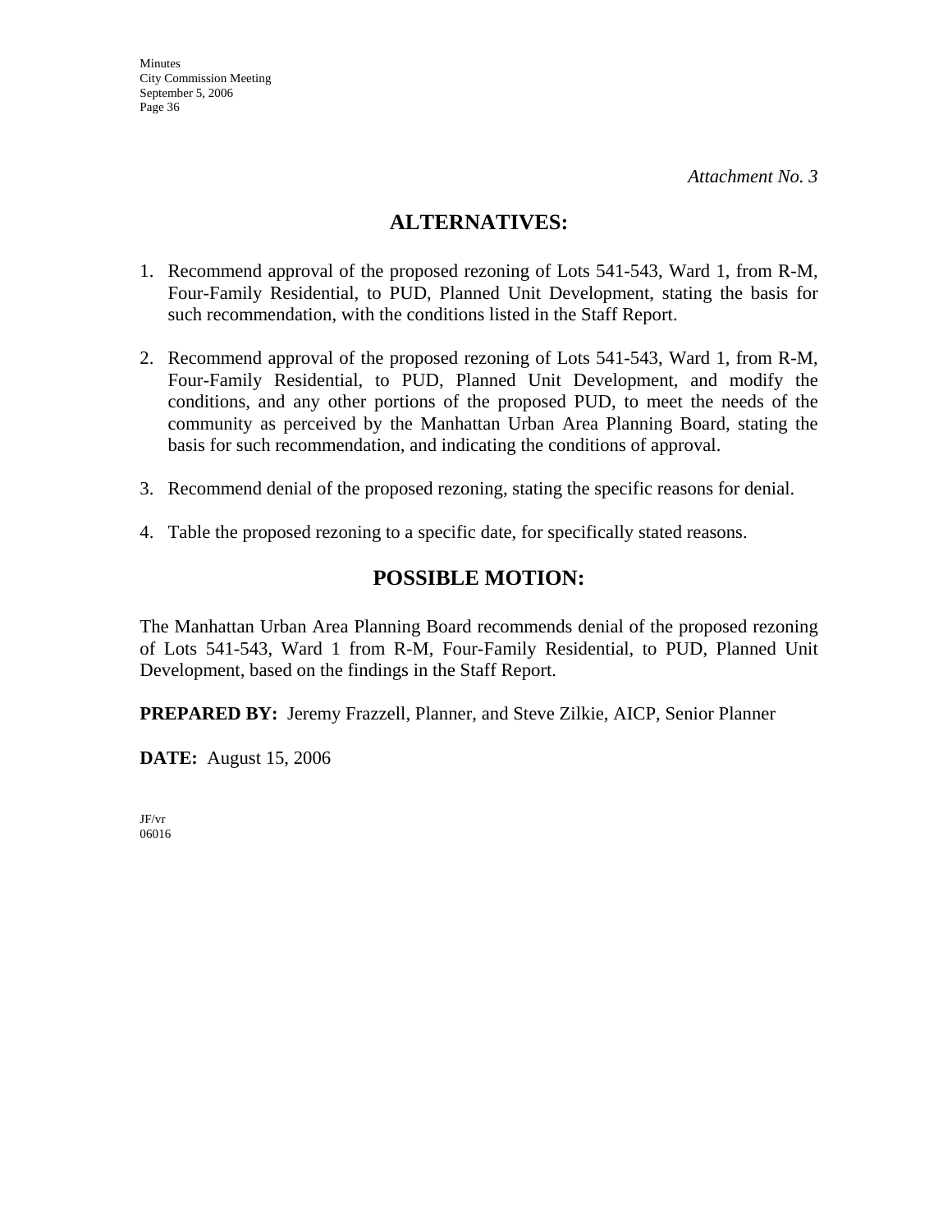*Attachment No. 3*

## ALTERNATIVES:

1. Recommend approval of the proposed rezoning of Lots 541-543, Ward 1, from R-M, Four-Family Residential, to PUD, Planned Unit Development, stating the basis for such recommendation, with the conditions listed in the Staff Report.

2. Recommend approval of the proposed rezoning of Lots 541-543, Ward 1, from R-M, Four-Family Residential, to PUD, Planned Unit Development, and modify the conditions, and any other portions of the proposed PUD, to meet the needs of the community as perceived by the Manhattan Urban Area Planning Board, stating the basis for such recommendation, and indicating the conditions of approval.

3. Recommend denial of the proposed rezoning, stating the specific reasons for denial.

4. Table the proposed rezoning to a specific date, for specifically stated reasons.

## POSSIBLE MOTION:

The Manhattan Urban Area Planning Board recommends denial of the proposed rezoning of Lots 541-543, Ward 1 from R-M, Four-Family Residential, to PUD, Planned Unit Development, based on the findings in the Staff Report.

**PREPARED BY:** Jeremy Frazzell, Planner, and Steve Zilkie, AICP, Senior Planner

**DATE:** August 15, 2006

JF/vr
06016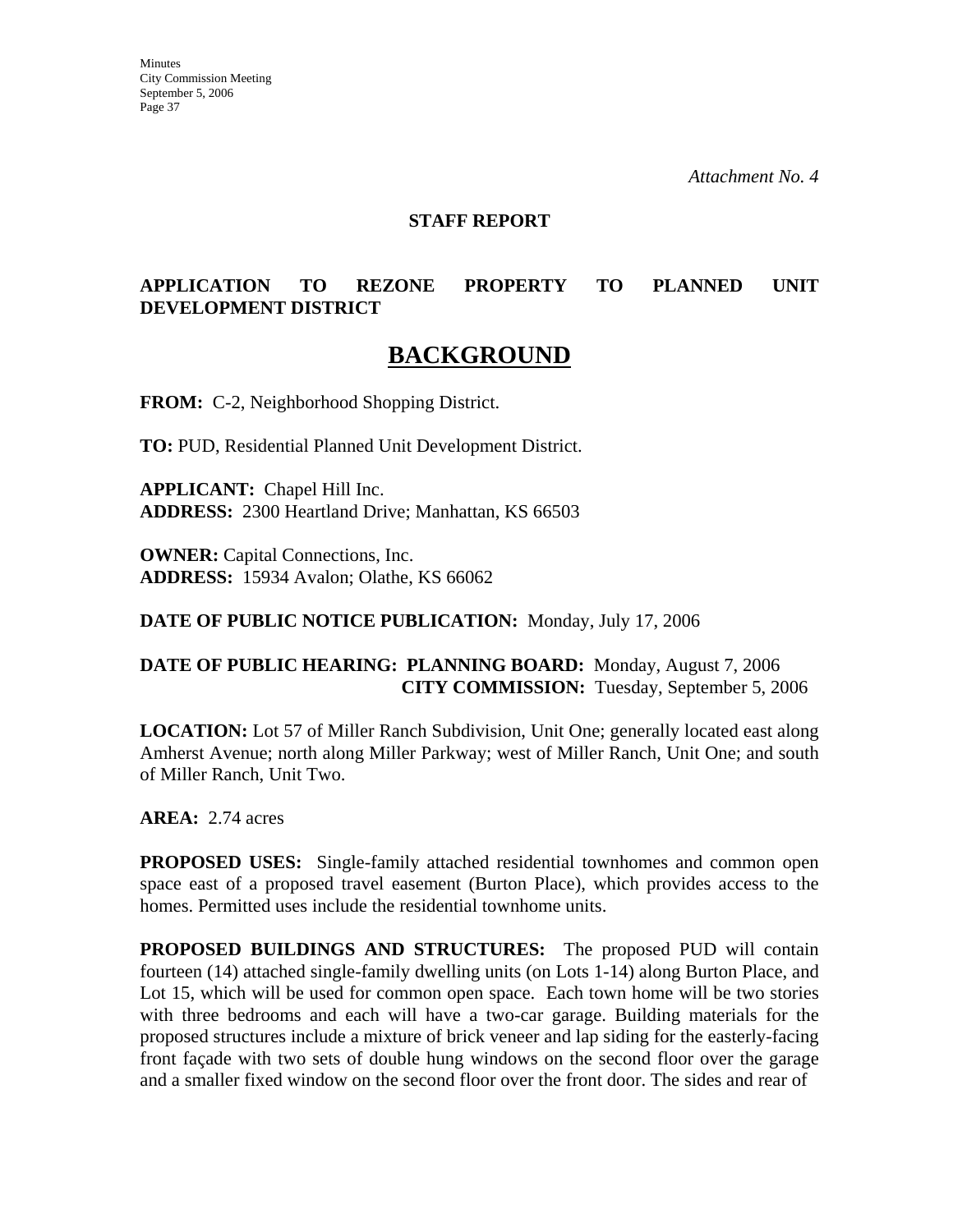*Attachment No. 4*

**STAFF REPORT**

**APPLICATION TO REZONE PROPERTY TO PLANNED UNIT DEVELOPMENT DISTRICT**

# BACKGROUND

**FROM:** C-2, Neighborhood Shopping District.

**TO:** PUD, Residential Planned Unit Development District.

**APPLICANT:** Chapel Hill Inc.
**ADDRESS:** 2300 Heartland Drive; Manhattan, KS 66503

**OWNER:** Capital Connections, Inc.
**ADDRESS:** 15934 Avalon; Olathe, KS 66062

**DATE OF PUBLIC NOTICE PUBLICATION:** Monday, July 17, 2006

**DATE OF PUBLIC HEARING: PLANNING BOARD:** Monday, August 7, 2006
**CITY COMMISSION:** Tuesday, September 5, 2006

**LOCATION:** Lot 57 of Miller Ranch Subdivision, Unit One; generally located east along Amherst Avenue; north along Miller Parkway; west of Miller Ranch, Unit One; and south of Miller Ranch, Unit Two.

**AREA:** 2.74 acres

**PROPOSED USES:** Single-family attached residential townhomes and common open space east of a proposed travel easement (Burton Place), which provides access to the homes. Permitted uses include the residential townhome units.

**PROPOSED BUILDINGS AND STRUCTURES:** The proposed PUD will contain fourteen (14) attached single-family dwelling units (on Lots 1-14) along Burton Place, and Lot 15, which will be used for common open space. Each town home will be two stories with three bedrooms and each will have a two-car garage. Building materials for the proposed structures include a mixture of brick veneer and lap siding for the easterly-facing front façade with two sets of double hung windows on the second floor over the garage and a smaller fixed window on the second floor over the front door. The sides and rear of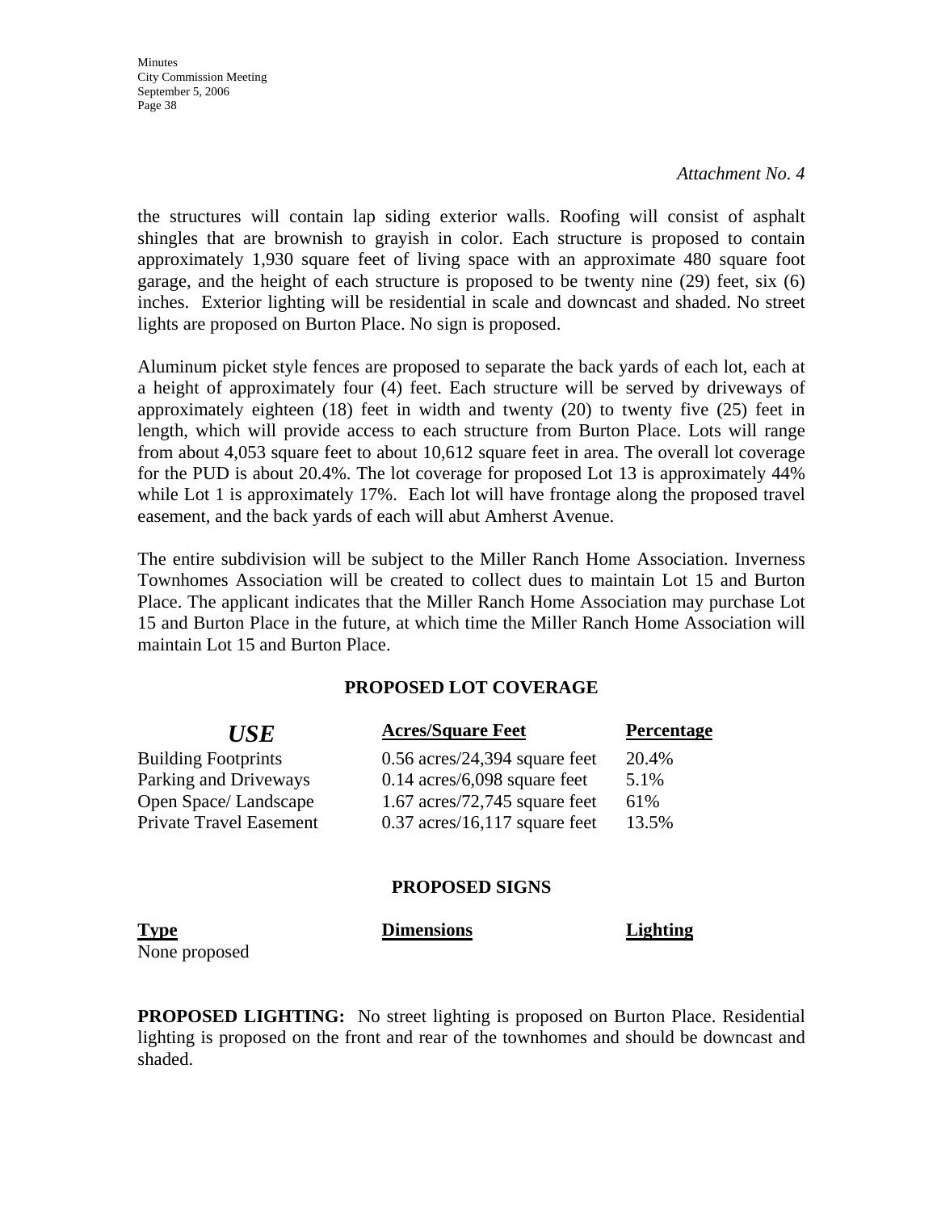*Attachment No. 4*

the structures will contain lap siding exterior walls. Roofing will consist of asphalt shingles that are brownish to grayish in color. Each structure is proposed to contain approximately 1,930 square feet of living space with an approximate 480 square foot garage, and the height of each structure is proposed to be twenty nine (29) feet, six (6) inches. Exterior lighting will be residential in scale and downcast and shaded. No street lights are proposed on Burton Place. No sign is proposed.

Aluminum picket style fences are proposed to separate the back yards of each lot, each at a height of approximately four (4) feet. Each structure will be served by driveways of approximately eighteen (18) feet in width and twenty (20) to twenty five (25) feet in length, which will provide access to each structure from Burton Place. Lots will range from about 4,053 square feet to about 10,612 square feet in area. The overall lot coverage for the PUD is about 20.4%. The lot coverage for proposed Lot 13 is approximately 44% while Lot 1 is approximately 17%. Each lot will have frontage along the proposed travel easement, and the back yards of each will abut Amherst Avenue.

The entire subdivision will be subject to the Miller Ranch Home Association. Inverness Townhomes Association will be created to collect dues to maintain Lot 15 and Burton Place. The applicant indicates that the Miller Ranch Home Association may purchase Lot 15 and Burton Place in the future, at which time the Miller Ranch Home Association will maintain Lot 15 and Burton Place.

**PROPOSED LOT COVERAGE**

| ***USE*** | **Acres/Square Feet** | **Percentage** |
|---|---|---|
| Building Footprints | 0.56 acres/24,394 square feet | 20.4% |
| Parking and Driveways | 0.14 acres/6,098 square feet | 5.1% |
| Open Space/ Landscape | 1.67 acres/72,745 square feet | 61% |
| Private Travel Easement | 0.37 acres/16,117 square feet | 13.5% |

**PROPOSED SIGNS**

| **Type** | **Dimensions** | **Lighting** |
|---|---|---|
| None proposed | | |

**PROPOSED LIGHTING:** No street lighting is proposed on Burton Place. Residential lighting is proposed on the front and rear of the townhomes and should be downcast and shaded.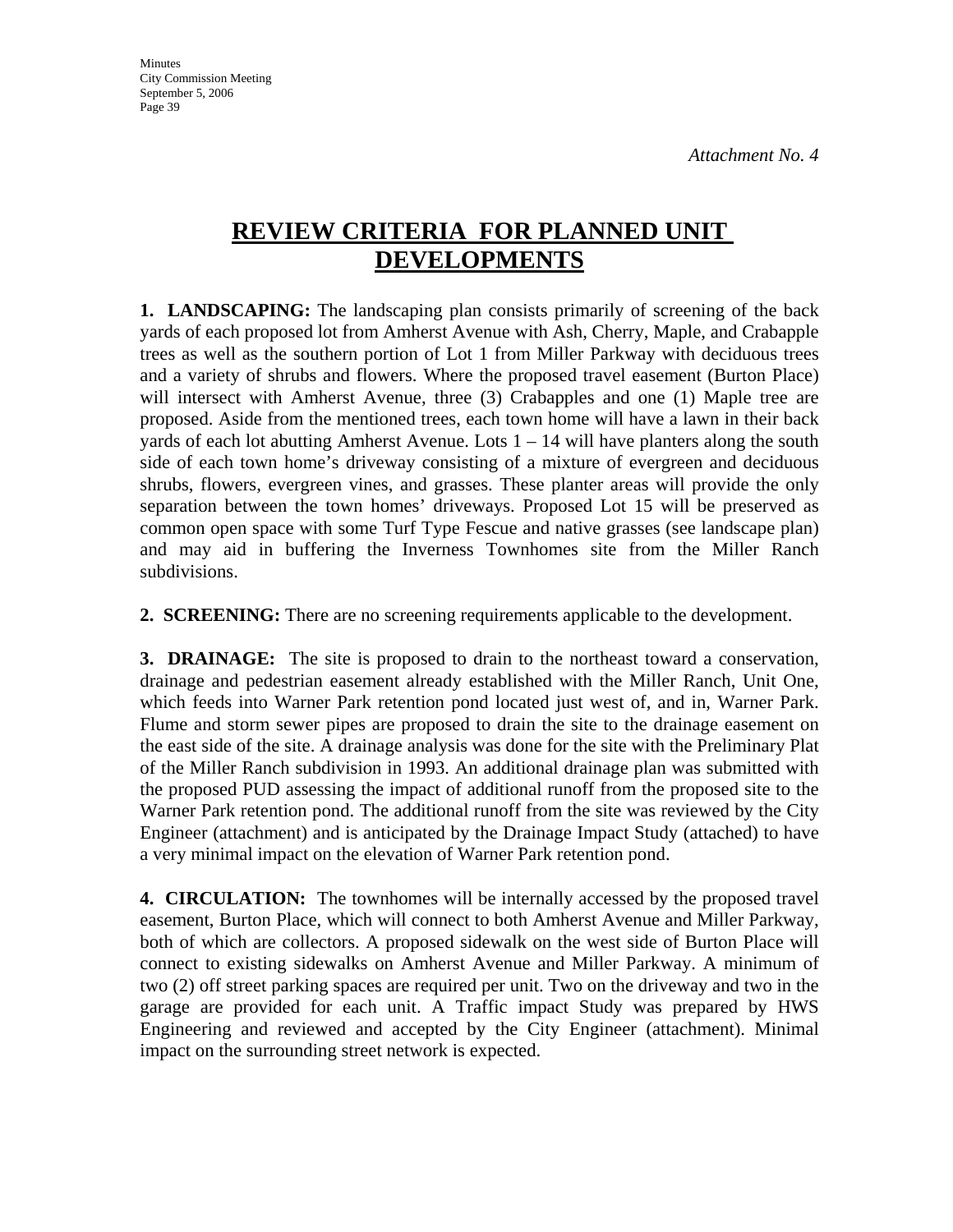*Attachment No. 4*

# REVIEW CRITERIA FOR PLANNED UNIT DEVELOPMENTS

**1. LANDSCAPING:** The landscaping plan consists primarily of screening of the back yards of each proposed lot from Amherst Avenue with Ash, Cherry, Maple, and Crabapple trees as well as the southern portion of Lot 1 from Miller Parkway with deciduous trees and a variety of shrubs and flowers. Where the proposed travel easement (Burton Place) will intersect with Amherst Avenue, three (3) Crabapples and one (1) Maple tree are proposed. Aside from the mentioned trees, each town home will have a lawn in their back yards of each lot abutting Amherst Avenue. Lots 1 – 14 will have planters along the south side of each town home's driveway consisting of a mixture of evergreen and deciduous shrubs, flowers, evergreen vines, and grasses. These planter areas will provide the only separation between the town homes' driveways. Proposed Lot 15 will be preserved as common open space with some Turf Type Fescue and native grasses (see landscape plan) and may aid in buffering the Inverness Townhomes site from the Miller Ranch subdivisions.

**2. SCREENING:** There are no screening requirements applicable to the development.

**3. DRAINAGE:** The site is proposed to drain to the northeast toward a conservation, drainage and pedestrian easement already established with the Miller Ranch, Unit One, which feeds into Warner Park retention pond located just west of, and in, Warner Park. Flume and storm sewer pipes are proposed to drain the site to the drainage easement on the east side of the site. A drainage analysis was done for the site with the Preliminary Plat of the Miller Ranch subdivision in 1993. An additional drainage plan was submitted with the proposed PUD assessing the impact of additional runoff from the proposed site to the Warner Park retention pond. The additional runoff from the site was reviewed by the City Engineer (attachment) and is anticipated by the Drainage Impact Study (attached) to have a very minimal impact on the elevation of Warner Park retention pond.

**4. CIRCULATION:** The townhomes will be internally accessed by the proposed travel easement, Burton Place, which will connect to both Amherst Avenue and Miller Parkway, both of which are collectors. A proposed sidewalk on the west side of Burton Place will connect to existing sidewalks on Amherst Avenue and Miller Parkway. A minimum of two (2) off street parking spaces are required per unit. Two on the driveway and two in the garage are provided for each unit. A Traffic impact Study was prepared by HWS Engineering and reviewed and accepted by the City Engineer (attachment). Minimal impact on the surrounding street network is expected.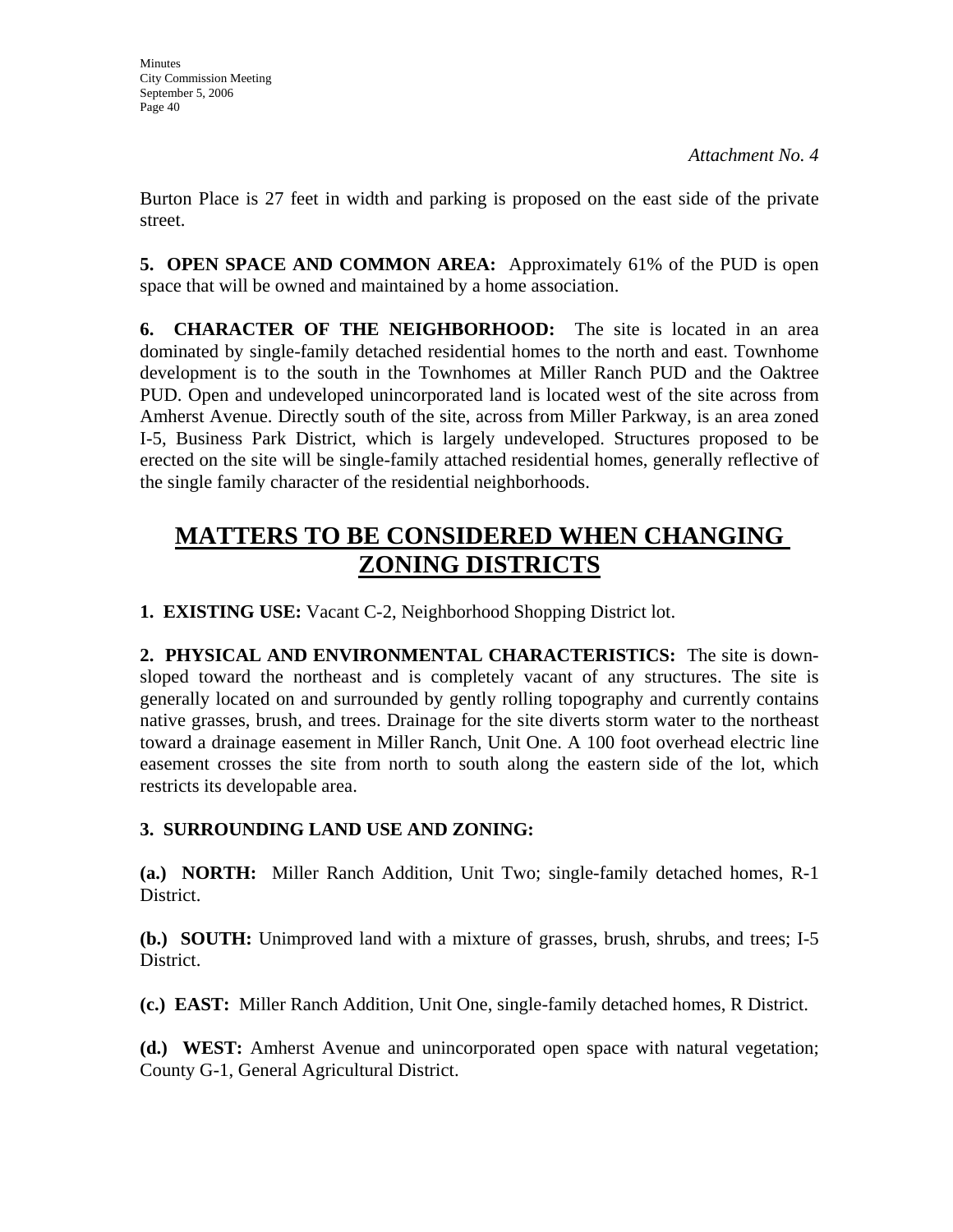*Attachment No. 4*

Burton Place is 27 feet in width and parking is proposed on the east side of the private street.

**5. OPEN SPACE AND COMMON AREA:** Approximately 61% of the PUD is open space that will be owned and maintained by a home association.

**6. CHARACTER OF THE NEIGHBORHOOD:** The site is located in an area dominated by single-family detached residential homes to the north and east. Townhome development is to the south in the Townhomes at Miller Ranch PUD and the Oaktree PUD. Open and undeveloped unincorporated land is located west of the site across from Amherst Avenue. Directly south of the site, across from Miller Parkway, is an area zoned I-5, Business Park District, which is largely undeveloped. Structures proposed to be erected on the site will be single-family attached residential homes, generally reflective of the single family character of the residential neighborhoods.

# MATTERS TO BE CONSIDERED WHEN CHANGING ZONING DISTRICTS

**1. EXISTING USE:** Vacant C-2, Neighborhood Shopping District lot.

**2. PHYSICAL AND ENVIRONMENTAL CHARACTERISTICS:** The site is down-sloped toward the northeast and is completely vacant of any structures. The site is generally located on and surrounded by gently rolling topography and currently contains native grasses, brush, and trees. Drainage for the site diverts storm water to the northeast toward a drainage easement in Miller Ranch, Unit One. A 100 foot overhead electric line easement crosses the site from north to south along the eastern side of the lot, which restricts its developable area.

**3. SURROUNDING LAND USE AND ZONING:**

**(a.) NORTH:** Miller Ranch Addition, Unit Two; single-family detached homes, R-1 District.

**(b.) SOUTH:** Unimproved land with a mixture of grasses, brush, shrubs, and trees; I-5 District.

**(c.) EAST:** Miller Ranch Addition, Unit One, single-family detached homes, R District.

**(d.) WEST:** Amherst Avenue and unincorporated open space with natural vegetation; County G-1, General Agricultural District.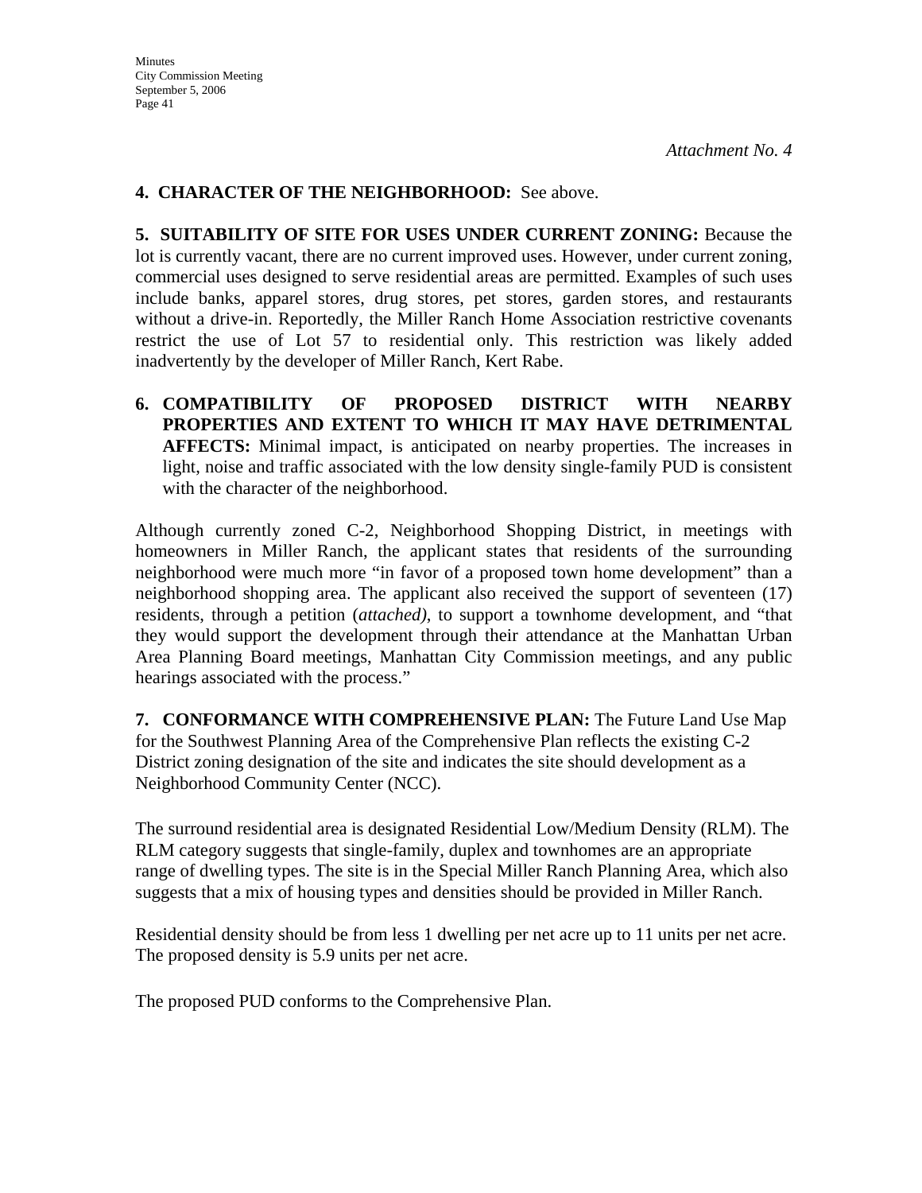*Attachment No. 4*

**4. CHARACTER OF THE NEIGHBORHOOD:** See above.

**5. SUITABILITY OF SITE FOR USES UNDER CURRENT ZONING:** Because the lot is currently vacant, there are no current improved uses. However, under current zoning, commercial uses designed to serve residential areas are permitted. Examples of such uses include banks, apparel stores, drug stores, pet stores, garden stores, and restaurants without a drive-in. Reportedly, the Miller Ranch Home Association restrictive covenants restrict the use of Lot 57 to residential only. This restriction was likely added inadvertently by the developer of Miller Ranch, Kert Rabe.

**6. COMPATIBILITY OF PROPOSED DISTRICT WITH NEARBY PROPERTIES AND EXTENT TO WHICH IT MAY HAVE DETRIMENTAL AFFECTS:** Minimal impact, is anticipated on nearby properties. The increases in light, noise and traffic associated with the low density single-family PUD is consistent with the character of the neighborhood.

Although currently zoned C-2, Neighborhood Shopping District, in meetings with homeowners in Miller Ranch, the applicant states that residents of the surrounding neighborhood were much more "in favor of a proposed town home development" than a neighborhood shopping area. The applicant also received the support of seventeen (17) residents, through a petition (*attached)*, to support a townhome development, and "that they would support the development through their attendance at the Manhattan Urban Area Planning Board meetings, Manhattan City Commission meetings, and any public hearings associated with the process."

**7. CONFORMANCE WITH COMPREHENSIVE PLAN:** The Future Land Use Map for the Southwest Planning Area of the Comprehensive Plan reflects the existing C-2 District zoning designation of the site and indicates the site should development as a Neighborhood Community Center (NCC).

The surround residential area is designated Residential Low/Medium Density (RLM). The RLM category suggests that single-family, duplex and townhomes are an appropriate range of dwelling types. The site is in the Special Miller Ranch Planning Area, which also suggests that a mix of housing types and densities should be provided in Miller Ranch.

Residential density should be from less 1 dwelling per net acre up to 11 units per net acre. The proposed density is 5.9 units per net acre.

The proposed PUD conforms to the Comprehensive Plan.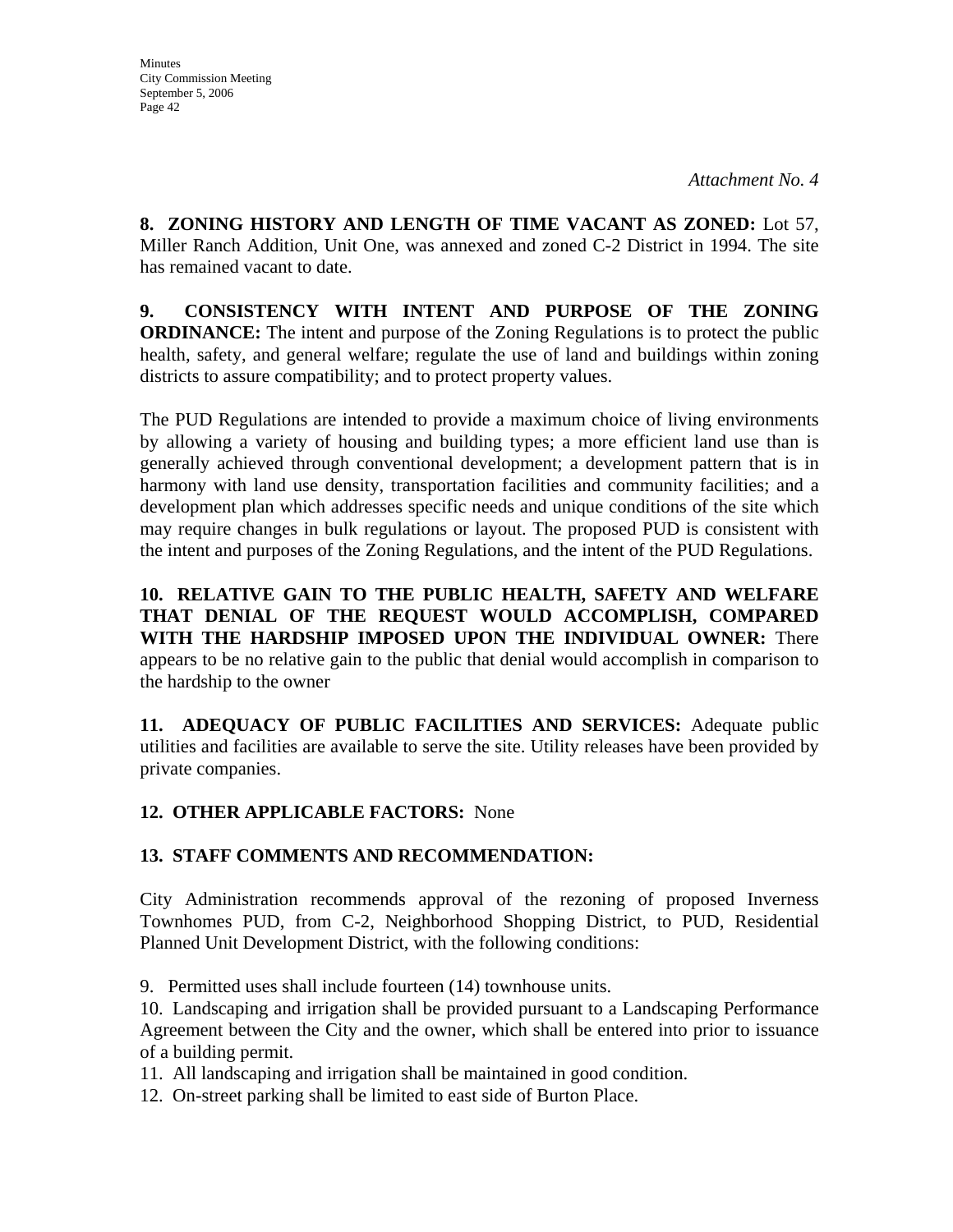*Attachment No. 4*

**8. ZONING HISTORY AND LENGTH OF TIME VACANT AS ZONED:** Lot 57, Miller Ranch Addition, Unit One, was annexed and zoned C-2 District in 1994. The site has remained vacant to date.

**9. CONSISTENCY WITH INTENT AND PURPOSE OF THE ZONING ORDINANCE:** The intent and purpose of the Zoning Regulations is to protect the public health, safety, and general welfare; regulate the use of land and buildings within zoning districts to assure compatibility; and to protect property values.

The PUD Regulations are intended to provide a maximum choice of living environments by allowing a variety of housing and building types; a more efficient land use than is generally achieved through conventional development; a development pattern that is in harmony with land use density, transportation facilities and community facilities; and a development plan which addresses specific needs and unique conditions of the site which may require changes in bulk regulations or layout. The proposed PUD is consistent with the intent and purposes of the Zoning Regulations, and the intent of the PUD Regulations.

**10. RELATIVE GAIN TO THE PUBLIC HEALTH, SAFETY AND WELFARE THAT DENIAL OF THE REQUEST WOULD ACCOMPLISH, COMPARED WITH THE HARDSHIP IMPOSED UPON THE INDIVIDUAL OWNER:** There appears to be no relative gain to the public that denial would accomplish in comparison to the hardship to the owner

**11. ADEQUACY OF PUBLIC FACILITIES AND SERVICES:** Adequate public utilities and facilities are available to serve the site. Utility releases have been provided by private companies.

**12. OTHER APPLICABLE FACTORS:** None

**13. STAFF COMMENTS AND RECOMMENDATION:**

City Administration recommends approval of the rezoning of proposed Inverness Townhomes PUD, from C-2, Neighborhood Shopping District, to PUD, Residential Planned Unit Development District, with the following conditions:

9. Permitted uses shall include fourteen (14) townhouse units.
10. Landscaping and irrigation shall be provided pursuant to a Landscaping Performance Agreement between the City and the owner, which shall be entered into prior to issuance of a building permit.
11. All landscaping and irrigation shall be maintained in good condition.
12. On-street parking shall be limited to east side of Burton Place.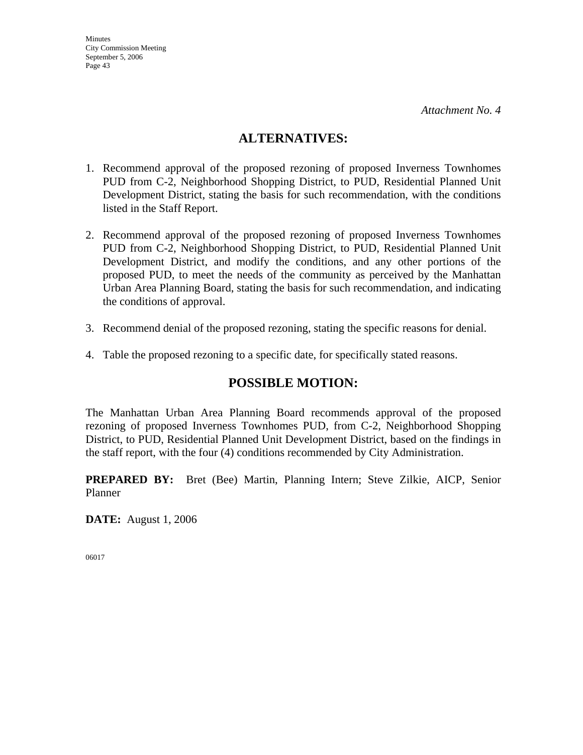*Attachment No. 4*

## ALTERNATIVES:

1. Recommend approval of the proposed rezoning of proposed Inverness Townhomes PUD from C-2, Neighborhood Shopping District, to PUD, Residential Planned Unit Development District, stating the basis for such recommendation, with the conditions listed in the Staff Report.

2. Recommend approval of the proposed rezoning of proposed Inverness Townhomes PUD from C-2, Neighborhood Shopping District, to PUD, Residential Planned Unit Development District, and modify the conditions, and any other portions of the proposed PUD, to meet the needs of the community as perceived by the Manhattan Urban Area Planning Board, stating the basis for such recommendation, and indicating the conditions of approval.

3. Recommend denial of the proposed rezoning, stating the specific reasons for denial.

4. Table the proposed rezoning to a specific date, for specifically stated reasons.

## POSSIBLE MOTION:

The Manhattan Urban Area Planning Board recommends approval of the proposed rezoning of proposed Inverness Townhomes PUD, from C-2, Neighborhood Shopping District, to PUD, Residential Planned Unit Development District, based on the findings in the staff report, with the four (4) conditions recommended by City Administration.

**PREPARED BY:** Bret (Bee) Martin, Planning Intern; Steve Zilkie, AICP, Senior Planner

**DATE:** August 1, 2006

06017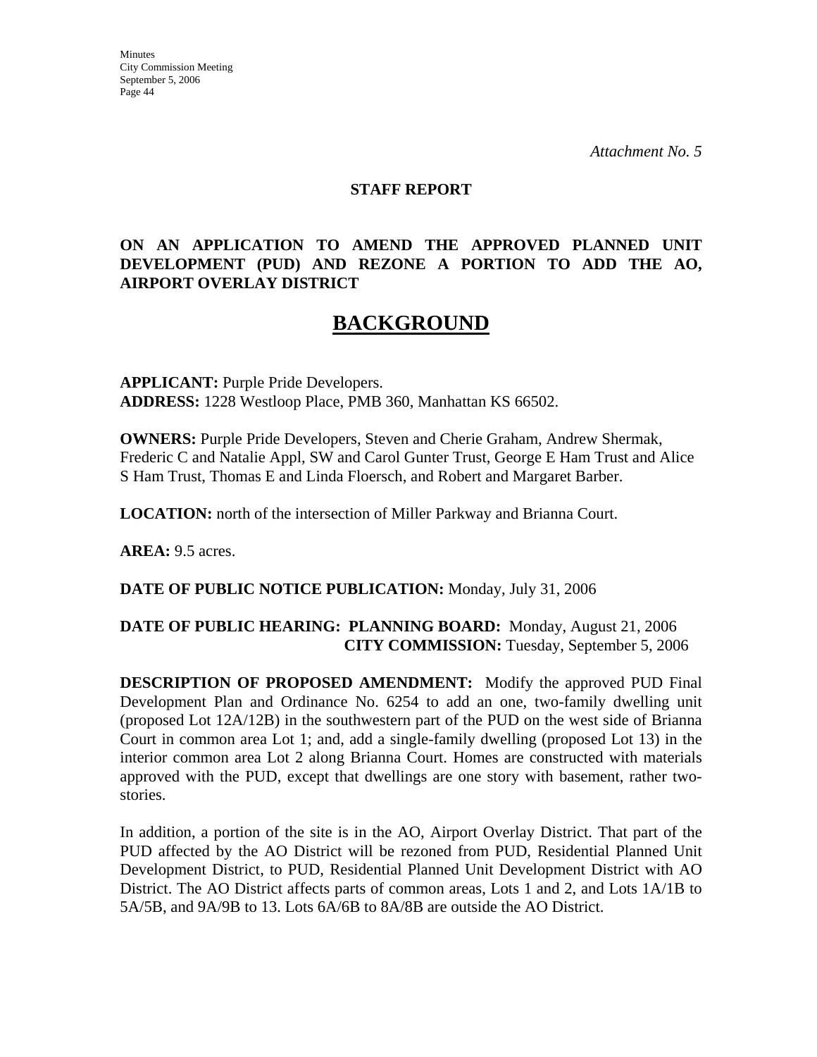*Attachment No. 5*

**STAFF REPORT**

**ON AN APPLICATION TO AMEND THE APPROVED PLANNED UNIT DEVELOPMENT (PUD) AND REZONE A PORTION TO ADD THE AO, AIRPORT OVERLAY DISTRICT**

# BACKGROUND

**APPLICANT:** Purple Pride Developers.
**ADDRESS:** 1228 Westloop Place, PMB 360, Manhattan KS 66502.

**OWNERS:** Purple Pride Developers, Steven and Cherie Graham, Andrew Shermak, Frederic C and Natalie Appl, SW and Carol Gunter Trust, George E Ham Trust and Alice S Ham Trust, Thomas E and Linda Floersch, and Robert and Margaret Barber.

**LOCATION:** north of the intersection of Miller Parkway and Brianna Court.

**AREA:** 9.5 acres.

**DATE OF PUBLIC NOTICE PUBLICATION:** Monday, July 31, 2006

**DATE OF PUBLIC HEARING: PLANNING BOARD:** Monday, August 21, 2006
**CITY COMMISSION:** Tuesday, September 5, 2006

**DESCRIPTION OF PROPOSED AMENDMENT:** Modify the approved PUD Final Development Plan and Ordinance No. 6254 to add an one, two-family dwelling unit (proposed Lot 12A/12B) in the southwestern part of the PUD on the west side of Brianna Court in common area Lot 1; and, add a single-family dwelling (proposed Lot 13) in the interior common area Lot 2 along Brianna Court. Homes are constructed with materials approved with the PUD, except that dwellings are one story with basement, rather two-stories.

In addition, a portion of the site is in the AO, Airport Overlay District. That part of the PUD affected by the AO District will be rezoned from PUD, Residential Planned Unit Development District, to PUD, Residential Planned Unit Development District with AO District. The AO District affects parts of common areas, Lots 1 and 2, and Lots 1A/1B to 5A/5B, and 9A/9B to 13. Lots 6A/6B to 8A/8B are outside the AO District.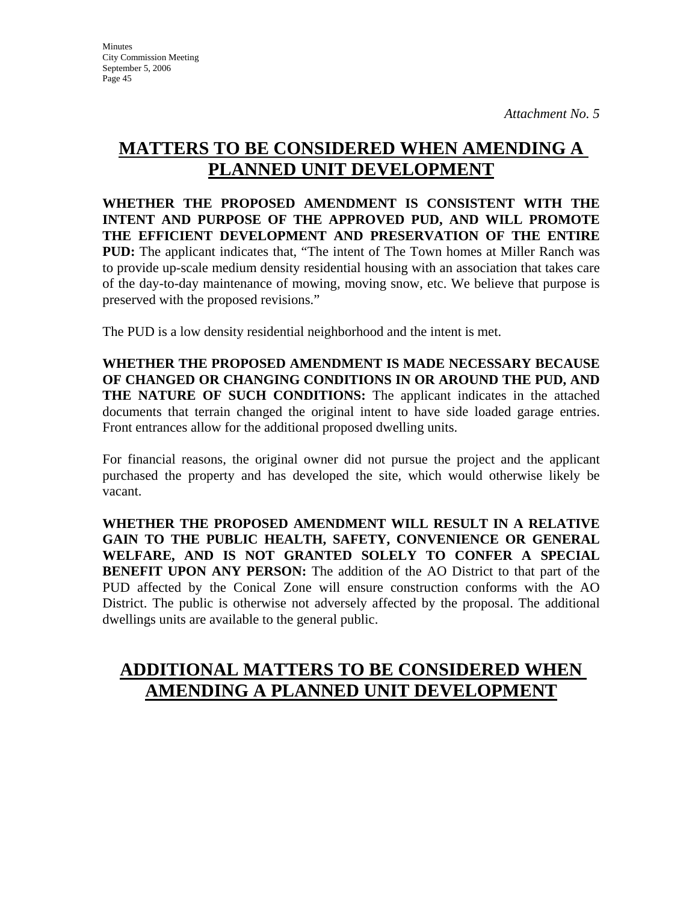*Attachment No. 5*

# MATTERS TO BE CONSIDERED WHEN AMENDING A PLANNED UNIT DEVELOPMENT

**WHETHER THE PROPOSED AMENDMENT IS CONSISTENT WITH THE INTENT AND PURPOSE OF THE APPROVED PUD, AND WILL PROMOTE THE EFFICIENT DEVELOPMENT AND PRESERVATION OF THE ENTIRE PUD:** The applicant indicates that, "The intent of The Town homes at Miller Ranch was to provide up-scale medium density residential housing with an association that takes care of the day-to-day maintenance of mowing, moving snow, etc. We believe that purpose is preserved with the proposed revisions."

The PUD is a low density residential neighborhood and the intent is met.

**WHETHER THE PROPOSED AMENDMENT IS MADE NECESSARY BECAUSE OF CHANGED OR CHANGING CONDITIONS IN OR AROUND THE PUD, AND THE NATURE OF SUCH CONDITIONS:** The applicant indicates in the attached documents that terrain changed the original intent to have side loaded garage entries. Front entrances allow for the additional proposed dwelling units.

For financial reasons, the original owner did not pursue the project and the applicant purchased the property and has developed the site, which would otherwise likely be vacant.

**WHETHER THE PROPOSED AMENDMENT WILL RESULT IN A RELATIVE GAIN TO THE PUBLIC HEALTH, SAFETY, CONVENIENCE OR GENERAL WELFARE, AND IS NOT GRANTED SOLELY TO CONFER A SPECIAL BENEFIT UPON ANY PERSON:** The addition of the AO District to that part of the PUD affected by the Conical Zone will ensure construction conforms with the AO District. The public is otherwise not adversely affected by the proposal. The additional dwellings units are available to the general public.

# ADDITIONAL MATTERS TO BE CONSIDERED WHEN AMENDING A PLANNED UNIT DEVELOPMENT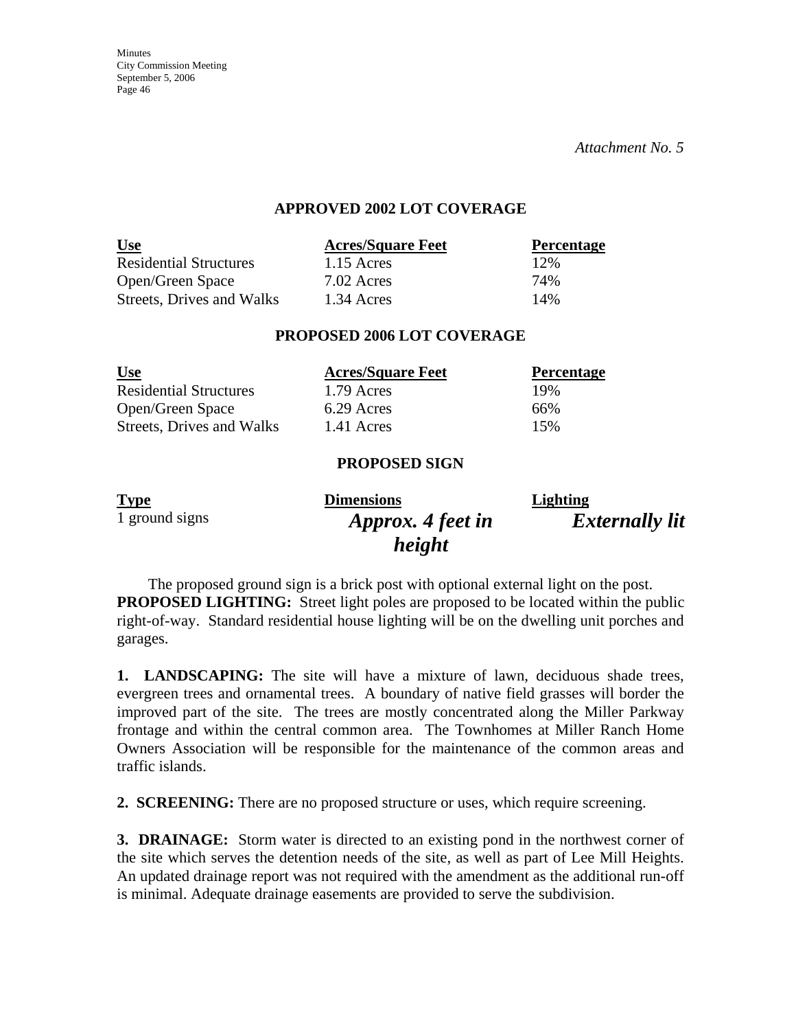*Attachment No. 5*

## APPROVED 2002 LOT COVERAGE

| Use | Acres/Square Feet | Percentage |
|---|---|---|
| Residential Structures | 1.15 Acres | 12% |
| Open/Green Space | 7.02 Acres | 74% |
| Streets, Drives and Walks | 1.34 Acres | 14% |

## PROPOSED 2006 LOT COVERAGE

| Use | Acres/Square Feet | Percentage |
|---|---|---|
| Residential Structures | 1.79 Acres | 19% |
| Open/Green Space | 6.29 Acres | 66% |
| Streets, Drives and Walks | 1.41 Acres | 15% |

## PROPOSED SIGN

| Type | Dimensions | Lighting |
|---|---|---|
| 1 ground signs | ***Approx. 4 feet in height*** | ***Externally lit*** |

The proposed ground sign is a brick post with optional external light on the post.
**PROPOSED LIGHTING:** Street light poles are proposed to be located within the public right-of-way. Standard residential house lighting will be on the dwelling unit porches and garages.

**1. LANDSCAPING:** The site will have a mixture of lawn, deciduous shade trees, evergreen trees and ornamental trees. A boundary of native field grasses will border the improved part of the site. The trees are mostly concentrated along the Miller Parkway frontage and within the central common area. The Townhomes at Miller Ranch Home Owners Association will be responsible for the maintenance of the common areas and traffic islands.

**2. SCREENING:** There are no proposed structure or uses, which require screening.

**3. DRAINAGE:** Storm water is directed to an existing pond in the northwest corner of the site which serves the detention needs of the site, as well as part of Lee Mill Heights. An updated drainage report was not required with the amendment as the additional run-off is minimal. Adequate drainage easements are provided to serve the subdivision.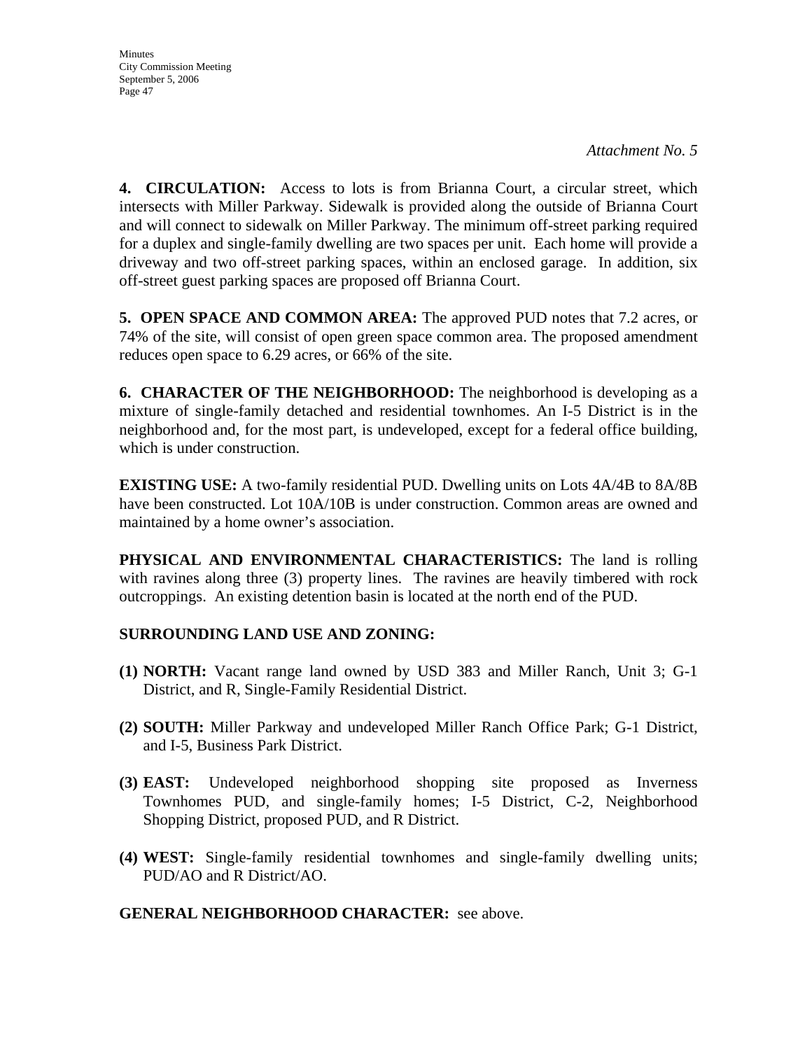*Attachment No. 5*

**4. CIRCULATION:** Access to lots is from Brianna Court, a circular street, which intersects with Miller Parkway. Sidewalk is provided along the outside of Brianna Court and will connect to sidewalk on Miller Parkway. The minimum off-street parking required for a duplex and single-family dwelling are two spaces per unit. Each home will provide a driveway and two off-street parking spaces, within an enclosed garage. In addition, six off-street guest parking spaces are proposed off Brianna Court.

**5. OPEN SPACE AND COMMON AREA:** The approved PUD notes that 7.2 acres, or 74% of the site, will consist of open green space common area. The proposed amendment reduces open space to 6.29 acres, or 66% of the site.

**6. CHARACTER OF THE NEIGHBORHOOD:** The neighborhood is developing as a mixture of single-family detached and residential townhomes. An I-5 District is in the neighborhood and, for the most part, is undeveloped, except for a federal office building, which is under construction.

**EXISTING USE:** A two-family residential PUD. Dwelling units on Lots 4A/4B to 8A/8B have been constructed. Lot 10A/10B is under construction. Common areas are owned and maintained by a home owner's association.

**PHYSICAL AND ENVIRONMENTAL CHARACTERISTICS:** The land is rolling with ravines along three (3) property lines. The ravines are heavily timbered with rock outcroppings. An existing detention basin is located at the north end of the PUD.

**SURROUNDING LAND USE AND ZONING:**

**(1) NORTH:** Vacant range land owned by USD 383 and Miller Ranch, Unit 3; G-1 District, and R, Single-Family Residential District.

**(2) SOUTH:** Miller Parkway and undeveloped Miller Ranch Office Park; G-1 District, and I-5, Business Park District.

**(3) EAST:** Undeveloped neighborhood shopping site proposed as Inverness Townhomes PUD, and single-family homes; I-5 District, C-2, Neighborhood Shopping District, proposed PUD, and R District.

**(4) WEST:** Single-family residential townhomes and single-family dwelling units; PUD/AO and R District/AO.

**GENERAL NEIGHBORHOOD CHARACTER:** see above.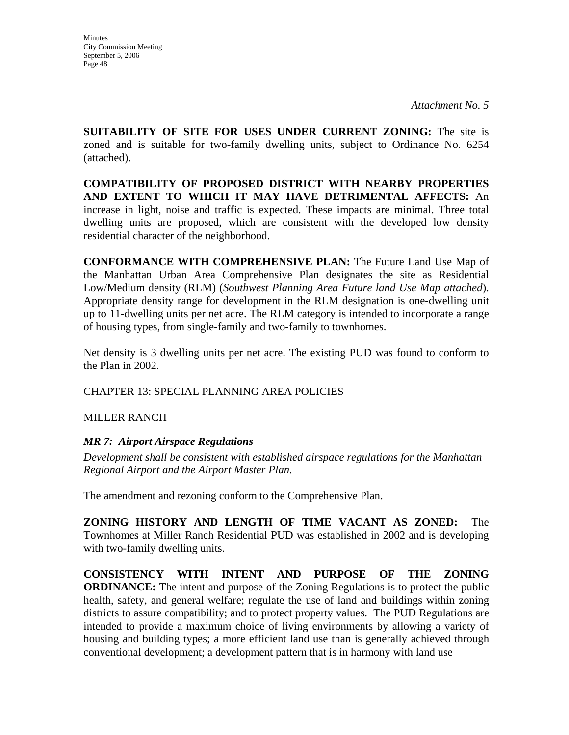*Attachment No. 5*

**SUITABILITY OF SITE FOR USES UNDER CURRENT ZONING:** The site is zoned and is suitable for two-family dwelling units, subject to Ordinance No. 6254 (attached).

**COMPATIBILITY OF PROPOSED DISTRICT WITH NEARBY PROPERTIES AND EXTENT TO WHICH IT MAY HAVE DETRIMENTAL AFFECTS:** An increase in light, noise and traffic is expected. These impacts are minimal. Three total dwelling units are proposed, which are consistent with the developed low density residential character of the neighborhood.

**CONFORMANCE WITH COMPREHENSIVE PLAN:** The Future Land Use Map of the Manhattan Urban Area Comprehensive Plan designates the site as Residential Low/Medium density (RLM) (*Southwest Planning Area Future land Use Map attached*). Appropriate density range for development in the RLM designation is one-dwelling unit up to 11-dwelling units per net acre. The RLM category is intended to incorporate a range of housing types, from single-family and two-family to townhomes.

Net density is 3 dwelling units per net acre. The existing PUD was found to conform to the Plan in 2002.

CHAPTER 13: SPECIAL PLANNING AREA POLICIES

MILLER RANCH

***MR 7: Airport Airspace Regulations***

*Development shall be consistent with established airspace regulations for the Manhattan Regional Airport and the Airport Master Plan.*

The amendment and rezoning conform to the Comprehensive Plan.

**ZONING HISTORY AND LENGTH OF TIME VACANT AS ZONED:** The Townhomes at Miller Ranch Residential PUD was established in 2002 and is developing with two-family dwelling units.

**CONSISTENCY WITH INTENT AND PURPOSE OF THE ZONING ORDINANCE:** The intent and purpose of the Zoning Regulations is to protect the public health, safety, and general welfare; regulate the use of land and buildings within zoning districts to assure compatibility; and to protect property values. The PUD Regulations are intended to provide a maximum choice of living environments by allowing a variety of housing and building types; a more efficient land use than is generally achieved through conventional development; a development pattern that is in harmony with land use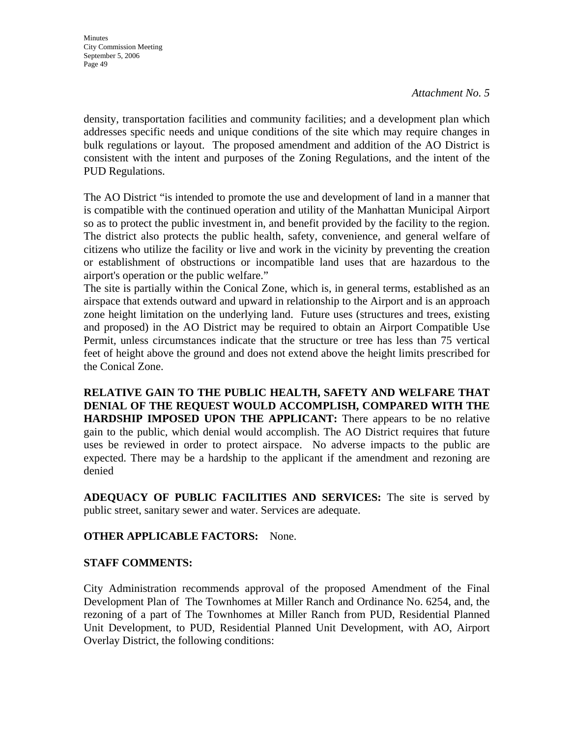*Attachment No. 5*

density, transportation facilities and community facilities; and a development plan which addresses specific needs and unique conditions of the site which may require changes in bulk regulations or layout. The proposed amendment and addition of the AO District is consistent with the intent and purposes of the Zoning Regulations, and the intent of the PUD Regulations.

The AO District "is intended to promote the use and development of land in a manner that is compatible with the continued operation and utility of the Manhattan Municipal Airport so as to protect the public investment in, and benefit provided by the facility to the region. The district also protects the public health, safety, convenience, and general welfare of citizens who utilize the facility or live and work in the vicinity by preventing the creation or establishment of obstructions or incompatible land uses that are hazardous to the airport's operation or the public welfare."

The site is partially within the Conical Zone, which is, in general terms, established as an airspace that extends outward and upward in relationship to the Airport and is an approach zone height limitation on the underlying land. Future uses (structures and trees, existing and proposed) in the AO District may be required to obtain an Airport Compatible Use Permit, unless circumstances indicate that the structure or tree has less than 75 vertical feet of height above the ground and does not extend above the height limits prescribed for the Conical Zone.

**RELATIVE GAIN TO THE PUBLIC HEALTH, SAFETY AND WELFARE THAT DENIAL OF THE REQUEST WOULD ACCOMPLISH, COMPARED WITH THE HARDSHIP IMPOSED UPON THE APPLICANT:** There appears to be no relative gain to the public, which denial would accomplish. The AO District requires that future uses be reviewed in order to protect airspace. No adverse impacts to the public are expected. There may be a hardship to the applicant if the amendment and rezoning are denied

**ADEQUACY OF PUBLIC FACILITIES AND SERVICES:** The site is served by public street, sanitary sewer and water. Services are adequate.

**OTHER APPLICABLE FACTORS:** None.

**STAFF COMMENTS:**

City Administration recommends approval of the proposed Amendment of the Final Development Plan of The Townhomes at Miller Ranch and Ordinance No. 6254, and, the rezoning of a part of The Townhomes at Miller Ranch from PUD, Residential Planned Unit Development, to PUD, Residential Planned Unit Development, with AO, Airport Overlay District, the following conditions: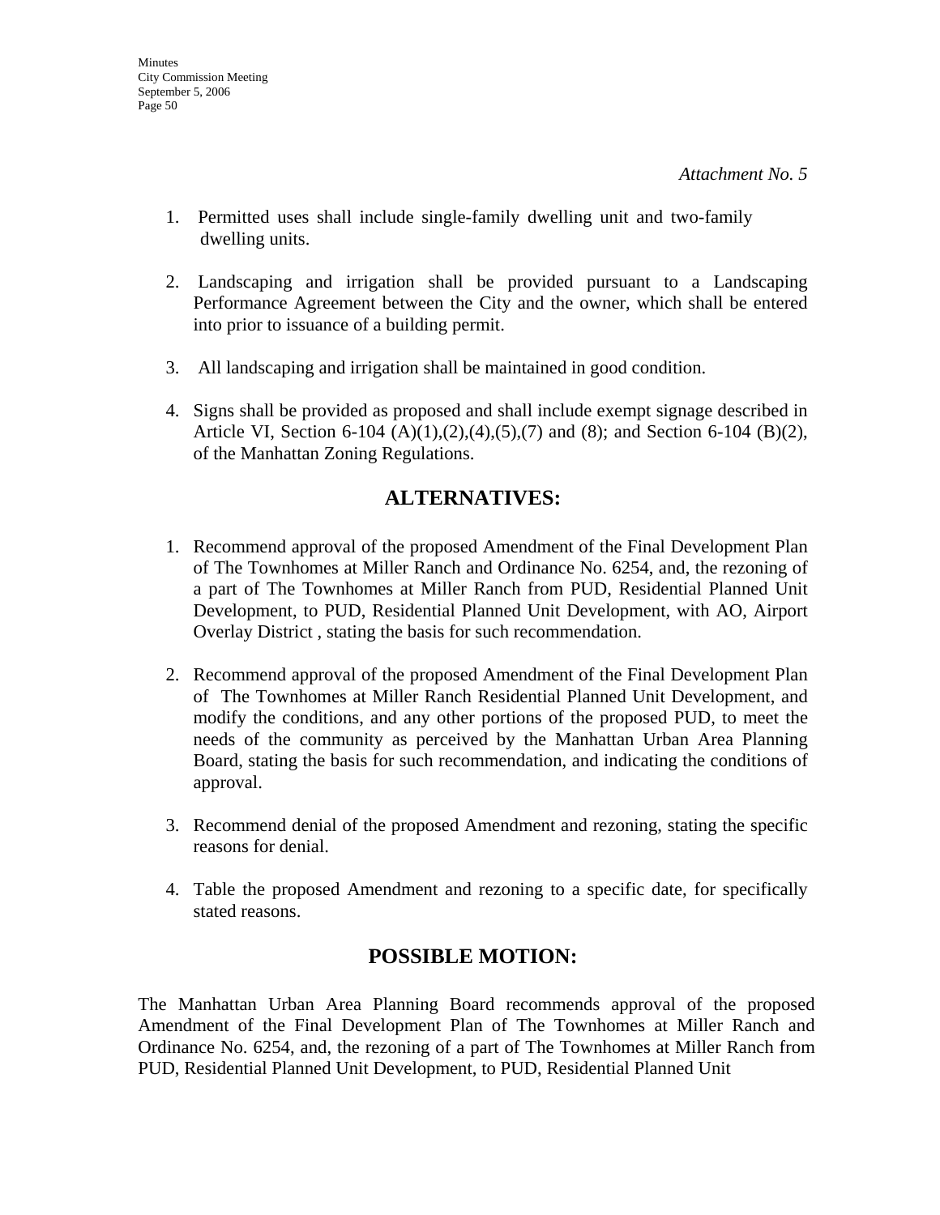*Attachment No. 5*

1. Permitted uses shall include single-family dwelling unit and two-family dwelling units.

2. Landscaping and irrigation shall be provided pursuant to a Landscaping Performance Agreement between the City and the owner, which shall be entered into prior to issuance of a building permit.

3. All landscaping and irrigation shall be maintained in good condition.

4. Signs shall be provided as proposed and shall include exempt signage described in Article VI, Section 6-104 (A)(1),(2),(4),(5),(7) and (8); and Section 6-104 (B)(2), of the Manhattan Zoning Regulations.

## ALTERNATIVES:

1. Recommend approval of the proposed Amendment of the Final Development Plan of The Townhomes at Miller Ranch and Ordinance No. 6254, and, the rezoning of a part of The Townhomes at Miller Ranch from PUD, Residential Planned Unit Development, to PUD, Residential Planned Unit Development, with AO, Airport Overlay District , stating the basis for such recommendation.

2. Recommend approval of the proposed Amendment of the Final Development Plan of The Townhomes at Miller Ranch Residential Planned Unit Development, and modify the conditions, and any other portions of the proposed PUD, to meet the needs of the community as perceived by the Manhattan Urban Area Planning Board, stating the basis for such recommendation, and indicating the conditions of approval.

3. Recommend denial of the proposed Amendment and rezoning, stating the specific reasons for denial.

4. Table the proposed Amendment and rezoning to a specific date, for specifically stated reasons.

## POSSIBLE MOTION:

The Manhattan Urban Area Planning Board recommends approval of the proposed Amendment of the Final Development Plan of The Townhomes at Miller Ranch and Ordinance No. 6254, and, the rezoning of a part of The Townhomes at Miller Ranch from PUD, Residential Planned Unit Development, to PUD, Residential Planned Unit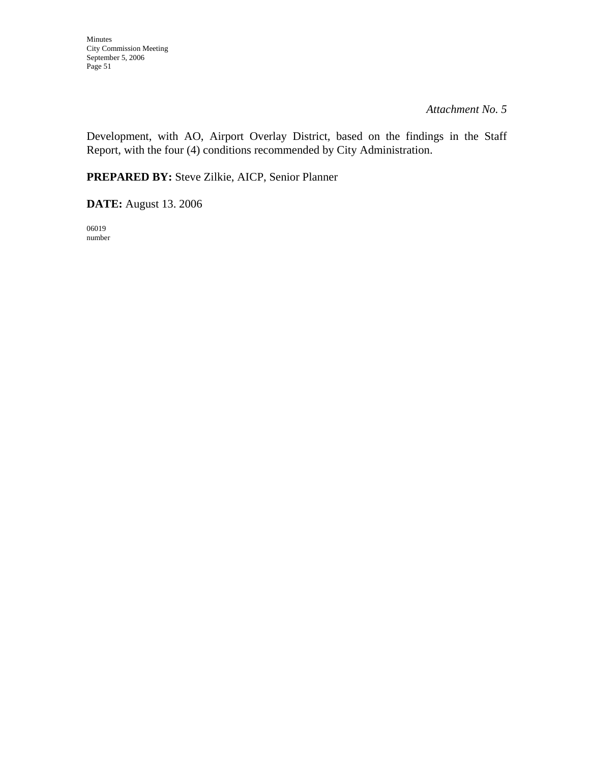*Attachment No. 5*

Development, with AO, Airport Overlay District, based on the findings in the Staff Report, with the four (4) conditions recommended by City Administration.

**PREPARED BY:** Steve Zilkie, AICP, Senior Planner

**DATE:** August 13. 2006

06019
number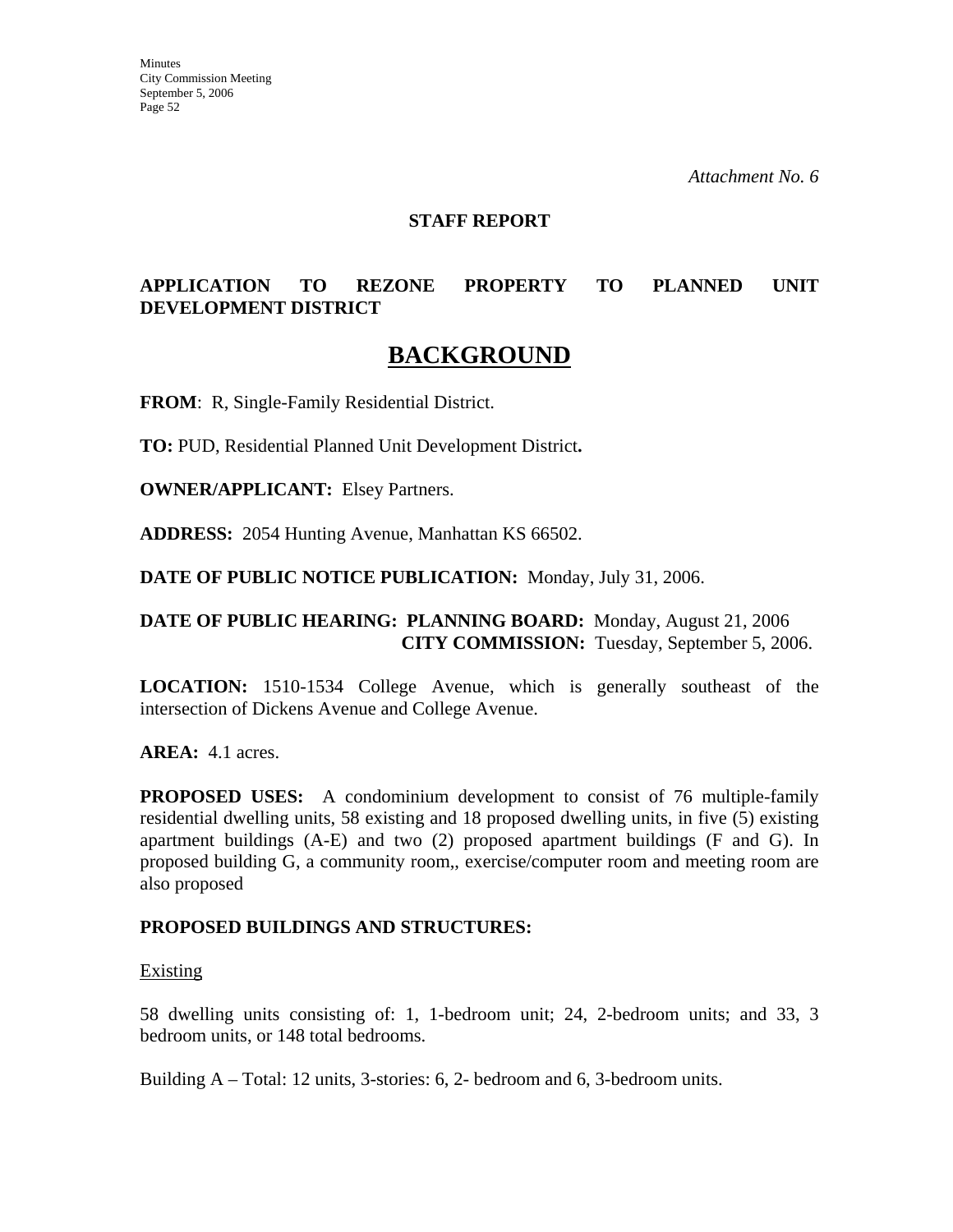*Attachment No. 6*

**STAFF REPORT**

**APPLICATION TO REZONE PROPERTY TO PLANNED UNIT DEVELOPMENT DISTRICT**

# BACKGROUND

**FROM**: R, Single-Family Residential District.

**TO:** PUD, Residential Planned Unit Development District**.**

**OWNER/APPLICANT:** Elsey Partners.

**ADDRESS:** 2054 Hunting Avenue, Manhattan KS 66502.

**DATE OF PUBLIC NOTICE PUBLICATION:** Monday, July 31, 2006.

**DATE OF PUBLIC HEARING: PLANNING BOARD:** Monday, August 21, 2006
**CITY COMMISSION:** Tuesday, September 5, 2006.

**LOCATION:** 1510-1534 College Avenue, which is generally southeast of the intersection of Dickens Avenue and College Avenue.

**AREA:** 4.1 acres.

**PROPOSED USES:** A condominium development to consist of 76 multiple-family residential dwelling units, 58 existing and 18 proposed dwelling units, in five (5) existing apartment buildings (A-E) and two (2) proposed apartment buildings (F and G). In proposed building G, a community room,, exercise/computer room and meeting room are also proposed

**PROPOSED BUILDINGS AND STRUCTURES:**

Existing

58 dwelling units consisting of: 1, 1-bedroom unit; 24, 2-bedroom units; and 33, 3 bedroom units, or 148 total bedrooms.

Building A – Total: 12 units, 3-stories: 6, 2- bedroom and 6, 3-bedroom units.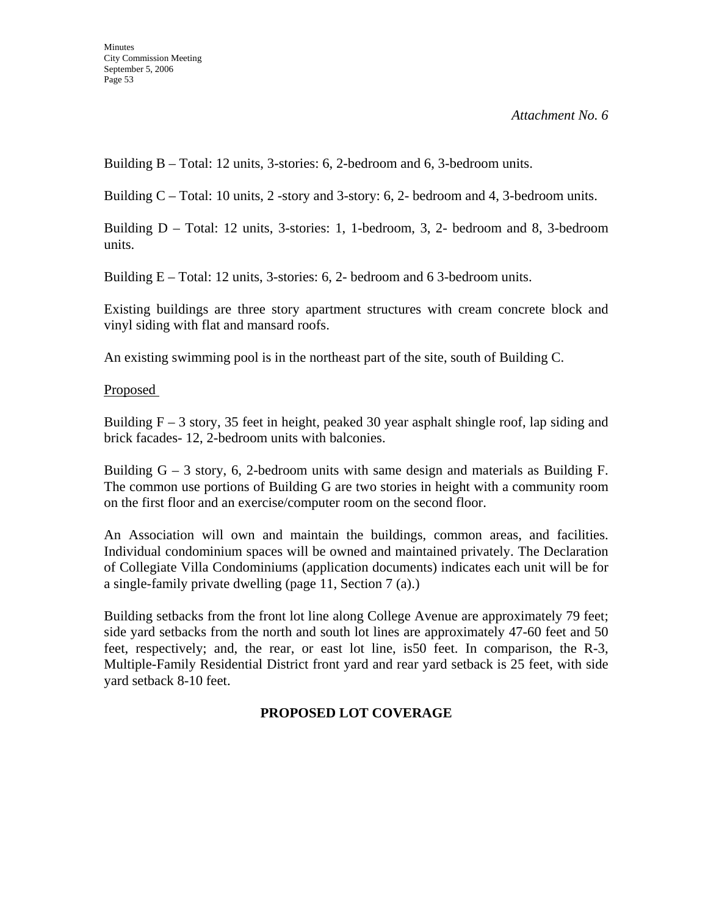*Attachment No. 6*

Building B – Total: 12 units, 3-stories: 6, 2-bedroom and 6, 3-bedroom units.

Building C – Total: 10 units, 2 -story and 3-story: 6, 2- bedroom and 4, 3-bedroom units.

Building D – Total: 12 units, 3-stories: 1, 1-bedroom, 3, 2- bedroom and 8, 3-bedroom units.

Building E – Total: 12 units, 3-stories: 6, 2- bedroom and 6 3-bedroom units.

Existing buildings are three story apartment structures with cream concrete block and vinyl siding with flat and mansard roofs.

An existing swimming pool is in the northeast part of the site, south of Building C.

Proposed

Building F – 3 story, 35 feet in height, peaked 30 year asphalt shingle roof, lap siding and brick facades- 12, 2-bedroom units with balconies.

Building G – 3 story, 6, 2-bedroom units with same design and materials as Building F. The common use portions of Building G are two stories in height with a community room on the first floor and an exercise/computer room on the second floor.

An Association will own and maintain the buildings, common areas, and facilities. Individual condominium spaces will be owned and maintained privately. The Declaration of Collegiate Villa Condominiums (application documents) indicates each unit will be for a single-family private dwelling (page 11, Section 7 (a).)

Building setbacks from the front lot line along College Avenue are approximately 79 feet; side yard setbacks from the north and south lot lines are approximately 47-60 feet and 50 feet, respectively; and, the rear, or east lot line, is50 feet. In comparison, the R-3, Multiple-Family Residential District front yard and rear yard setback is 25 feet, with side yard setback 8-10 feet.

**PROPOSED LOT COVERAGE**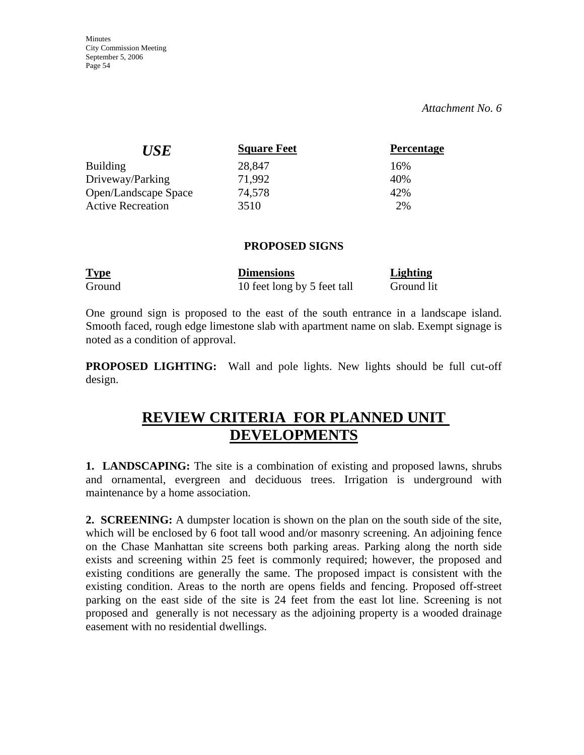*Attachment No. 6*

| ***USE*** | **Square Feet** | **Percentage** |
|---|---|---|
| Building | 28,847 | 16% |
| Driveway/Parking | 71,992 | 40% |
| Open/Landscape Space | 74,578 | 42% |
| Active Recreation | 3510 | 2% |

**PROPOSED SIGNS**

| **Type** | **Dimensions** | **Lighting** |
|---|---|---|
| Ground | 10 feet long by 5 feet tall | Ground lit |

One ground sign is proposed to the east of the south entrance in a landscape island. Smooth faced, rough edge limestone slab with apartment name on slab. Exempt signage is noted as a condition of approval.

**PROPOSED LIGHTING:** Wall and pole lights. New lights should be full cut-off design.

# REVIEW CRITERIA FOR PLANNED UNIT DEVELOPMENTS

**1. LANDSCAPING:** The site is a combination of existing and proposed lawns, shrubs and ornamental, evergreen and deciduous trees. Irrigation is underground with maintenance by a home association.

**2. SCREENING:** A dumpster location is shown on the plan on the south side of the site, which will be enclosed by 6 foot tall wood and/or masonry screening. An adjoining fence on the Chase Manhattan site screens both parking areas. Parking along the north side exists and screening within 25 feet is commonly required; however, the proposed and existing conditions are generally the same. The proposed impact is consistent with the existing condition. Areas to the north are opens fields and fencing. Proposed off-street parking on the east side of the site is 24 feet from the east lot line. Screening is not proposed and generally is not necessary as the adjoining property is a wooded drainage easement with no residential dwellings.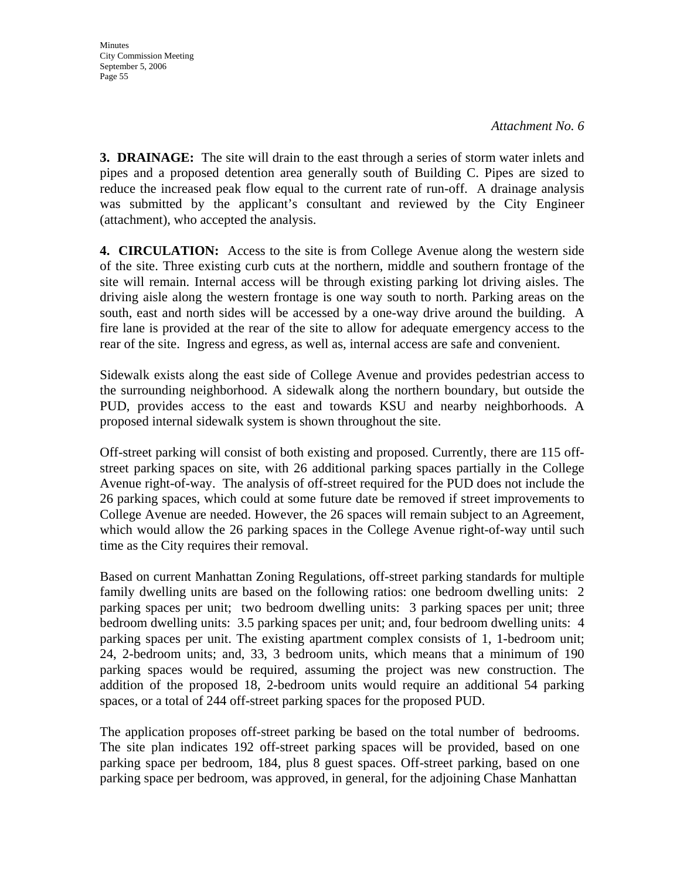*Attachment No. 6*

**3. DRAINAGE:** The site will drain to the east through a series of storm water inlets and pipes and a proposed detention area generally south of Building C. Pipes are sized to reduce the increased peak flow equal to the current rate of run-off. A drainage analysis was submitted by the applicant's consultant and reviewed by the City Engineer (attachment), who accepted the analysis.

**4. CIRCULATION:** Access to the site is from College Avenue along the western side of the site. Three existing curb cuts at the northern, middle and southern frontage of the site will remain. Internal access will be through existing parking lot driving aisles. The driving aisle along the western frontage is one way south to north. Parking areas on the south, east and north sides will be accessed by a one-way drive around the building. A fire lane is provided at the rear of the site to allow for adequate emergency access to the rear of the site. Ingress and egress, as well as, internal access are safe and convenient.

Sidewalk exists along the east side of College Avenue and provides pedestrian access to the surrounding neighborhood. A sidewalk along the northern boundary, but outside the PUD, provides access to the east and towards KSU and nearby neighborhoods. A proposed internal sidewalk system is shown throughout the site.

Off-street parking will consist of both existing and proposed. Currently, there are 115 off-street parking spaces on site, with 26 additional parking spaces partially in the College Avenue right-of-way. The analysis of off-street required for the PUD does not include the 26 parking spaces, which could at some future date be removed if street improvements to College Avenue are needed. However, the 26 spaces will remain subject to an Agreement, which would allow the 26 parking spaces in the College Avenue right-of-way until such time as the City requires their removal.

Based on current Manhattan Zoning Regulations, off-street parking standards for multiple family dwelling units are based on the following ratios: one bedroom dwelling units: 2 parking spaces per unit; two bedroom dwelling units: 3 parking spaces per unit; three bedroom dwelling units: 3.5 parking spaces per unit; and, four bedroom dwelling units: 4 parking spaces per unit. The existing apartment complex consists of 1, 1-bedroom unit; 24, 2-bedroom units; and, 33, 3 bedroom units, which means that a minimum of 190 parking spaces would be required, assuming the project was new construction. The addition of the proposed 18, 2-bedroom units would require an additional 54 parking spaces, or a total of 244 off-street parking spaces for the proposed PUD.

The application proposes off-street parking be based on the total number of bedrooms. The site plan indicates 192 off-street parking spaces will be provided, based on one parking space per bedroom, 184, plus 8 guest spaces. Off-street parking, based on one parking space per bedroom, was approved, in general, for the adjoining Chase Manhattan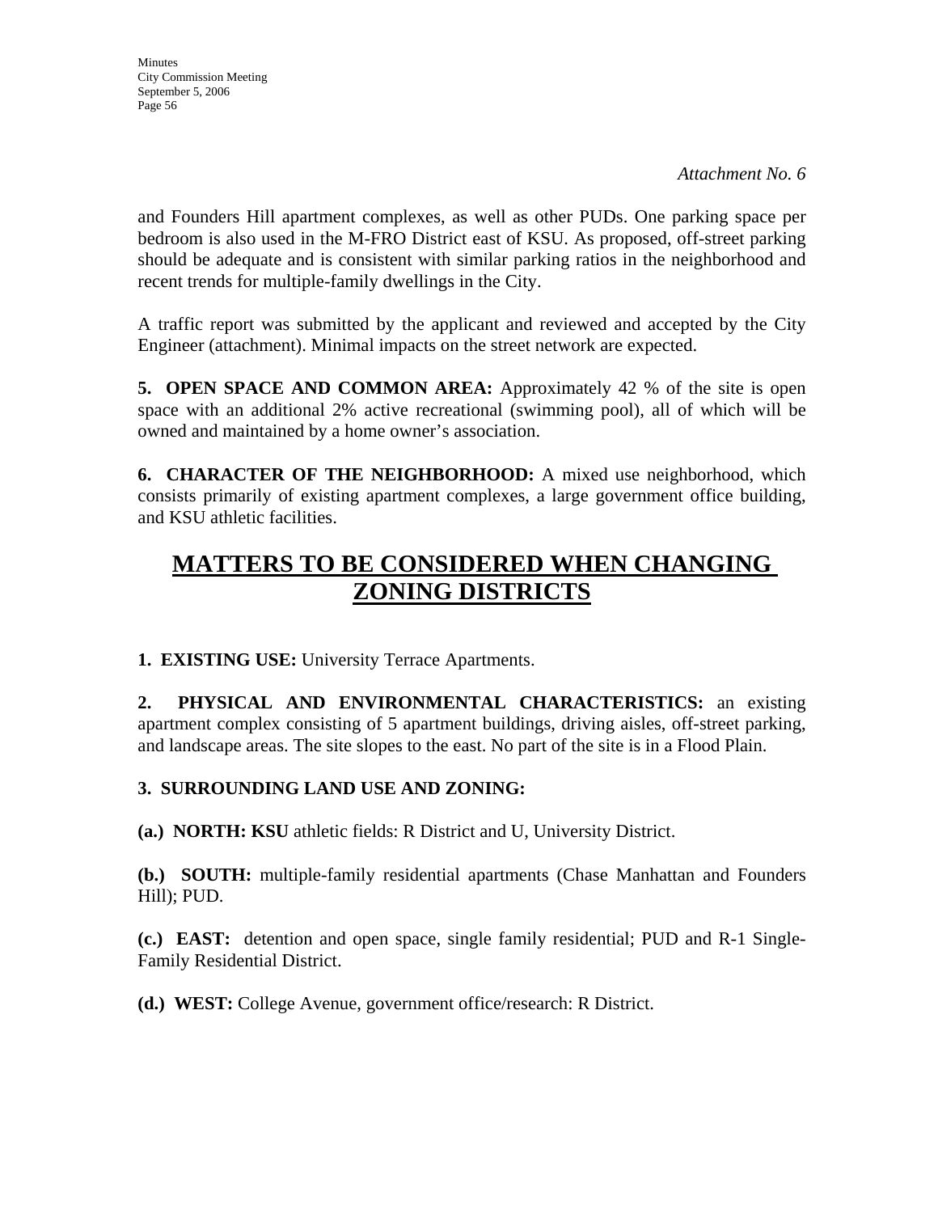*Attachment No. 6*

and Founders Hill apartment complexes, as well as other PUDs. One parking space per bedroom is also used in the M-FRO District east of KSU. As proposed, off-street parking should be adequate and is consistent with similar parking ratios in the neighborhood and recent trends for multiple-family dwellings in the City.

A traffic report was submitted by the applicant and reviewed and accepted by the City Engineer (attachment). Minimal impacts on the street network are expected.

**5. OPEN SPACE AND COMMON AREA:** Approximately 42 % of the site is open space with an additional 2% active recreational (swimming pool), all of which will be owned and maintained by a home owner's association.

**6. CHARACTER OF THE NEIGHBORHOOD:** A mixed use neighborhood, which consists primarily of existing apartment complexes, a large government office building, and KSU athletic facilities.

# MATTERS TO BE CONSIDERED WHEN CHANGING ZONING DISTRICTS

**1. EXISTING USE:** University Terrace Apartments.

**2. PHYSICAL AND ENVIRONMENTAL CHARACTERISTICS:** an existing apartment complex consisting of 5 apartment buildings, driving aisles, off-street parking, and landscape areas. The site slopes to the east. No part of the site is in a Flood Plain.

**3. SURROUNDING LAND USE AND ZONING:**

**(a.) NORTH: KSU** athletic fields: R District and U, University District.

**(b.) SOUTH:** multiple-family residential apartments (Chase Manhattan and Founders Hill); PUD.

**(c.) EAST:** detention and open space, single family residential; PUD and R-1 Single-Family Residential District.

**(d.) WEST:** College Avenue, government office/research: R District.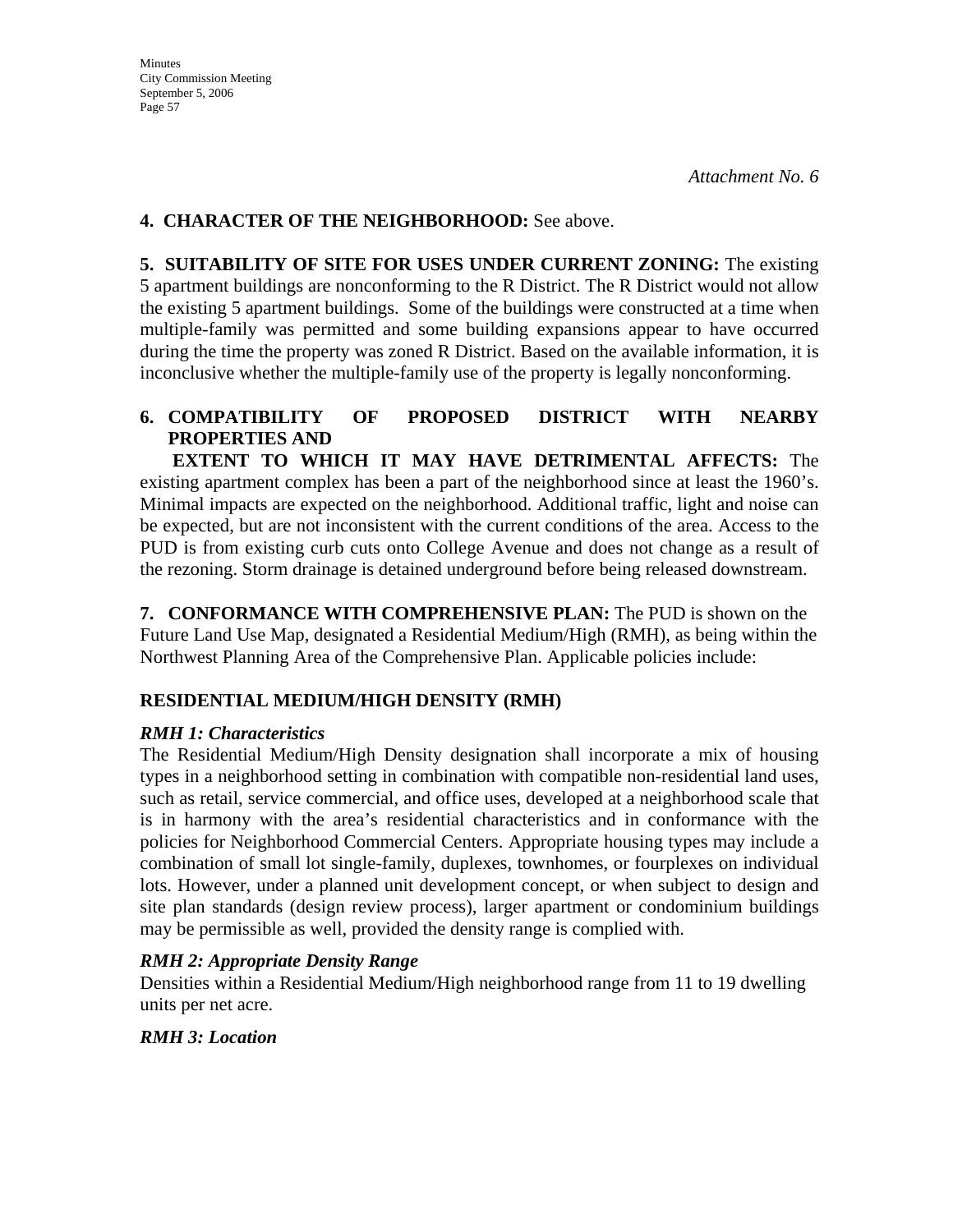*Attachment No. 6*

**4. CHARACTER OF THE NEIGHBORHOOD:** See above.

**5. SUITABILITY OF SITE FOR USES UNDER CURRENT ZONING:** The existing 5 apartment buildings are nonconforming to the R District. The R District would not allow the existing 5 apartment buildings. Some of the buildings were constructed at a time when multiple-family was permitted and some building expansions appear to have occurred during the time the property was zoned R District. Based on the available information, it is inconclusive whether the multiple-family use of the property is legally nonconforming.

**6. COMPATIBILITY OF PROPOSED DISTRICT WITH NEARBY PROPERTIES AND EXTENT TO WHICH IT MAY HAVE DETRIMENTAL AFFECTS:** The existing apartment complex has been a part of the neighborhood since at least the 1960's. Minimal impacts are expected on the neighborhood. Additional traffic, light and noise can be expected, but are not inconsistent with the current conditions of the area. Access to the PUD is from existing curb cuts onto College Avenue and does not change as a result of the rezoning. Storm drainage is detained underground before being released downstream.

**7. CONFORMANCE WITH COMPREHENSIVE PLAN:** The PUD is shown on the Future Land Use Map, designated a Residential Medium/High (RMH), as being within the Northwest Planning Area of the Comprehensive Plan. Applicable policies include:

**RESIDENTIAL MEDIUM/HIGH DENSITY (RMH)**

***RMH 1: Characteristics***

The Residential Medium/High Density designation shall incorporate a mix of housing types in a neighborhood setting in combination with compatible non-residential land uses, such as retail, service commercial, and office uses, developed at a neighborhood scale that is in harmony with the area's residential characteristics and in conformance with the policies for Neighborhood Commercial Centers. Appropriate housing types may include a combination of small lot single-family, duplexes, townhomes, or fourplexes on individual lots. However, under a planned unit development concept, or when subject to design and site plan standards (design review process), larger apartment or condominium buildings may be permissible as well, provided the density range is complied with.

***RMH 2: Appropriate Density Range***

Densities within a Residential Medium/High neighborhood range from 11 to 19 dwelling units per net acre.

***RMH 3: Location***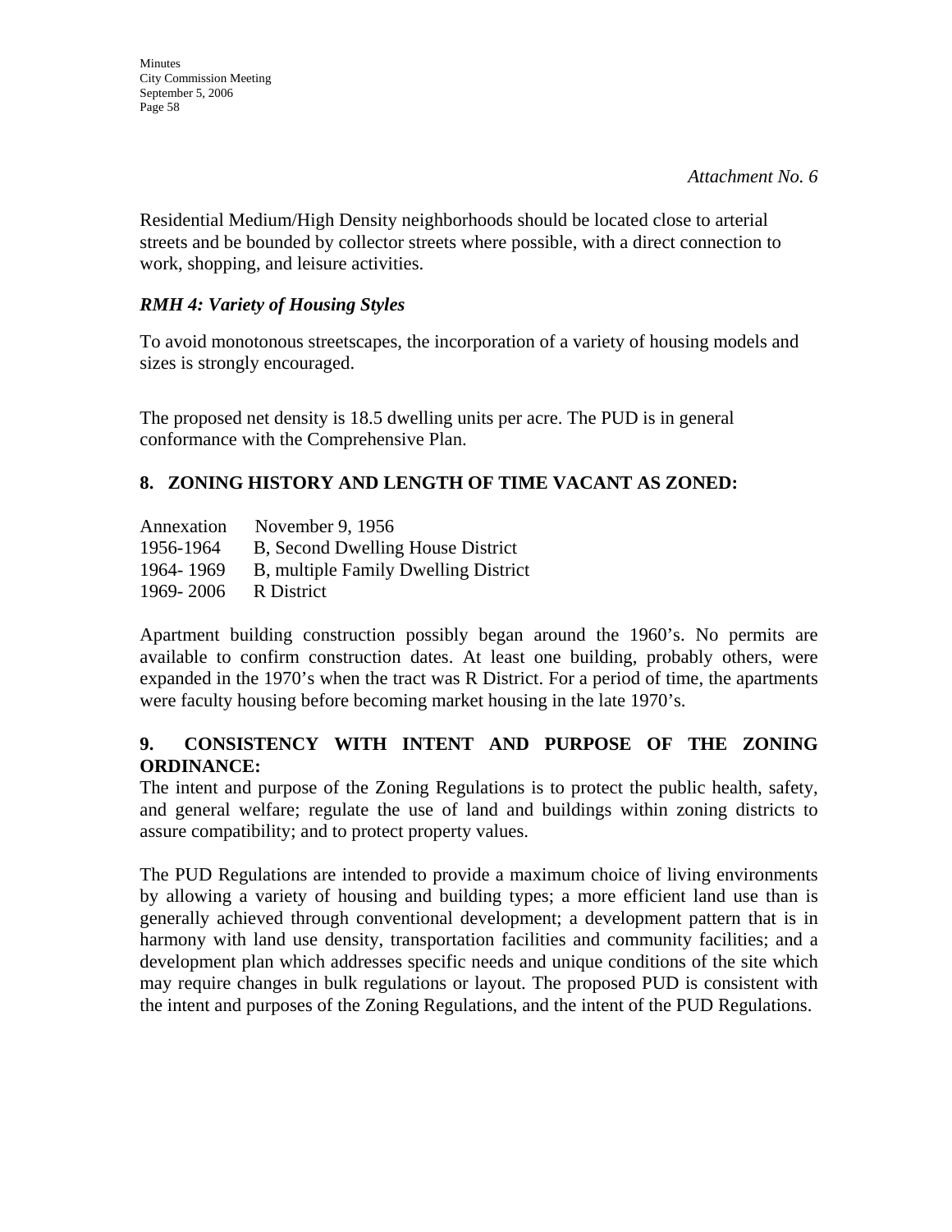*Attachment No. 6*

Residential Medium/High Density neighborhoods should be located close to arterial streets and be bounded by collector streets where possible, with a direct connection to work, shopping, and leisure activities.

### *RMH 4: Variety of Housing Styles*

To avoid monotonous streetscapes, the incorporation of a variety of housing models and sizes is strongly encouraged.

The proposed net density is 18.5 dwelling units per acre. The PUD is in general conformance with the Comprehensive Plan.

## 8. ZONING HISTORY AND LENGTH OF TIME VACANT AS ZONED:

| | |
|---|---|
| Annexation | November 9, 1956 |
| 1956-1964 | B, Second Dwelling House District |
| 1964- 1969 | B, multiple Family Dwelling District |
| 1969- 2006 | R District |

Apartment building construction possibly began around the 1960's. No permits are available to confirm construction dates. At least one building, probably others, were expanded in the 1970's when the tract was R District. For a period of time, the apartments were faculty housing before becoming market housing in the late 1970's.

## 9. CONSISTENCY WITH INTENT AND PURPOSE OF THE ZONING ORDINANCE:

The intent and purpose of the Zoning Regulations is to protect the public health, safety, and general welfare; regulate the use of land and buildings within zoning districts to assure compatibility; and to protect property values.

The PUD Regulations are intended to provide a maximum choice of living environments by allowing a variety of housing and building types; a more efficient land use than is generally achieved through conventional development; a development pattern that is in harmony with land use density, transportation facilities and community facilities; and a development plan which addresses specific needs and unique conditions of the site which may require changes in bulk regulations or layout. The proposed PUD is consistent with the intent and purposes of the Zoning Regulations, and the intent of the PUD Regulations.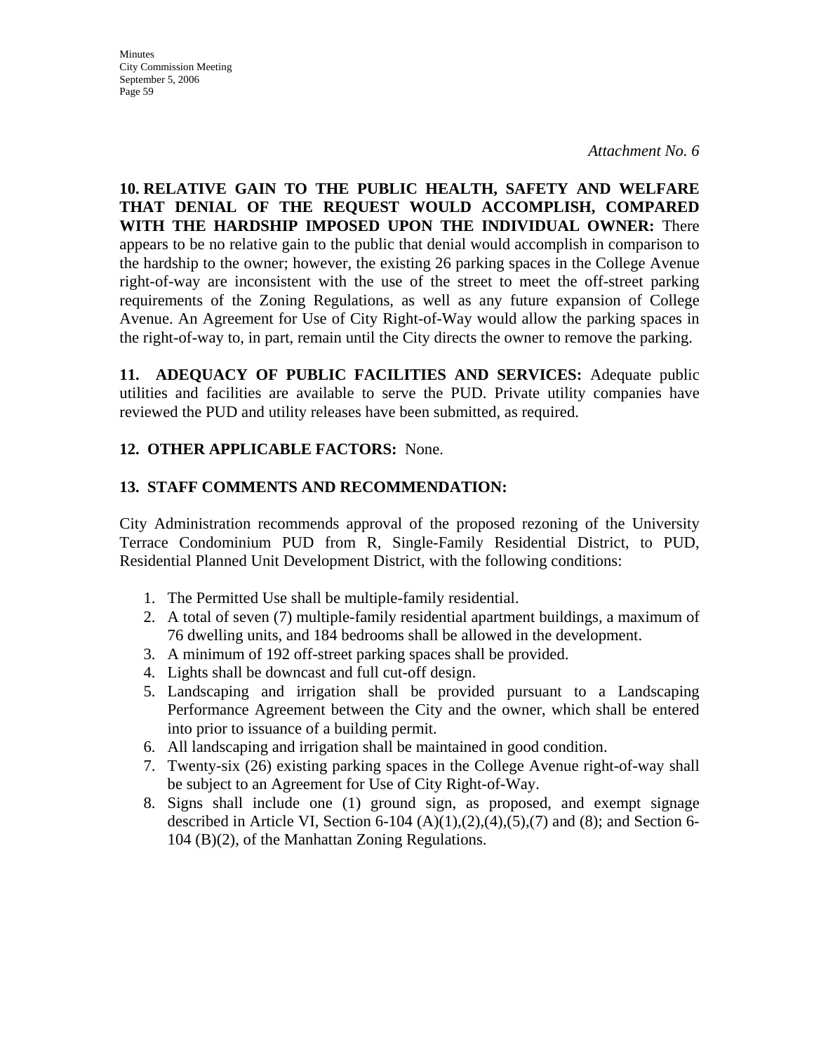*Attachment No. 6*

**10. RELATIVE GAIN TO THE PUBLIC HEALTH, SAFETY AND WELFARE THAT DENIAL OF THE REQUEST WOULD ACCOMPLISH, COMPARED WITH THE HARDSHIP IMPOSED UPON THE INDIVIDUAL OWNER:** There appears to be no relative gain to the public that denial would accomplish in comparison to the hardship to the owner; however, the existing 26 parking spaces in the College Avenue right-of-way are inconsistent with the use of the street to meet the off-street parking requirements of the Zoning Regulations, as well as any future expansion of College Avenue. An Agreement for Use of City Right-of-Way would allow the parking spaces in the right-of-way to, in part, remain until the City directs the owner to remove the parking.

**11. ADEQUACY OF PUBLIC FACILITIES AND SERVICES:** Adequate public utilities and facilities are available to serve the PUD. Private utility companies have reviewed the PUD and utility releases have been submitted, as required.

**12. OTHER APPLICABLE FACTORS:** None.

**13. STAFF COMMENTS AND RECOMMENDATION:**

City Administration recommends approval of the proposed rezoning of the University Terrace Condominium PUD from R, Single-Family Residential District, to PUD, Residential Planned Unit Development District, with the following conditions:

1. The Permitted Use shall be multiple-family residential.
2. A total of seven (7) multiple-family residential apartment buildings, a maximum of 76 dwelling units, and 184 bedrooms shall be allowed in the development.
3. A minimum of 192 off-street parking spaces shall be provided.
4. Lights shall be downcast and full cut-off design.
5. Landscaping and irrigation shall be provided pursuant to a Landscaping Performance Agreement between the City and the owner, which shall be entered into prior to issuance of a building permit.
6. All landscaping and irrigation shall be maintained in good condition.
7. Twenty-six (26) existing parking spaces in the College Avenue right-of-way shall be subject to an Agreement for Use of City Right-of-Way.
8. Signs shall include one (1) ground sign, as proposed, and exempt signage described in Article VI, Section 6-104 (A)(1),(2),(4),(5),(7) and (8); and Section 6-104 (B)(2), of the Manhattan Zoning Regulations.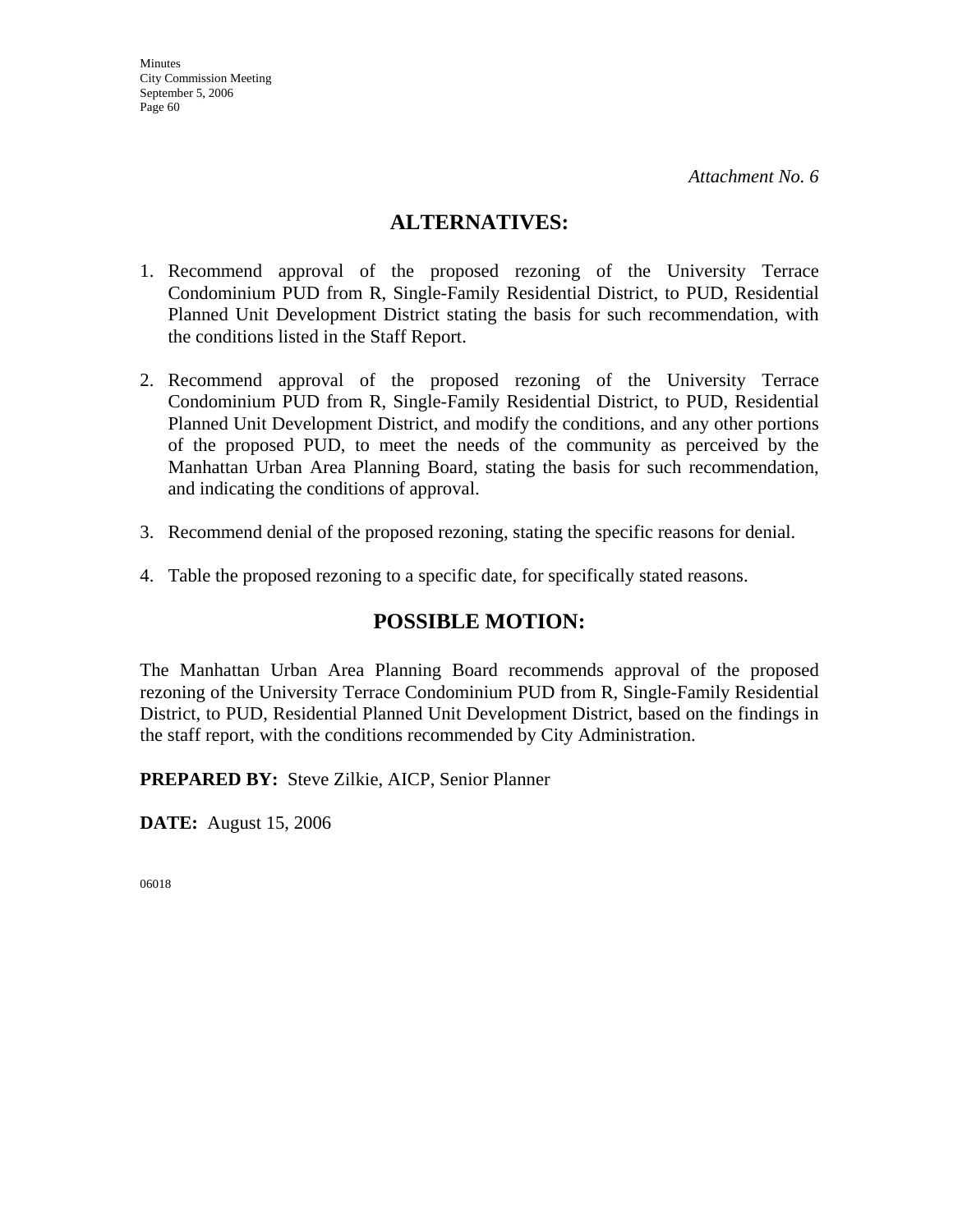*Attachment No. 6*

## ALTERNATIVES:

1. Recommend approval of the proposed rezoning of the University Terrace Condominium PUD from R, Single-Family Residential District, to PUD, Residential Planned Unit Development District stating the basis for such recommendation, with the conditions listed in the Staff Report.

2. Recommend approval of the proposed rezoning of the University Terrace Condominium PUD from R, Single-Family Residential District, to PUD, Residential Planned Unit Development District, and modify the conditions, and any other portions of the proposed PUD, to meet the needs of the community as perceived by the Manhattan Urban Area Planning Board, stating the basis for such recommendation, and indicating the conditions of approval.

3. Recommend denial of the proposed rezoning, stating the specific reasons for denial.

4. Table the proposed rezoning to a specific date, for specifically stated reasons.

## POSSIBLE MOTION:

The Manhattan Urban Area Planning Board recommends approval of the proposed rezoning of the University Terrace Condominium PUD from R, Single-Family Residential District, to PUD, Residential Planned Unit Development District, based on the findings in the staff report, with the conditions recommended by City Administration.

**PREPARED BY:** Steve Zilkie, AICP, Senior Planner

**DATE:** August 15, 2006

06018